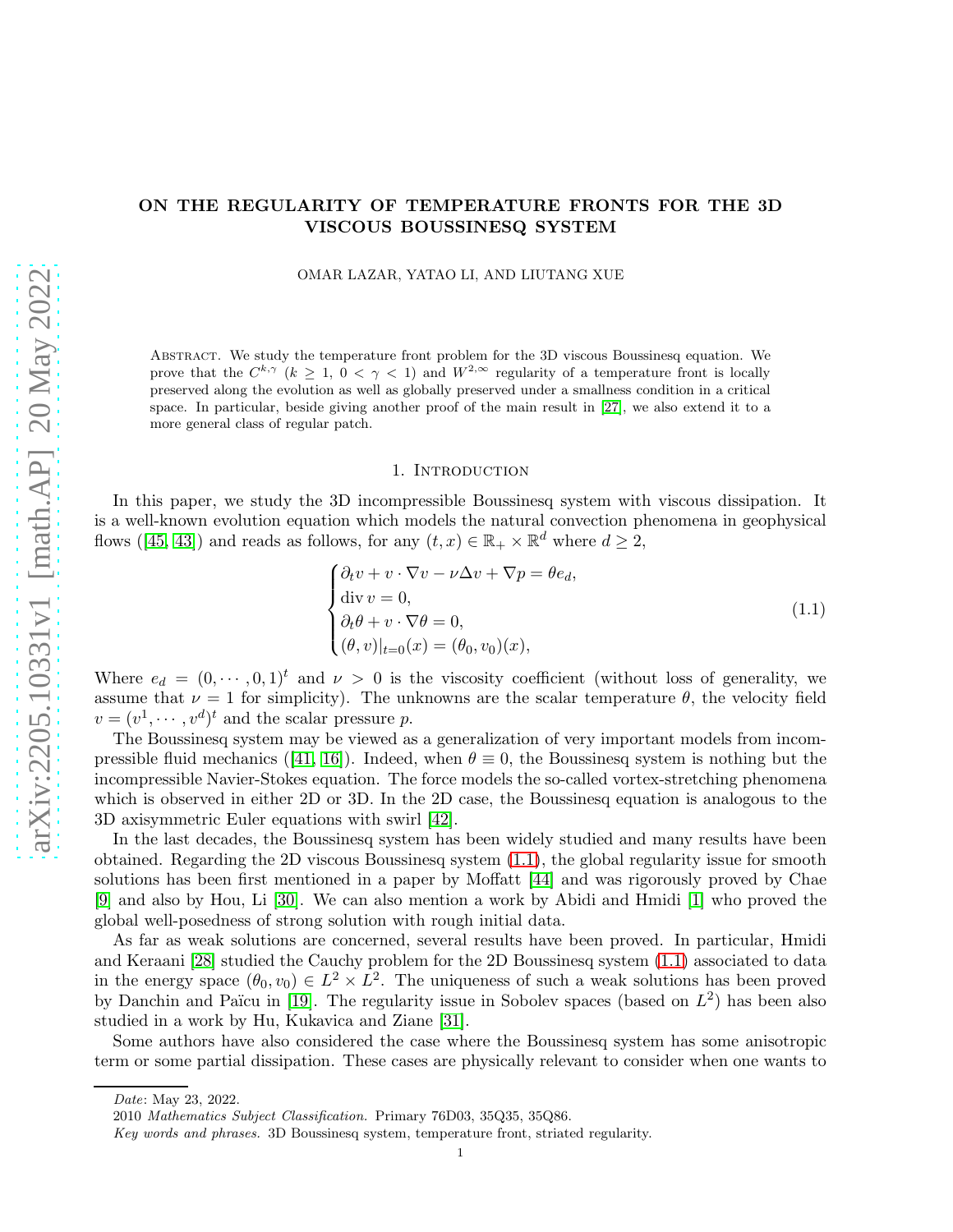# ON THE REGULARITY OF TEMPERATURE FRONTS FOR THE 3D VISCOUS BOUSSINESQ SYSTEM

OMAR LAZAR, YATAO LI, AND LIUTANG XUE

Abstract. We study the temperature front problem for the 3D viscous Boussinesq equation. We prove that the $C^{k,\gamma}$ ($k \geq 1$, $0 < \gamma < 1$) and $W^{2,\infty}$ regularity of a temperature front is locally preserved along the evolution as well as globally preserved under a smallness condition in a critical space. In particular, beside giving another proof of the main result in [27], we also extend it to a more general class of regular patch.

## 1. Introduction

In this paper, we study the 3D incompressible Boussinesq system with viscous dissipation. It is a well-known evolution equation which models the natural convection phenomena in geophysical flows ([45, 43]) and reads as follows, for any $(t, x) \in \mathbb{R}_+ \times \mathbb{R}^d$ where $d \geq 2$,

$$
\begin{cases}
\partial_t v + v \cdot \nabla v - \nu \Delta v + \nabla p = \theta e_d, \\
\operatorname{div} v = 0, \\
\partial_t \theta + v \cdot \nabla \theta = 0, \\
(\theta, v)|_{t=0}(x) = (\theta_0, v_0)(x),
\end{cases}
\tag{1.1}
$$

Where $e_d = (0, \cdots, 0, 1)^t$ and $\nu > 0$ is the viscosity coefficient (without loss of generality, we assume that $\nu = 1$ for simplicity). The unknowns are the scalar temperature $\theta$, the velocity field $v = (v^1, \cdots, v^d)^t$ and the scalar pressure $p$.

The Boussinesq system may be viewed as a generalization of very important models from incompressible fluid mechanics ([41, 16]). Indeed, when $\theta \equiv 0$, the Boussinesq system is nothing but the incompressible Navier-Stokes equation. The force models the so-called vortex-stretching phenomena which is observed in either 2D or 3D. In the 2D case, the Boussinesq equation is analogous to the 3D axisymmetric Euler equations with swirl [42].

In the last decades, the Boussinesq system has been widely studied and many results have been obtained. Regarding the 2D viscous Boussinesq system (1.1), the global regularity issue for smooth solutions has been first mentioned in a paper by Moffatt [44] and was rigorously proved by Chae [9] and also by Hou, Li [30]. We can also mention a work by Abidi and Hmidi [1] who proved the global well-posedness of strong solution with rough initial data.

As far as weak solutions are concerned, several results have been proved. In particular, Hmidi and Keraani [28] studied the Cauchy problem for the 2D Boussinesq system (1.1) associated to data in the energy space $(\theta_0, v_0) \in L^2 \times L^2$. The uniqueness of such a weak solutions has been proved by Danchin and Païcu in [19]. The regularity issue in Sobolev spaces (based on $L^2$) has been also studied in a work by Hu, Kukavica and Ziane [31].

Some authors have also considered the case where the Boussinesq system has some anisotropic term or some partial dissipation. These cases are physically relevant to consider when one wants to

---

*Date*: May 23, 2022.

2010 *Mathematics Subject Classification.* Primary 76D03, 35Q35, 35Q86.

*Key words and phrases.* 3D Boussinesq system, temperature front, striated regularity.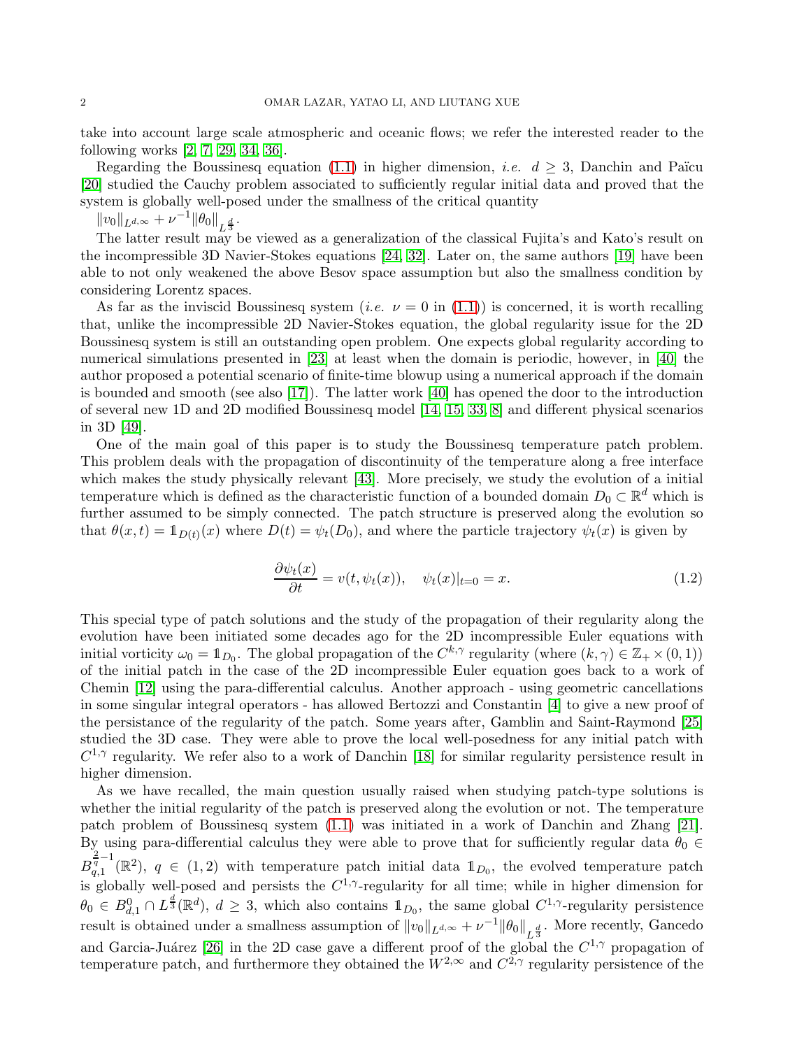take into account large scale atmospheric and oceanic flows; we refer the interested reader to the following works [2, 7, 29, 34, 36].

Regarding the Boussinesq equation (1.1) in higher dimension, *i.e.* $d \geq 3$, Danchin and Païcu [20] studied the Cauchy problem associated to sufficiently regular initial data and proved that the system is globally well-posed under the smallness of the critical quantity

$\|v_0\|_{L^{d,\infty}} + \nu^{-1}\|\theta_0\|_{L^{\frac{d}{3}}}$.

The latter result may be viewed as a generalization of the classical Fujita's and Kato's result on the incompressible 3D Navier-Stokes equations [24, 32]. Later on, the same authors [19] have been able to not only weakened the above Besov space assumption but also the smallness condition by considering Lorentz spaces.

As far as the inviscid Boussinesq system (*i.e.* $\nu = 0$ in (1.1)) is concerned, it is worth recalling that, unlike the incompressible 2D Navier-Stokes equation, the global regularity issue for the 2D Boussinesq system is still an outstanding open problem. One expects global regularity according to numerical simulations presented in [23] at least when the domain is periodic, however, in [40] the author proposed a potential scenario of finite-time blowup using a numerical approach if the domain is bounded and smooth (see also [17]). The latter work [40] has opened the door to the introduction of several new 1D and 2D modified Boussinesq model [14, 15, 33, 8] and different physical scenarios in 3D [49].

One of the main goal of this paper is to study the Boussinesq temperature patch problem. This problem deals with the propagation of discontinuity of the temperature along a free interface which makes the study physically relevant [43]. More precisely, we study the evolution of a initial temperature which is defined as the characteristic function of a bounded domain $D_0 \subset \mathbb{R}^d$ which is further assumed to be simply connected. The patch structure is preserved along the evolution so that $\theta(x,t) = \mathbb{1}_{D(t)}(x)$ where $D(t) = \psi_t(D_0)$, and where the particle trajectory $\psi_t(x)$ is given by

$$\frac{\partial \psi_t(x)}{\partial t} = v(t, \psi_t(x)), \quad \psi_t(x)|_{t=0} = x. \tag{1.2}$$

This special type of patch solutions and the study of the propagation of their regularity along the evolution have been initiated some decades ago for the 2D incompressible Euler equations with initial vorticity $\omega_0 = \mathbb{1}_{D_0}$. The global propagation of the $C^{k,\gamma}$ regularity (where $(k,\gamma) \in \mathbb{Z}_+ \times (0,1)$) of the initial patch in the case of the 2D incompressible Euler equation goes back to a work of Chemin [12] using the para-differential calculus. Another approach - using geometric cancellations in some singular integral operators - has allowed Bertozzi and Constantin [4] to give a new proof of the persistance of the regularity of the patch. Some years after, Gamblin and Saint-Raymond [25] studied the 3D case. They were able to prove the local well-posedness for any initial patch with $C^{1,\gamma}$ regularity. We refer also to a work of Danchin [18] for similar regularity persistence result in higher dimension.

As we have recalled, the main question usually raised when studying patch-type solutions is whether the initial regularity of the patch is preserved along the evolution or not. The temperature patch problem of Boussinesq system (1.1) was initiated in a work of Danchin and Zhang [21]. By using para-differential calculus they were able to prove that for sufficiently regular data $\theta_0 \in B^{\frac{2}{q}-1}_{q,1}(\mathbb{R}^2)$, $q \in (1,2)$ with temperature patch initial data $\mathbb{1}_{D_0}$, the evolved temperature patch is globally well-posed and persists the $C^{1,\gamma}$-regularity for all time; while in higher dimension for $\theta_0 \in B^0_{d,1} \cap L^{\frac{d}{3}}(\mathbb{R}^d)$, $d \geq 3$, which also contains $\mathbb{1}_{D_0}$, the same global $C^{1,\gamma}$-regularity persistence result is obtained under a smallness assumption of $\|v_0\|_{L^{d,\infty}} + \nu^{-1}\|\theta_0\|_{L^{\frac{d}{3}}}$. More recently, Gancedo and Garcia-Juárez [26] in the 2D case gave a different proof of the global the $C^{1,\gamma}$ propagation of temperature patch, and furthermore they obtained the $W^{2,\infty}$ and $C^{2,\gamma}$ regularity persistence of the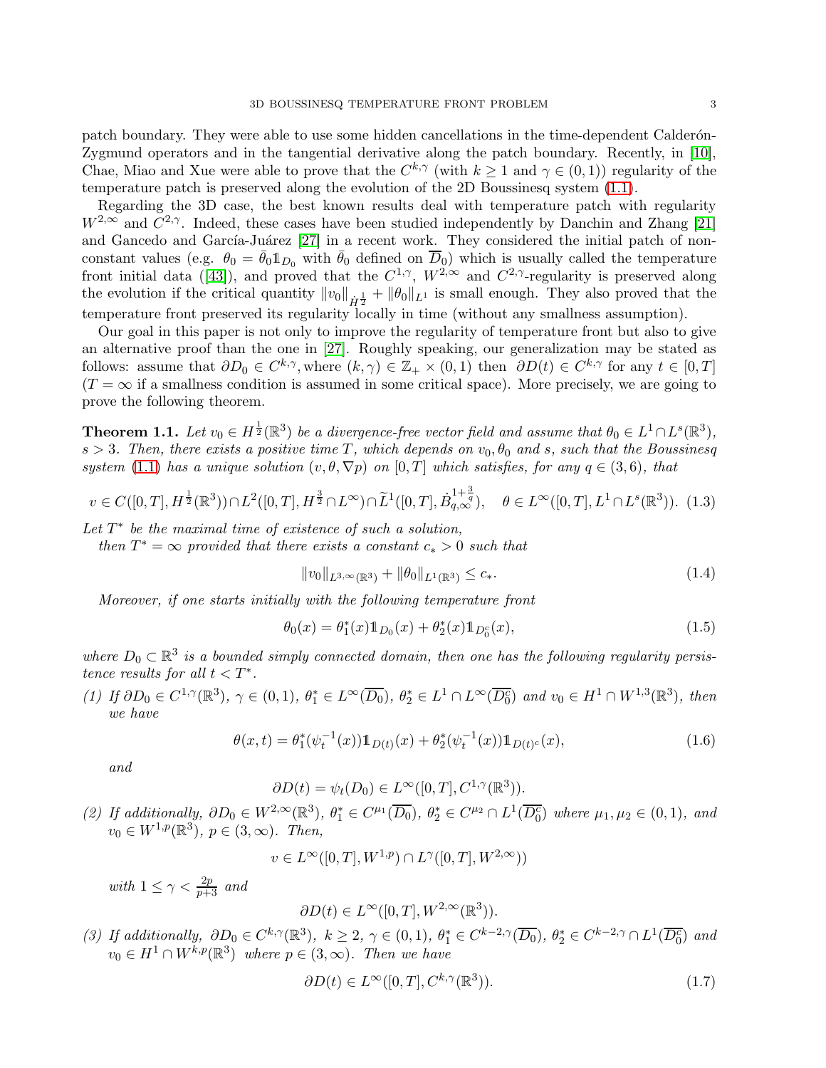patch boundary. They were able to use some hidden cancellations in the time-dependent Calderón-Zygmund operators and in the tangential derivative along the patch boundary. Recently, in [10], Chae, Miao and Xue were able to prove that the $C^{k,\gamma}$ (with $k \geq 1$ and $\gamma \in (0,1)$) regularity of the temperature patch is preserved along the evolution of the 2D Boussinesq system (1.1).

Regarding the 3D case, the best known results deal with temperature patch with regularity $W^{2,\infty}$ and $C^{2,\gamma}$. Indeed, these cases have been studied independently by Danchin and Zhang [21] and Gancedo and García-Juárez [27] in a recent work. They considered the initial patch of non-constant values (e.g. $\theta_0 = \bar{\theta}_0 \mathbb{1}_{D_0}$ with $\bar{\theta}_0$ defined on $\overline{D}_0$) which is usually called the temperature front initial data ([43]), and proved that the $C^{1,\gamma}$, $W^{2,\infty}$ and $C^{2,\gamma}$-regularity is preserved along the evolution if the critical quantity $\|v_0\|_{\dot{H}^{\frac{1}{2}}} + \|\theta_0\|_{L^1}$ is small enough. They also proved that the temperature front preserved its regularity locally in time (without any smallness assumption).

Our goal in this paper is not only to improve the regularity of temperature front but also to give an alternative proof than the one in [27]. Roughly speaking, our generalization may be stated as follows: assume that $\partial D_0 \in C^{k,\gamma}$, where $(k,\gamma) \in \mathbb{Z}_+ \times (0,1)$ then $\partial D(t) \in C^{k,\gamma}$ for any $t \in [0,T]$ ($T = \infty$ if a smallness condition is assumed in some critical space). More precisely, we are going to prove the following theorem.

**Theorem 1.1.** *Let $v_0 \in H^{\frac{1}{2}}(\mathbb{R}^3)$ be a divergence-free vector field and assume that $\theta_0 \in L^1 \cap L^s(\mathbb{R}^3)$, $s > 3$. Then, there exists a positive time $T$, which depends on $v_0, \theta_0$ and $s$, such that the Boussinesq system (1.1) has a unique solution $(v, \theta, \nabla p)$ on $[0,T]$ which satisfies, for any $q \in (3,6)$, that*

$$v \in C([0,T], H^{\frac{1}{2}}(\mathbb{R}^3)) \cap L^2([0,T], H^{\frac{3}{2}} \cap L^\infty) \cap \widetilde{L}^1([0,T], \dot{B}^{1+\frac{3}{q}}_{q,\infty}), \quad \theta \in L^\infty([0,T], L^1 \cap L^s(\mathbb{R}^3)). \tag{1.3}$$

*Let $T^*$ be the maximal time of existence of such a solution,*
*then $T^* = \infty$ provided that there exists a constant $c_* > 0$ such that*

$$\|v_0\|_{L^{3,\infty}(\mathbb{R}^3)} + \|\theta_0\|_{L^1(\mathbb{R}^3)} \leq c_*. \tag{1.4}$$

*Moreover, if one starts initially with the following temperature front*

$$\theta_0(x) = \theta_1^*(x)\mathbb{1}_{D_0}(x) + \theta_2^*(x)\mathbb{1}_{D_0^c}(x), \tag{1.5}$$

*where $D_0 \subset \mathbb{R}^3$ is a bounded simply connected domain, then one has the following regularity persistence results for all $t < T^*$.*

1. *If $\partial D_0 \in C^{1,\gamma}(\mathbb{R}^3)$, $\gamma \in (0,1)$, $\theta_1^* \in L^\infty(\overline{D_0})$, $\theta_2^* \in L^1 \cap L^\infty(\overline{D_0^c})$ and $v_0 \in H^1 \cap W^{1,3}(\mathbb{R}^3)$, then we have*

$$\theta(x,t) = \theta_1^*(\psi_t^{-1}(x))\mathbb{1}_{D(t)}(x) + \theta_2^*(\psi_t^{-1}(x))\mathbb{1}_{D(t)^c}(x), \tag{1.6}$$

*and*

$$\partial D(t) = \psi_t(D_0) \in L^\infty([0,T], C^{1,\gamma}(\mathbb{R}^3)).$$

2. *If additionally, $\partial D_0 \in W^{2,\infty}(\mathbb{R}^3)$, $\theta_1^* \in C^{\mu_1}(\overline{D_0})$, $\theta_2^* \in C^{\mu_2} \cap L^1(\overline{D_0^c})$ where $\mu_1, \mu_2 \in (0,1)$, and $v_0 \in W^{1,p}(\mathbb{R}^3)$, $p \in (3,\infty)$. Then,*

$$v \in L^\infty([0,T], W^{1,p}) \cap L^\gamma([0,T], W^{2,\infty}))$$

*with $1 \leq \gamma < \frac{2p}{p+3}$ and*

$$\partial D(t) \in L^\infty([0,T], W^{2,\infty}(\mathbb{R}^3)).$$

3. *If additionally, $\partial D_0 \in C^{k,\gamma}(\mathbb{R}^3)$, $k \geq 2$, $\gamma \in (0,1)$, $\theta_1^* \in C^{k-2,\gamma}(\overline{D_0})$, $\theta_2^* \in C^{k-2,\gamma} \cap L^1(\overline{D_0^c})$ and $v_0 \in H^1 \cap W^{k,p}(\mathbb{R}^3)$ where $p \in (3,\infty)$. Then we have*

$$\partial D(t) \in L^\infty([0,T], C^{k,\gamma}(\mathbb{R}^3)). \tag{1.7}$$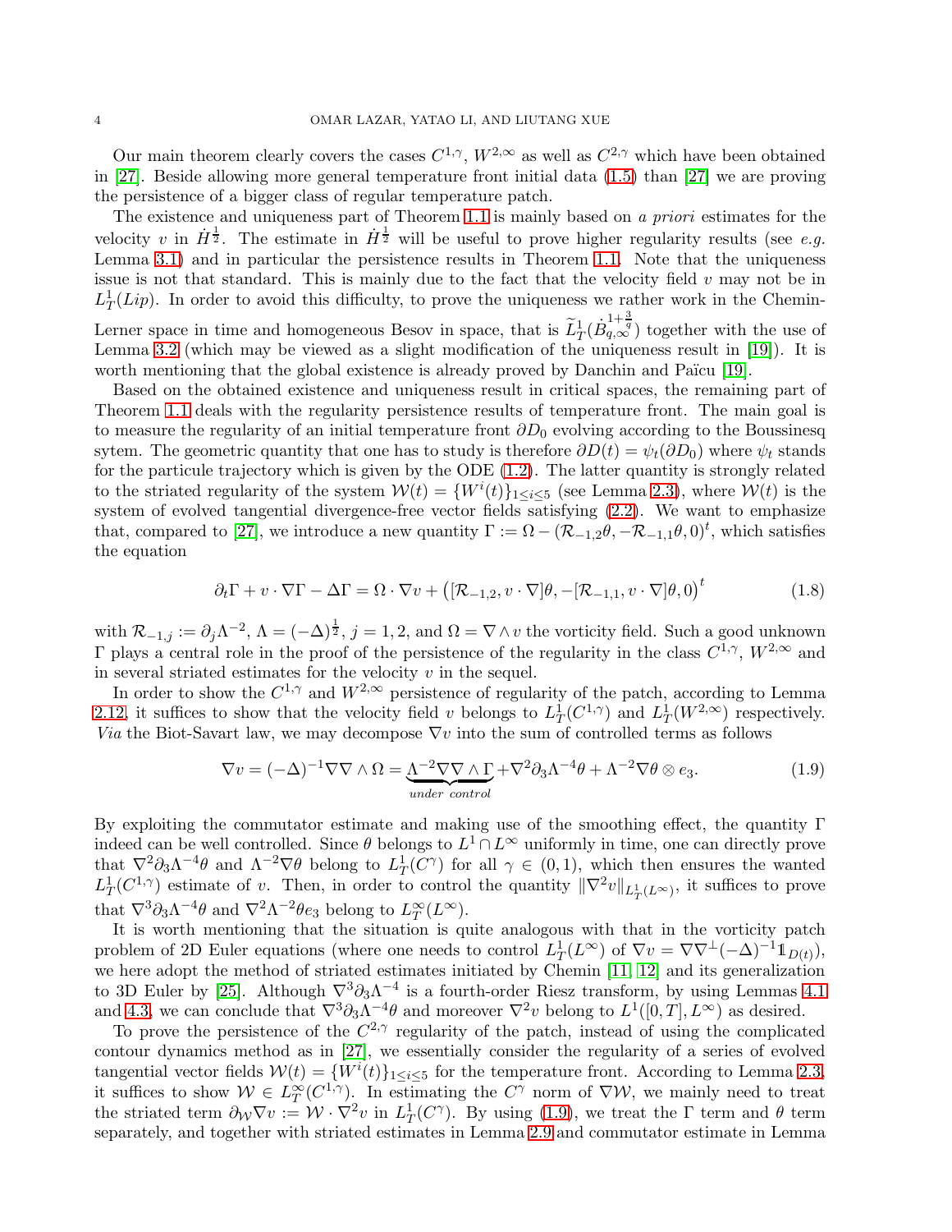Our main theorem clearly covers the cases $C^{1,\gamma}$, $W^{2,\infty}$ as well as $C^{2,\gamma}$ which have been obtained in [27]. Beside allowing more general temperature front initial data (1.5) than [27] we are proving the persistence of a bigger class of regular temperature patch.

The existence and uniqueness part of Theorem 1.1 is mainly based on *a priori* estimates for the velocity $v$ in $\dot{H}^{\frac{1}{2}}$. The estimate in $\dot{H}^{\frac{1}{2}}$ will be useful to prove higher regularity results (see *e.g.* Lemma 3.1) and in particular the persistence results in Theorem 1.1. Note that the uniqueness issue is not that standard. This is mainly due to the fact that the velocity field $v$ may not be in $L^1_T(Lip)$. In order to avoid this difficulty, to prove the uniqueness we rather work in the Chemin-Lerner space in time and homogeneous Besov in space, that is $\widetilde{L}^1_T(\dot{B}^{1+\frac{3}{q}}_{q,\infty})$ together with the use of Lemma 3.2 (which may be viewed as a slight modification of the uniqueness result in [19]). It is worth mentioning that the global existence is already proved by Danchin and Païcu [19].

Based on the obtained existence and uniqueness result in critical spaces, the remaining part of Theorem 1.1 deals with the regularity persistence results of temperature front. The main goal is to measure the regularity of an initial temperature front $\partial D_0$ evolving according to the Boussinesq sytem. The geometric quantity that one has to study is therefore $\partial D(t) = \psi_t(\partial D_0)$ where $\psi_t$ stands for the particule trajectory which is given by the ODE (1.2). The latter quantity is strongly related to the striated regularity of the system $\mathcal{W}(t) = \{W^i(t)\}_{1\leq i\leq 5}$ (see Lemma 2.3), where $\mathcal{W}(t)$ is the system of evolved tangential divergence-free vector fields satisfying (2.2). We want to emphasize that, compared to [27], we introduce a new quantity $\Gamma := \Omega - (\mathcal{R}_{-1,2}\theta, -\mathcal{R}_{-1,1}\theta, 0)^t$, which satisfies the equation

$$\partial_t \Gamma + v\cdot\nabla\Gamma - \Delta\Gamma = \Omega\cdot\nabla v + \big([\mathcal{R}_{-1,2}, v\cdot\nabla]\theta, -[\mathcal{R}_{-1,1}, v\cdot\nabla]\theta, 0\big)^t \tag{1.8}$$

with $\mathcal{R}_{-1,j} := \partial_j\Lambda^{-2}$, $\Lambda = (-\Delta)^{\frac{1}{2}}$, $j=1,2$, and $\Omega = \nabla\wedge v$ the vorticity field. Such a good unknown $\Gamma$ plays a central role in the proof of the persistence of the regularity in the class $C^{1,\gamma}$, $W^{2,\infty}$ and in several striated estimates for the velocity $v$ in the sequel.

In order to show the $C^{1,\gamma}$ and $W^{2,\infty}$ persistence of regularity of the patch, according to Lemma 2.12, it suffices to show that the velocity field $v$ belongs to $L^1_T(C^{1,\gamma})$ and $L^1_T(W^{2,\infty})$ respectively. *Via* the Biot-Savart law, we may decompose $\nabla v$ into the sum of controlled terms as follows

$$\nabla v = (-\Delta)^{-1}\nabla\nabla\wedge\Omega = \underbrace{\Lambda^{-2}\nabla\nabla\wedge\Gamma}_{under\ control} + \nabla^2\partial_3\Lambda^{-4}\theta + \Lambda^{-2}\nabla\theta\otimes e_3. \tag{1.9}$$

By exploiting the commutator estimate and making use of the smoothing effect, the quantity $\Gamma$ indeed can be well controlled. Since $\theta$ belongs to $L^1\cap L^\infty$ uniformly in time, one can directly prove that $\nabla^2\partial_3\Lambda^{-4}\theta$ and $\Lambda^{-2}\nabla\theta$ belong to $L^1_T(C^\gamma)$ for all $\gamma\in(0,1)$, which then ensures the wanted $L^1_T(C^{1,\gamma})$ estimate of $v$. Then, in order to control the quantity $\|\nabla^2 v\|_{L^1_T(L^\infty)}$, it suffices to prove that $\nabla^3\partial_3\Lambda^{-4}\theta$ and $\nabla^2\Lambda^{-2}\theta e_3$ belong to $L^\infty_T(L^\infty)$.

It is worth mentioning that the situation is quite analogous with that in the vorticity patch problem of 2D Euler equations (where one needs to control $L^1_T(L^\infty)$ of $\nabla v = \nabla\nabla^\perp(-\Delta)^{-1}\mathbb{1}_{D(t)}$), we here adopt the method of striated estimates initiated by Chemin [11, 12] and its generalization to 3D Euler by [25]. Although $\nabla^3\partial_3\Lambda^{-4}$ is a fourth-order Riesz transform, by using Lemmas 4.1 and 4.3, we can conclude that $\nabla^3\partial_3\Lambda^{-4}\theta$ and moreover $\nabla^2 v$ belong to $L^1([0,T], L^\infty)$ as desired.

To prove the persistence of the $C^{2,\gamma}$ regularity of the patch, instead of using the complicated contour dynamics method as in [27], we essentially consider the regularity of a series of evolved tangential vector fields $\mathcal{W}(t) = \{W^i(t)\}_{1\leq i\leq 5}$ for the temperature front. According to Lemma 2.3, it suffices to show $\mathcal{W}\in L^\infty_T(C^{1,\gamma})$. In estimating the $C^\gamma$ norm of $\nabla\mathcal{W}$, we mainly need to treat the striated term $\partial_{\mathcal{W}}\nabla v := \mathcal{W}\cdot\nabla^2 v$ in $L^1_T(C^\gamma)$. By using (1.9), we treat the $\Gamma$ term and $\theta$ term separately, and together with striated estimates in Lemma 2.9 and commutator estimate in Lemma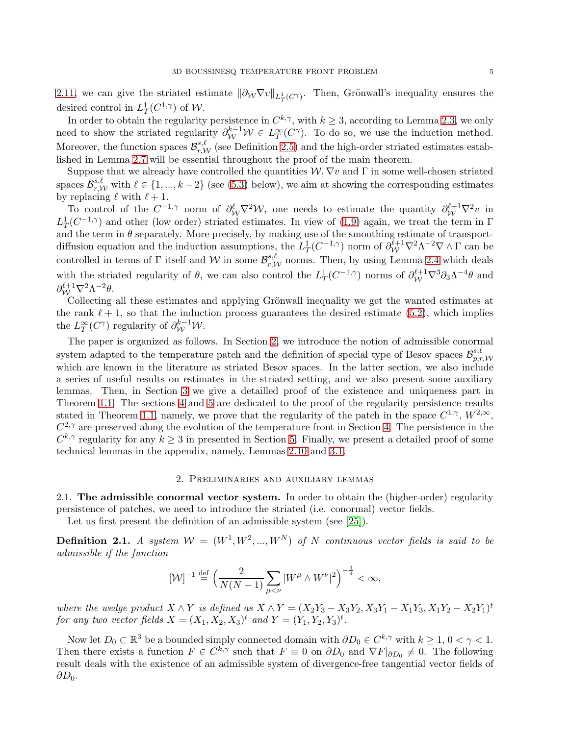2.11, we can give the striated estimate $\|\partial_{\mathcal{W}}\nabla v\|_{L^1_T(C^\gamma)}$. Then, Grönwall's inequality ensures the desired control in $L^1_T(C^{1,\gamma})$ of $\mathcal{W}$.

In order to obtain the regularity persistence in $C^{k,\gamma}$, with $k\geq 3$, according to Lemma 2.3, we only need to show the striated regularity $\partial_{\mathcal{W}}^{k-1}\mathcal{W}\in L^\infty_T(C^\gamma)$. To do so, we use the induction method. Moreover, the function spaces $\mathcal{B}^{s,\ell}_{r,\mathcal{W}}$ (see Definition 2.5) and the high-order striated estimates established in Lemma 2.7 will be essential throughout the proof of the main theorem.

Suppose that we already have controlled the quantities $\mathcal{W},\nabla v$ and $\Gamma$ in some well-chosen striated spaces $\mathcal{B}^{s,\ell}_{r,\mathcal{W}}$ with $\ell\in\{1,...,k-2\}$ (see (5.3) below), we aim at showing the corresponding estimates by replacing $\ell$ with $\ell+1$.

To control of the $C^{-1,\gamma}$ norm of $\partial^\ell_{\mathcal{W}}\nabla^2\mathcal{W}$, one needs to estimate the quantity $\partial^{\ell+1}_{\mathcal{W}}\nabla^2 v$ in $L^1_T(C^{-1,\gamma})$ and other (low order) striated estimates. In view of (1.9) again, we treat the term in $\Gamma$ and the term in $\theta$ separately. More precisely, by making use of the smoothing estimate of transport-diffusion equation and the induction assumptions, the $L^1_T(C^{-1,\gamma})$ norm of $\partial^{\ell+1}_{\mathcal{W}}\nabla^2\Lambda^{-2}\nabla\wedge\Gamma$ can be controlled in terms of $\Gamma$ itself and $\mathcal{W}$ in some $\mathcal{B}^{s,\ell}_{r,\mathcal{W}}$ norms. Then, by using Lemma 2.4 which deals with the striated regularity of $\theta$, we can also control the $L^1_T(C^{-1,\gamma})$ norms of $\partial^{\ell+1}_{\mathcal{W}}\nabla^3\partial_3\Lambda^{-4}\theta$ and $\partial^{\ell+1}_{\mathcal{W}}\nabla^2\Lambda^{-2}\theta$.

Collecting all these estimates and applying Grönwall inequality we get the wanted estimates at the rank $\ell+1$, so that the induction process guarantees the desired estimate (5.2), which implies the $L^\infty_T(C^\gamma)$ regularity of $\partial^{k-1}_{\mathcal{W}}\mathcal{W}$.

The paper is organized as follows. In Section 2, we introduce the notion of admissible conormal system adapted to the temperature patch and the definition of special type of Besov spaces $\mathcal{B}^{s,\ell}_{p,r,\mathcal{W}}$ which are known in the literature as striated Besov spaces. In the latter section, we also include a series of useful results on estimates in the striated setting, and we also present some auxiliary lemmas. Then, in Section 3 we give a detailled proof of the existence and uniqueness part in Theorem 1.1. The sections 4 and 5 are dedicated to the proof of the regularity persistence results stated in Theorem 1.1, namely, we prove that the regularity of the patch in the space $C^{1,\gamma}$, $W^{2,\infty}$, $C^{2,\gamma}$ are preserved along the evolution of the temperature front in Section 4. The persistence in the $C^{k,\gamma}$ regularity for any $k\geq 3$ in presented in Section 5. Finally, we present a detailed proof of some technical lemmas in the appendix, namely, Lemmas 2.10 and 3.1.

## 2. Preliminaries and auxiliary lemmas

**2.1. The admissible conormal vector system.** In order to obtain the (higher-order) regularity persistence of patches, we need to introduce the striated (i.e. conormal) vector fields.

Let us first present the definition of an admissible system (see [25]).

**Definition 2.1.** *A system $\mathcal{W}=(W^1,W^2,...,W^N)$ of $N$ continuous vector fields is said to be admissible if the function*

$$[\mathcal{W}]^{-1}\stackrel{\text{def}}{=}\Big(\frac{2}{N(N-1)}\sum_{\mu<\nu}|W^\mu\wedge W^\nu|^2\Big)^{-\frac14}<\infty,$$

*where the wedge product $X\wedge Y$ is defined as $X\wedge Y=(X_2Y_3-X_3Y_2,X_3Y_1-X_1Y_3,X_1Y_2-X_2Y_1)^t$ for any two vector fields $X=(X_1,X_2,X_3)^t$ and $Y=(Y_1,Y_2,Y_3)^t$.*

Now let $D_0\subset\mathbb{R}^3$ be a bounded simply connected domain with $\partial D_0\in C^{k,\gamma}$ with $k\geq 1$, $0<\gamma<1$. Then there exists a function $F\in C^{k,\gamma}$ such that $F\equiv 0$ on $\partial D_0$ and $\nabla F|_{\partial D_0}\neq 0$. The following result deals with the existence of an admissible system of divergence-free tangential vector fields of $\partial D_0$.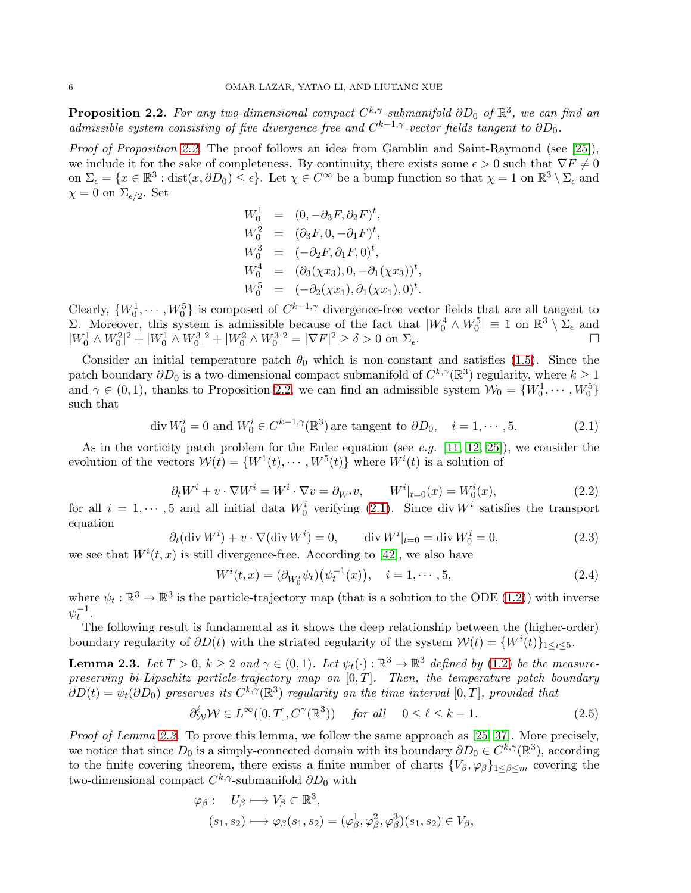**Proposition 2.2.** *For any two-dimensional compact $C^{k,\gamma}$-submanifold $\partial D_0$ of $\mathbb{R}^3$, we can find an admissible system consisting of five divergence-free and $C^{k-1,\gamma}$-vector fields tangent to $\partial D_0$.*

*Proof of Proposition 2.2.* The proof follows an idea from Gamblin and Saint-Raymond (see [25]), we include it for the sake of completeness. By continuity, there exists some $\epsilon > 0$ such that $\nabla F \neq 0$ on $\Sigma_\epsilon = \{x \in \mathbb{R}^3 : \mathrm{dist}(x, \partial D_0) \leq \epsilon\}$. Let $\chi \in C^\infty$ be a bump function so that $\chi = 1$ on $\mathbb{R}^3 \setminus \Sigma_\epsilon$ and $\chi = 0$ on $\Sigma_{\epsilon/2}$. Set

$$
\begin{aligned}
W_0^1 &= (0, -\partial_3 F, \partial_2 F)^t, \\
W_0^2 &= (\partial_3 F, 0, -\partial_1 F)^t, \\
W_0^3 &= (-\partial_2 F, \partial_1 F, 0)^t, \\
W_0^4 &= (\partial_3(\chi x_3), 0, -\partial_1(\chi x_3))^t, \\
W_0^5 &= (-\partial_2(\chi x_1), \partial_1(\chi x_1), 0)^t.
\end{aligned}
$$

Clearly, $\{W_0^1, \cdots, W_0^5\}$ is composed of $C^{k-1,\gamma}$ divergence-free vector fields that are all tangent to $\Sigma$. Moreover, this system is admissible because of the fact that $|W_0^4 \wedge W_0^5| \equiv 1$ on $\mathbb{R}^3 \setminus \Sigma_\epsilon$ and $|W_0^1 \wedge W_0^2|^2 + |W_0^1 \wedge W_0^3|^2 + |W_0^2 \wedge W_0^3|^2 = |\nabla F|^2 \geq \delta > 0$ on $\Sigma_\epsilon$. $\square$

Consider an initial temperature patch $\theta_0$ which is non-constant and satisfies (1.5). Since the patch boundary $\partial D_0$ is a two-dimensional compact submanifold of $C^{k,\gamma}(\mathbb{R}^3)$ regularity, where $k \geq 1$ and $\gamma \in (0,1)$, thanks to Proposition 2.2, we can find an admissible system $\mathcal{W}_0 = \{W_0^1, \cdots, W_0^5\}$ such that

$$
\mathrm{div}\, W_0^i = 0 \text{ and } W_0^i \in C^{k-1,\gamma}(\mathbb{R}^3) \text{ are tangent to } \partial D_0, \quad i = 1, \cdots, 5. \tag{2.1}
$$

As in the vorticity patch problem for the Euler equation (see *e.g.* [11, 12, 25]), we consider the evolution of the vectors $\mathcal{W}(t) = \{W^1(t), \cdots, W^5(t)\}$ where $W^i(t)$ is a solution of

$$
\partial_t W^i + v \cdot \nabla W^i = W^i \cdot \nabla v = \partial_{W^i} v, \qquad W^i|_{t=0}(x) = W_0^i(x), \tag{2.2}
$$

for all $i = 1, \cdots, 5$ and all initial data $W_0^i$ verifying (2.1). Since $\mathrm{div}\, W^i$ satisfies the transport equation

$$
\partial_t(\mathrm{div}\, W^i) + v \cdot \nabla(\mathrm{div}\, W^i) = 0, \qquad \mathrm{div}\, W^i|_{t=0} = \mathrm{div}\, W_0^i = 0, \tag{2.3}
$$

we see that $W^i(t,x)$ is still divergence-free. According to [42], we also have

$$
W^i(t,x) = (\partial_{W_0^i} \psi_t)\big(\psi_t^{-1}(x)\big), \quad i = 1, \cdots, 5, \tag{2.4}
$$

where $\psi_t : \mathbb{R}^3 \to \mathbb{R}^3$ is the particle-trajectory map (that is a solution to the ODE (1.2)) with inverse $\psi_t^{-1}$.

The following result is fundamental as it shows the deep relationship between the (higher-order) boundary regularity of $\partial D(t)$ with the striated regularity of the system $\mathcal{W}(t) = \{W^i(t)\}_{1 \leq i \leq 5}$.

**Lemma 2.3.** *Let $T > 0$, $k \geq 2$ and $\gamma \in (0,1)$. Let $\psi_t(\cdot) : \mathbb{R}^3 \to \mathbb{R}^3$ defined by (1.2) be the measure-preserving bi-Lipschitz particle-trajectory map on $[0,T]$. Then, the temperature patch boundary $\partial D(t) = \psi_t(\partial D_0)$ preserves its $C^{k,\gamma}(\mathbb{R}^3)$ regularity on the time interval $[0,T]$, provided that*

$$
\partial_{\mathcal{W}}^{\ell} \mathcal{W} \in L^\infty([0,T], C^\gamma(\mathbb{R}^3)) \quad \text{ for all } \quad 0 \leq \ell \leq k-1. \tag{2.5}
$$

*Proof of Lemma 2.3.* To prove this lemma, we follow the same approach as [25, 37]. More precisely, we notice that since $D_0$ is a simply-connected domain with its boundary $\partial D_0 \in C^{k,\gamma}(\mathbb{R}^3)$, according to the finite covering theorem, there exists a finite number of charts $\{V_\beta, \varphi_\beta\}_{1 \leq \beta \leq m}$ covering the two-dimensional compact $C^{k,\gamma}$-submanifold $\partial D_0$ with

$$
\begin{aligned}
\varphi_\beta : \quad & U_\beta \longmapsto V_\beta \subset \mathbb{R}^3, \\
& (s_1, s_2) \longmapsto \varphi_\beta(s_1, s_2) = (\varphi_\beta^1, \varphi_\beta^2, \varphi_\beta^3)(s_1, s_2) \in V_\beta,
\end{aligned}
$$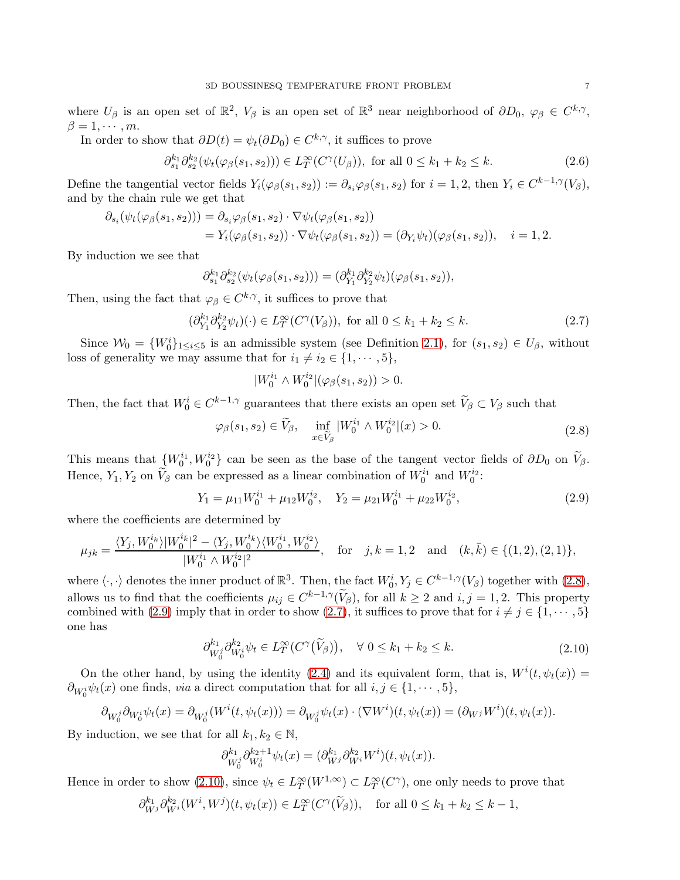where $U_\beta$ is an open set of $\mathbb{R}^2$, $V_\beta$ is an open set of $\mathbb{R}^3$ near neighborhood of $\partial D_0$, $\varphi_\beta \in C^{k,\gamma}$, $\beta = 1, \cdots, m$.

In order to show that $\partial D(t) = \psi_t(\partial D_0) \in C^{k,\gamma}$, it suffices to prove

$$\partial_{s_1}^{k_1}\partial_{s_2}^{k_2}(\psi_t(\varphi_\beta(s_1,s_2))) \in L^\infty_T(C^\gamma(U_\beta)), \text{ for all } 0 \le k_1 + k_2 \le k. \tag{2.6}$$

Define the tangential vector fields $Y_i(\varphi_\beta(s_1,s_2)) := \partial_{s_i}\varphi_\beta(s_1,s_2)$ for $i = 1,2$, then $Y_i \in C^{k-1,\gamma}(V_\beta)$, and by the chain rule we get that

$$\begin{aligned}\partial_{s_i}(\psi_t(\varphi_\beta(s_1,s_2))) &= \partial_{s_i}\varphi_\beta(s_1,s_2)\cdot\nabla\psi_t(\varphi_\beta(s_1,s_2))\\ &= Y_i(\varphi_\beta(s_1,s_2))\cdot\nabla\psi_t(\varphi_\beta(s_1,s_2)) = (\partial_{Y_i}\psi_t)(\varphi_\beta(s_1,s_2)), \quad i = 1,2.\end{aligned}$$

By induction we see that

$$\partial_{s_1}^{k_1}\partial_{s_2}^{k_2}(\psi_t(\varphi_\beta(s_1,s_2))) = (\partial_{Y_1}^{k_1}\partial_{Y_2}^{k_2}\psi_t)(\varphi_\beta(s_1,s_2)),$$

Then, using the fact that $\varphi_\beta \in C^{k,\gamma}$, it suffices to prove that

$$(\partial_{Y_1}^{k_1}\partial_{Y_2}^{k_2}\psi_t)(\cdot) \in L^\infty_T(C^\gamma(V_\beta)), \text{ for all } 0 \le k_1 + k_2 \le k. \tag{2.7}$$

Since $\mathcal{W}_0 = \{W_0^i\}_{1\le i\le 5}$ is an admissible system (see Definition 2.1), for $(s_1,s_2) \in U_\beta$, without loss of generality we may assume that for $i_1 \neq i_2 \in \{1,\cdots,5\}$,

$$|W_0^{i_1} \wedge W_0^{i_2}|(\varphi_\beta(s_1,s_2)) > 0.$$

Then, the fact that $W_0^i \in C^{k-1,\gamma}$ guarantees that there exists an open set $\widetilde{V}_\beta \subset V_\beta$ such that

$$\varphi_\beta(s_1,s_2) \in \widetilde{V}_\beta, \quad \inf_{x\in\widetilde{V}_\beta}|W_0^{i_1}\wedge W_0^{i_2}|(x) > 0. \tag{2.8}$$

This means that $\{W_0^{i_1}, W_0^{i_2}\}$ can be seen as the base of the tangent vector fields of $\partial D_0$ on $\widetilde{V}_\beta$. Hence, $Y_1, Y_2$ on $\widetilde{V}_\beta$ can be expressed as a linear combination of $W_0^{i_1}$ and $W_0^{i_2}$:

$$Y_1 = \mu_{11}W_0^{i_1} + \mu_{12}W_0^{i_2}, \quad Y_2 = \mu_{21}W_0^{i_1} + \mu_{22}W_0^{i_2}, \tag{2.9}$$

where the coefficients are determined by

$$\mu_{jk} = \frac{\langle Y_j, W_0^{i_k}\rangle|W_0^{i_{\bar{k}}}|^2 - \langle Y_j, W_0^{i_{\bar{k}}}\rangle\langle W_0^{i_1}, W_0^{i_2}\rangle}{|W_0^{i_1}\wedge W_0^{i_2}|^2}, \quad \text{for} \quad j,k = 1,2 \quad \text{and} \quad (k,\bar{k}) \in \{(1,2),(2,1)\},$$

where $\langle\cdot,\cdot\rangle$ denotes the inner product of $\mathbb{R}^3$. Then, the fact $W_0^i, Y_j \in C^{k-1,\gamma}(V_\beta)$ together with (2.8), allows us to find that the coefficients $\mu_{ij} \in C^{k-1,\gamma}(\widetilde{V}_\beta)$, for all $k \ge 2$ and $i,j = 1,2$. This property combined with (2.9) imply that in order to show (2.7), it suffices to prove that for $i \neq j \in \{1,\cdots,5\}$ one has

$$\partial_{W_0^j}^{k_1}\partial_{W_0^i}^{k_2}\psi_t \in L^\infty_T(C^\gamma(\widetilde{V}_\beta)), \quad \forall\ 0 \le k_1 + k_2 \le k. \tag{2.10}$$

On the other hand, by using the identity (2.4) and its equivalent form, that is, $W^i(t,\psi_t(x)) = \partial_{W_0^i}\psi_t(x)$ one finds, *via* a direct computation that for all $i,j \in \{1,\cdots,5\}$,

$$\partial_{W_0^j}\partial_{W_0^i}\psi_t(x) = \partial_{W_0^j}(W^i(t,\psi_t(x))) = \partial_{W_0^j}\psi_t(x)\cdot(\nabla W^i)(t,\psi_t(x)) = (\partial_{W^j}W^i)(t,\psi_t(x)).$$

By induction, we see that for all $k_1, k_2 \in \mathbb{N}$,

$$\partial_{W_0^j}^{k_1}\partial_{W_0^i}^{k_2+1}\psi_t(x) = (\partial_{W^j}^{k_1}\partial_{W^i}^{k_2}W^i)(t,\psi_t(x)).$$

Hence in order to show (2.10), since $\psi_t \in L^\infty_T(W^{1,\infty}) \subset L^\infty_T(C^\gamma)$, one only needs to prove that

$$\partial_{W^j}^{k_1}\partial_{W^i}^{k_2}(W^i,W^j)(t,\psi_t(x)) \in L^\infty_T(C^\gamma(\widetilde{V}_\beta)), \quad \text{for all } 0 \le k_1 + k_2 \le k-1,$$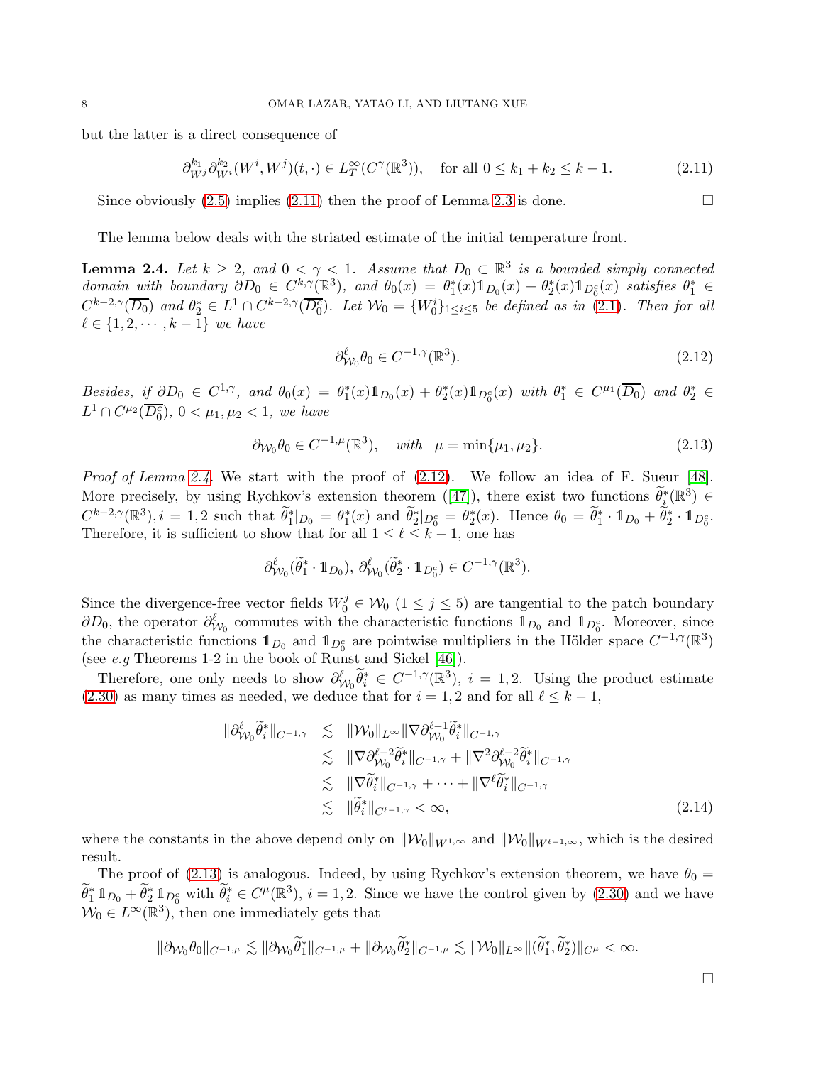but the latter is a direct consequence of

$$\partial_{W^j}^{k_1}\partial_{W^i}^{k_2}(W^i, W^j)(t,\cdot) \in L^\infty_T(C^\gamma(\mathbb{R}^3)), \quad \text{for all } 0 \le k_1 + k_2 \le k-1. \tag{2.11}$$

Since obviously (2.5) implies (2.11) then the proof of Lemma 2.3 is done. ☐

The lemma below deals with the striated estimate of the initial temperature front.

**Lemma 2.4.** *Let $k \ge 2$, and $0 < \gamma < 1$. Assume that $D_0 \subset \mathbb{R}^3$ is a bounded simply connected domain with boundary $\partial D_0 \in C^{k,\gamma}(\mathbb{R}^3)$, and $\theta_0(x) = \theta_1^*(x)\mathbb{1}_{D_0}(x) + \theta_2^*(x)\mathbb{1}_{D_0^c}(x)$ satisfies $\theta_1^* \in C^{k-2,\gamma}(\overline{D_0})$ and $\theta_2^* \in L^1 \cap C^{k-2,\gamma}(\overline{D_0^c})$. Let $\mathcal{W}_0 = \{W_0^i\}_{1\le i\le 5}$ be defined as in (2.1). Then for all $\ell \in \{1, 2, \cdots, k-1\}$ we have*

$$\partial_{\mathcal{W}_0}^\ell \theta_0 \in C^{-1,\gamma}(\mathbb{R}^3). \tag{2.12}$$

*Besides, if $\partial D_0 \in C^{1,\gamma}$, and $\theta_0(x) = \theta_1^*(x)\mathbb{1}_{D_0}(x) + \theta_2^*(x)\mathbb{1}_{D_0^c}(x)$ with $\theta_1^* \in C^{\mu_1}(\overline{D_0})$ and $\theta_2^* \in L^1 \cap C^{\mu_2}(\overline{D_0^c})$, $0 < \mu_1, \mu_2 < 1$, we have*

$$\partial_{\mathcal{W}_0}\theta_0 \in C^{-1,\mu}(\mathbb{R}^3), \quad \textit{with} \quad \mu = \min\{\mu_1, \mu_2\}. \tag{2.13}$$

*Proof of Lemma 2.4.* We start with the proof of (2.12). We follow an idea of F. Sueur [48]. More precisely, by using Rychkov's extension theorem ([47]), there exist two functions $\widetilde{\theta}_i^*(\mathbb{R}^3) \in C^{k-2,\gamma}(\mathbb{R}^3), i = 1, 2$ such that $\widetilde{\theta}_1^*|_{D_0} = \theta_1^*(x)$ and $\widetilde{\theta}_2^*|_{D_0^c} = \theta_2^*(x)$. Hence $\theta_0 = \widetilde{\theta}_1^* \cdot \mathbb{1}_{D_0} + \widetilde{\theta}_2^* \cdot \mathbb{1}_{D_0^c}$. Therefore, it is sufficient to show that for all $1 \le \ell \le k-1$, one has

$$\partial_{\mathcal{W}_0}^\ell(\widetilde{\theta}_1^* \cdot \mathbb{1}_{D_0}), \, \partial_{\mathcal{W}_0}^\ell(\widetilde{\theta}_2^* \cdot \mathbb{1}_{D_0^c}) \in C^{-1,\gamma}(\mathbb{R}^3).$$

Since the divergence-free vector fields $W_0^j \in \mathcal{W}_0$ $(1 \le j \le 5)$ are tangential to the patch boundary $\partial D_0$, the operator $\partial_{\mathcal{W}_0}^\ell$ commutes with the characteristic functions $\mathbb{1}_{D_0}$ and $\mathbb{1}_{D_0^c}$. Moreover, since the characteristic functions $\mathbb{1}_{D_0}$ and $\mathbb{1}_{D_0^c}$ are pointwise multipliers in the Hölder space $C^{-1,\gamma}(\mathbb{R}^3)$ (see *e.g* Theorems 1-2 in the book of Runst and Sickel [46]).

Therefore, one only needs to show $\partial_{\mathcal{W}_0}^\ell \widetilde{\theta}_i^* \in C^{-1,\gamma}(\mathbb{R}^3)$, $i = 1, 2$. Using the product estimate (2.30) as many times as needed, we deduce that for $i = 1, 2$ and for all $\ell \le k-1$,

$$\begin{aligned}
\|\partial_{\mathcal{W}_0}^\ell \widetilde{\theta}_i^*\|_{C^{-1,\gamma}} &\lesssim \|\mathcal{W}_0\|_{L^\infty}\|\nabla\partial_{\mathcal{W}_0}^{\ell-1}\widetilde{\theta}_i^*\|_{C^{-1,\gamma}} \\
&\lesssim \|\nabla\partial_{\mathcal{W}_0}^{\ell-2}\widetilde{\theta}_i^*\|_{C^{-1,\gamma}} + \|\nabla^2\partial_{\mathcal{W}_0}^{\ell-2}\widetilde{\theta}_i^*\|_{C^{-1,\gamma}} \\
&\lesssim \|\nabla\widetilde{\theta}_i^*\|_{C^{-1,\gamma}} + \cdots + \|\nabla^\ell\widetilde{\theta}_i^*\|_{C^{-1,\gamma}} \\
&\lesssim \|\widetilde{\theta}_i^*\|_{C^{\ell-1,\gamma}} < \infty,
\end{aligned} \tag{2.14}$$

where the constants in the above depend only on $\|\mathcal{W}_0\|_{W^{1,\infty}}$ and $\|\mathcal{W}_0\|_{W^{\ell-1,\infty}}$, which is the desired result.

The proof of (2.13) is analogous. Indeed, by using Rychkov's extension theorem, we have $\theta_0 = \widetilde{\theta}_1^* \mathbb{1}_{D_0} + \widetilde{\theta}_2^* \mathbb{1}_{D_0^c}$ with $\widetilde{\theta}_i^* \in C^\mu(\mathbb{R}^3)$, $i = 1, 2$. Since we have the control given by (2.30) and we have $\mathcal{W}_0 \in L^\infty(\mathbb{R}^3)$, then one immediately gets that

$$\|\partial_{\mathcal{W}_0}\theta_0\|_{C^{-1,\mu}} \lesssim \|\partial_{\mathcal{W}_0}\widetilde{\theta}_1^*\|_{C^{-1,\mu}} + \|\partial_{\mathcal{W}_0}\widetilde{\theta}_2^*\|_{C^{-1,\mu}} \lesssim \|\mathcal{W}_0\|_{L^\infty}\|(\widetilde{\theta}_1^*, \widetilde{\theta}_2^*)\|_{C^\mu} < \infty.$$

☐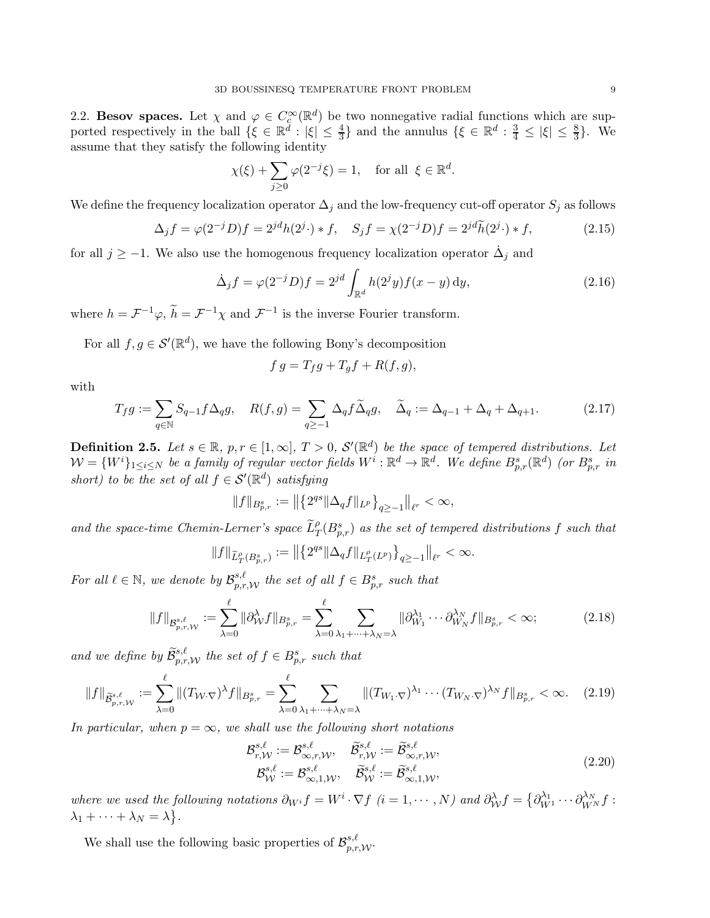2.2. **Besov spaces.** Let $\chi$ and $\varphi \in C_c^\infty(\mathbb{R}^d)$ be two nonnegative radial functions which are supported respectively in the ball $\{\xi \in \mathbb{R}^d : |\xi| \leq \frac{4}{3}\}$ and the annulus $\{\xi \in \mathbb{R}^d : \frac{3}{4} \leq |\xi| \leq \frac{8}{3}\}$. We assume that they satisfy the following identity

$$\chi(\xi) + \sum_{j \geq 0} \varphi(2^{-j}\xi) = 1, \quad \text{for all } \xi \in \mathbb{R}^d.$$

We define the frequency localization operator $\Delta_j$ and the low-frequency cut-off operator $S_j$ as follows

$$\Delta_j f = \varphi(2^{-j}D) f = 2^{jd} h(2^j \cdot) * f, \quad S_j f = \chi(2^{-j}D) f = 2^{jd} \widetilde{h}(2^j \cdot) * f, \tag{2.15}$$

for all $j \geq -1$. We also use the homogenous frequency localization operator $\dot{\Delta}_j$ and

$$\dot{\Delta}_j f = \varphi(2^{-j}D) f = 2^{jd} \int_{\mathbb{R}^d} h(2^j y) f(x-y) \, \mathrm{d}y, \tag{2.16}$$

where $h = \mathcal{F}^{-1}\varphi$, $\widetilde{h} = \mathcal{F}^{-1}\chi$ and $\mathcal{F}^{-1}$ is the inverse Fourier transform.

For all $f, g \in \mathcal{S}'(\mathbb{R}^d)$, we have the following Bony's decomposition

$$f\, g = T_f g + T_g f + R(f,g),$$

with

$$T_f g := \sum_{q \in \mathbb{N}} S_{q-1} f \Delta_q g, \quad R(f,g) = \sum_{q \geq -1} \Delta_q f \widetilde{\Delta}_q g, \quad \widetilde{\Delta}_q := \Delta_{q-1} + \Delta_q + \Delta_{q+1}. \tag{2.17}$$

**Definition 2.5.** *Let $s \in \mathbb{R}$, $p, r \in [1, \infty]$, $T > 0$, $\mathcal{S}'(\mathbb{R}^d)$ be the space of tempered distributions. Let $\mathcal{W} = \{W^i\}_{1 \leq i \leq N}$ be a family of regular vector fields $W^i : \mathbb{R}^d \to \mathbb{R}^d$. We define $B^s_{p,r}(\mathbb{R}^d)$ (or $B^s_{p,r}$ in short) to be the set of all $f \in \mathcal{S}'(\mathbb{R}^d)$ satisfying*

$$\|f\|_{B^s_{p,r}} := \left\| \left\{ 2^{qs} \|\Delta_q f\|_{L^p} \right\}_{q \geq -1} \right\|_{\ell^r} < \infty,$$

*and the space-time Chemin-Lerner's space $\widetilde{L}^\rho_T(B^s_{p,r})$ as the set of tempered distributions $f$ such that*

$$\|f\|_{\widetilde{L}^\rho_T(B^s_{p,r})} := \left\| \left\{ 2^{qs} \|\Delta_q f\|_{L^\rho_T(L^p)} \right\}_{q \geq -1} \right\|_{\ell^r} < \infty.$$

*For all $\ell \in \mathbb{N}$, we denote by $\mathcal{B}^{s,\ell}_{p,r,\mathcal{W}}$ the set of all $f \in B^s_{p,r}$ such that*

$$\|f\|_{\mathcal{B}^{s,\ell}_{p,r,\mathcal{W}}} := \sum_{\lambda=0}^{\ell} \|\partial^\lambda_{\mathcal{W}} f\|_{B^s_{p,r}} = \sum_{\lambda=0}^{\ell} \sum_{\lambda_1 + \cdots + \lambda_N = \lambda} \|\partial^{\lambda_1}_{W_1} \cdots \partial^{\lambda_N}_{W_N} f\|_{B^s_{p,r}} < \infty; \tag{2.18}$$

*and we define by $\widetilde{\mathcal{B}}^{s,\ell}_{p,r,\mathcal{W}}$ the set of $f \in B^s_{p,r}$ such that*

$$\|f\|_{\widetilde{\mathcal{B}}^{s,\ell}_{p,r,\mathcal{W}}} := \sum_{\lambda=0}^{\ell} \|(T_{\mathcal{W}} \cdot \nabla)^\lambda f\|_{B^s_{p,r}} = \sum_{\lambda=0}^{\ell} \sum_{\lambda_1 + \cdots + \lambda_N = \lambda} \|(T_{W_1} \cdot \nabla)^{\lambda_1} \cdots (T_{W_N} \cdot \nabla)^{\lambda_N} f\|_{B^s_{p,r}} < \infty. \tag{2.19}$$

*In particular, when $p = \infty$, we shall use the following short notations*

$$\begin{aligned} \mathcal{B}^{s,\ell}_{r,\mathcal{W}} &:= \mathcal{B}^{s,\ell}_{\infty,r,\mathcal{W}}, \quad \widetilde{\mathcal{B}}^{s,\ell}_{r,\mathcal{W}} := \widetilde{\mathcal{B}}^{s,\ell}_{\infty,r,\mathcal{W}}, \\ \mathcal{B}^{s,\ell}_{\mathcal{W}} &:= \mathcal{B}^{s,\ell}_{\infty,1,\mathcal{W}}, \quad \widetilde{\mathcal{B}}^{s,\ell}_{\mathcal{W}} := \widetilde{\mathcal{B}}^{s,\ell}_{\infty,1,\mathcal{W}}, \end{aligned} \tag{2.20}$$

*where we used the following notations $\partial_{W^i} f = W^i \cdot \nabla f$ $(i = 1, \cdots, N)$ and $\partial^\lambda_{\mathcal{W}} f = \{\partial^{\lambda_1}_{W^1} \cdots \partial^{\lambda_N}_{W^N} f : \lambda_1 + \cdots + \lambda_N = \lambda\}$.*

We shall use the following basic properties of $\mathcal{B}^{s,\ell}_{p,r,\mathcal{W}}$.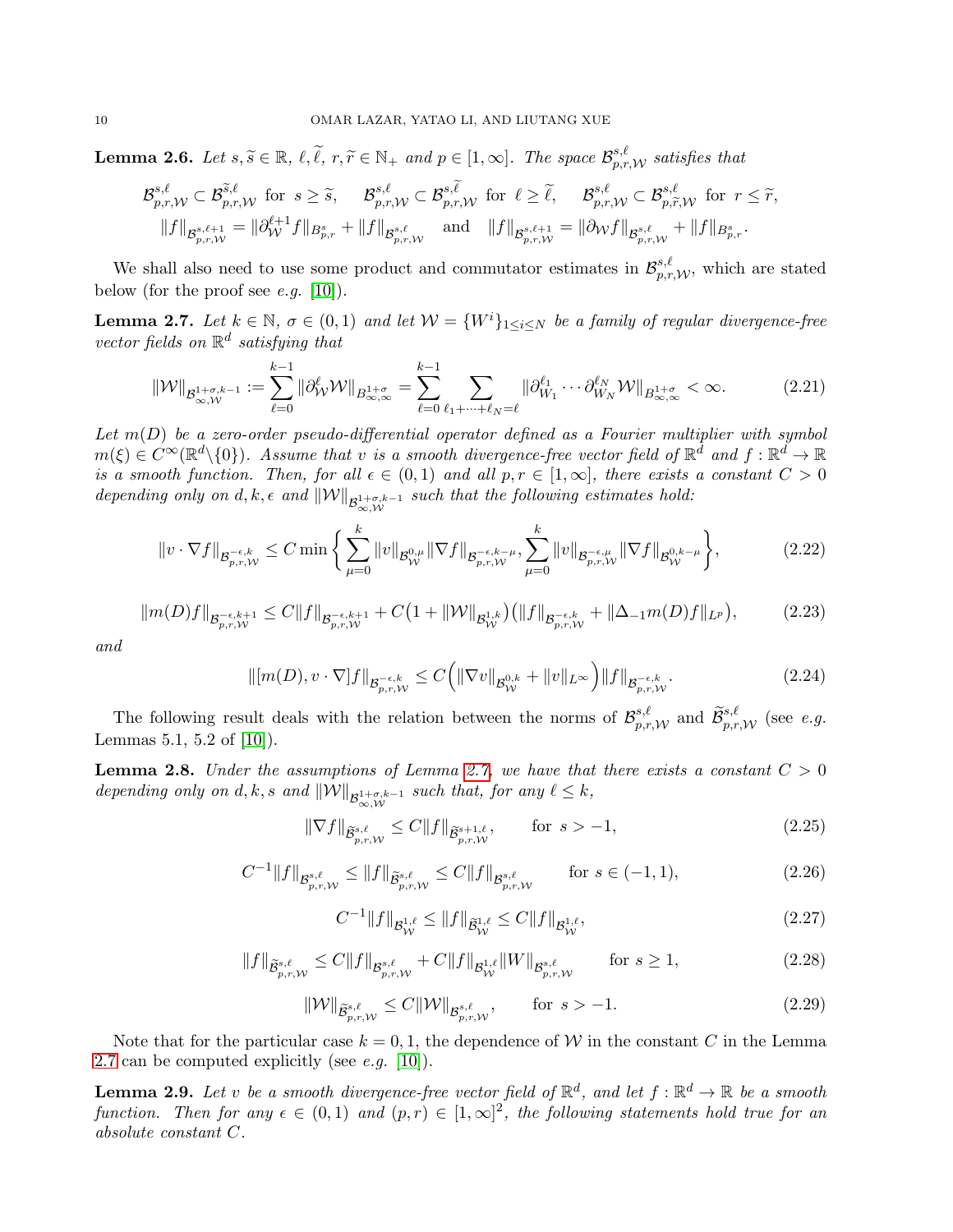**Lemma 2.6.** *Let $s, \widetilde{s} \in \mathbb{R}$, $\ell, \widetilde{\ell}, r, \widetilde{r} \in \mathbb{N}_+$ and $p \in [1,\infty]$. The space $\mathcal{B}^{s,\ell}_{p,r,\mathcal{W}}$ satisfies that*

$$\mathcal{B}^{s,\ell}_{p,r,\mathcal{W}} \subset \mathcal{B}^{\widetilde{s},\ell}_{p,r,\mathcal{W}} \text{ for } s \geq \widetilde{s}, \quad \mathcal{B}^{s,\ell}_{p,r,\mathcal{W}} \subset \mathcal{B}^{s,\widetilde{\ell}}_{p,r,\mathcal{W}} \text{ for } \ell \geq \widetilde{\ell}, \quad \mathcal{B}^{s,\ell}_{p,r,\mathcal{W}} \subset \mathcal{B}^{s,\ell}_{p,\widetilde{r},\mathcal{W}} \text{ for } r \leq \widetilde{r},$$
$$\|f\|_{\mathcal{B}^{s,\ell+1}_{p,r,\mathcal{W}}} = \|\partial^{\ell+1}_{\mathcal{W}} f\|_{B^s_{p,r}} + \|f\|_{\mathcal{B}^{s,\ell}_{p,r,\mathcal{W}}} \quad \text{and} \quad \|f\|_{\mathcal{B}^{s,\ell+1}_{p,r,\mathcal{W}}} = \|\partial_{\mathcal{W}} f\|_{\mathcal{B}^{s,\ell}_{p,r,\mathcal{W}}} + \|f\|_{B^s_{p,r}}.$$

We shall also need to use some product and commutator estimates in $\mathcal{B}^{s,\ell}_{p,r,\mathcal{W}}$, which are stated below (for the proof see *e.g.* [10]).

**Lemma 2.7.** *Let $k \in \mathbb{N}$, $\sigma \in (0,1)$ and let $\mathcal{W} = \{W^i\}_{1\leq i\leq N}$ be a family of regular divergence-free vector fields on $\mathbb{R}^d$ satisfying that*

$$\|\mathcal{W}\|_{\mathcal{B}^{1+\sigma,k-1}_{\infty,\mathcal{W}}} := \sum_{\ell=0}^{k-1} \|\partial^{\ell}_{\mathcal{W}} \mathcal{W}\|_{B^{1+\sigma}_{\infty,\infty}} = \sum_{\ell=0}^{k-1} \sum_{\ell_1+\cdots+\ell_N=\ell} \|\partial^{\ell_1}_{W_1} \cdots \partial^{\ell_N}_{W_N} \mathcal{W}\|_{B^{1+\sigma}_{\infty,\infty}} < \infty. \tag{2.21}$$

*Let $m(D)$ be a zero-order pseudo-differential operator defined as a Fourier multiplier with symbol $m(\xi) \in C^\infty(\mathbb{R}^d \setminus \{0\})$. Assume that $v$ is a smooth divergence-free vector field of $\mathbb{R}^d$ and $f : \mathbb{R}^d \to \mathbb{R}$ is a smooth function. Then, for all $\epsilon \in (0,1)$ and all $p, r \in [1,\infty]$, there exists a constant $C > 0$ depending only on $d, k, \epsilon$ and $\|\mathcal{W}\|_{\mathcal{B}^{1+\sigma,k-1}_{\infty,\mathcal{W}}}$ such that the following estimates hold:*

$$\|v \cdot \nabla f\|_{\mathcal{B}^{-\epsilon,k}_{p,r,\mathcal{W}}} \leq C \min\Big\{ \sum_{\mu=0}^{k} \|v\|_{\mathcal{B}^{0,\mu}_{\mathcal{W}}} \|\nabla f\|_{\mathcal{B}^{-\epsilon,k-\mu}_{p,r,\mathcal{W}}}, \sum_{\mu=0}^{k} \|v\|_{\mathcal{B}^{-\epsilon,\mu}_{p,r,\mathcal{W}}} \|\nabla f\|_{\mathcal{B}^{0,k-\mu}_{\mathcal{W}}} \Big\}, \tag{2.22}$$

$$\|m(D) f\|_{\mathcal{B}^{-\epsilon,k+1}_{p,r,\mathcal{W}}} \leq C \|f\|_{\mathcal{B}^{-\epsilon,k+1}_{p,r,\mathcal{W}}} + C\big(1 + \|\mathcal{W}\|_{\mathcal{B}^{1,k}_{\mathcal{W}}}\big)\big(\|f\|_{\mathcal{B}^{-\epsilon,k}_{p,r,\mathcal{W}}} + \|\Delta_{-1} m(D) f\|_{L^p}\big), \tag{2.23}$$

*and*

$$\|[m(D), v \cdot \nabla] f\|_{\mathcal{B}^{-\epsilon,k}_{p,r,\mathcal{W}}} \leq C \Big( \|\nabla v\|_{\mathcal{B}^{0,k}_{\mathcal{W}}} + \|v\|_{L^\infty} \Big) \|f\|_{\mathcal{B}^{-\epsilon,k}_{p,r,\mathcal{W}}}. \tag{2.24}$$

The following result deals with the relation between the norms of $\mathcal{B}^{s,\ell}_{p,r,\mathcal{W}}$ and $\widetilde{\mathcal{B}}^{s,\ell}_{p,r,\mathcal{W}}$ (see *e.g.* Lemmas 5.1, 5.2 of [10]).

**Lemma 2.8.** *Under the assumptions of Lemma 2.7, we have that there exists a constant $C > 0$ depending only on $d, k, s$ and $\|\mathcal{W}\|_{\mathcal{B}^{1+\sigma,k-1}_{\infty,\mathcal{W}}}$ such that, for any $\ell \leq k$,*

$$\|\nabla f\|_{\widetilde{\mathcal{B}}^{s,\ell}_{p,r,\mathcal{W}}} \leq C \|f\|_{\widetilde{\mathcal{B}}^{s+1,\ell}_{p,r,\mathcal{W}}}, \qquad \text{for } s > -1, \tag{2.25}$$

$$C^{-1} \|f\|_{\mathcal{B}^{s,\ell}_{p,r,\mathcal{W}}} \leq \|f\|_{\widetilde{\mathcal{B}}^{s,\ell}_{p,r,\mathcal{W}}} \leq C \|f\|_{\mathcal{B}^{s,\ell}_{p,r,\mathcal{W}}} \qquad \text{for } s \in (-1,1), \tag{2.26}$$

$$C^{-1} \|f\|_{\mathcal{B}^{1,\ell}_{\mathcal{W}}} \leq \|f\|_{\widetilde{\mathcal{B}}^{1,\ell}_{\mathcal{W}}} \leq C \|f\|_{\mathcal{B}^{1,\ell}_{\mathcal{W}}}, \tag{2.27}$$

$$\|f\|_{\widetilde{\mathcal{B}}^{s,\ell}_{p,r,\mathcal{W}}} \leq C \|f\|_{\mathcal{B}^{s,\ell}_{p,r,\mathcal{W}}} + C \|f\|_{\mathcal{B}^{1,\ell}_{\mathcal{W}}} \|W\|_{\mathcal{B}^{s,\ell}_{p,r,\mathcal{W}}} \qquad \text{for } s \geq 1, \tag{2.28}$$

$$\|\mathcal{W}\|_{\widetilde{\mathcal{B}}^{s,\ell}_{p,r,\mathcal{W}}} \leq C \|\mathcal{W}\|_{\mathcal{B}^{s,\ell}_{p,r,\mathcal{W}}}, \qquad \text{for } s > -1. \tag{2.29}$$

Note that for the particular case $k = 0, 1$, the dependence of $\mathcal{W}$ in the constant $C$ in the Lemma 2.7 can be computed explicitly (see *e.g.* [10]).

**Lemma 2.9.** *Let $v$ be a smooth divergence-free vector field of $\mathbb{R}^d$, and let $f : \mathbb{R}^d \to \mathbb{R}$ be a smooth function. Then for any $\epsilon \in (0,1)$ and $(p,r) \in [1,\infty]^2$, the following statements hold true for an absolute constant $C$.*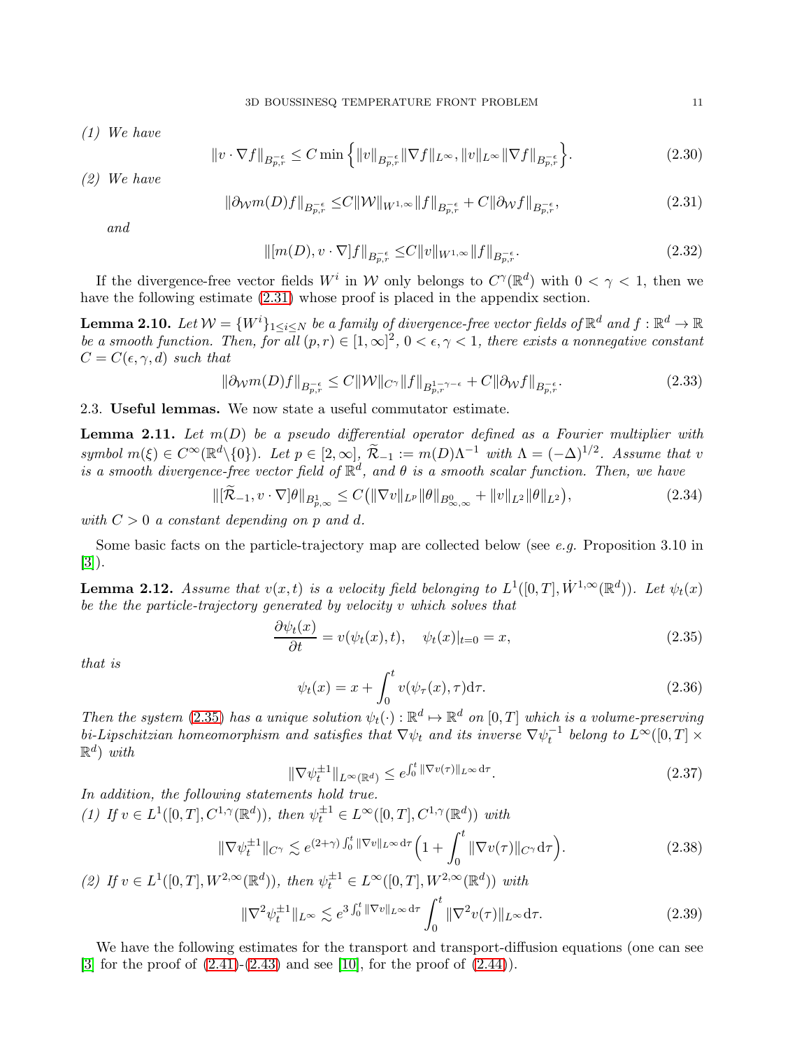*(1) We have*

$$\|v\cdot\nabla f\|_{B^{-\epsilon}_{p,r}} \le C\min\Big\{\|v\|_{B^{-\epsilon}_{p,r}}\|\nabla f\|_{L^\infty}, \|v\|_{L^\infty}\|\nabla f\|_{B^{-\epsilon}_{p,r}}\Big\}. \tag{2.30}$$

*(2) We have*

$$\|\partial_{\mathcal{W}} m(D) f\|_{B^{-\epsilon}_{p,r}} \le C\|\mathcal{W}\|_{W^{1,\infty}}\|f\|_{B^{-\epsilon}_{p,r}} + C\|\partial_{\mathcal{W}} f\|_{B^{-\epsilon}_{p,r}}, \tag{2.31}$$

*and*

$$\|[m(D), v\cdot\nabla] f\|_{B^{-\epsilon}_{p,r}} \le C\|v\|_{W^{1,\infty}}\|f\|_{B^{-\epsilon}_{p,r}}. \tag{2.32}$$

If the divergence-free vector fields $W^i$ in $\mathcal{W}$ only belongs to $C^\gamma(\mathbb{R}^d)$ with $0<\gamma<1$, then we have the following estimate (2.31) whose proof is placed in the appendix section.

**Lemma 2.10.** *Let $\mathcal{W} = \{W^i\}_{1\le i\le N}$ be a family of divergence-free vector fields of $\mathbb{R}^d$ and $f:\mathbb{R}^d\to\mathbb{R}$ be a smooth function. Then, for all $(p,r)\in[1,\infty]^2$, $0<\epsilon,\gamma<1$, there exists a nonnegative constant $C = C(\epsilon,\gamma,d)$ such that*

$$\|\partial_{\mathcal{W}} m(D) f\|_{B^{-\epsilon}_{p,r}} \le C\|\mathcal{W}\|_{C^\gamma}\|f\|_{B^{1-\gamma-\epsilon}_{p,r}} + C\|\partial_{\mathcal{W}} f\|_{B^{-\epsilon}_{p,r}}. \tag{2.33}$$

## 2.3. Useful lemmas.

We now state a useful commutator estimate.

**Lemma 2.11.** *Let $m(D)$ be a pseudo differential operator defined as a Fourier multiplier with symbol $m(\xi)\in C^\infty(\mathbb{R}^d\backslash\{0\})$. Let $p\in[2,\infty]$, $\widetilde{\mathcal{R}}_{-1} := m(D)\Lambda^{-1}$ with $\Lambda = (-\Delta)^{1/2}$. Assume that $v$ is a smooth divergence-free vector field of $\mathbb{R}^d$, and $\theta$ is a smooth scalar function. Then, we have*

$$\|[\widetilde{\mathcal{R}}_{-1}, v\cdot\nabla]\theta\|_{B^1_{p,\infty}} \le C\big(\|\nabla v\|_{L^p}\|\theta\|_{B^0_{\infty,\infty}} + \|v\|_{L^2}\|\theta\|_{L^2}\big), \tag{2.34}$$

*with $C>0$ a constant depending on $p$ and $d$.*

Some basic facts on the particle-trajectory map are collected below (see *e.g.* Proposition 3.10 in [3]).

**Lemma 2.12.** *Assume that $v(x,t)$ is a velocity field belonging to $L^1([0,T],\dot W^{1,\infty}(\mathbb{R}^d))$. Let $\psi_t(x)$ be the the particle-trajectory generated by velocity $v$ which solves that*

$$\frac{\partial\psi_t(x)}{\partial t} = v(\psi_t(x),t), \quad \psi_t(x)|_{t=0} = x, \tag{2.35}$$

*that is*

$$\psi_t(x) = x + \int_0^t v(\psi_\tau(x),\tau)\mathrm{d}\tau. \tag{2.36}$$

*Then the system (2.35) has a unique solution $\psi_t(\cdot):\mathbb{R}^d\mapsto\mathbb{R}^d$ on $[0,T]$ which is a volume-preserving bi-Lipschitzian homeomorphism and satisfies that $\nabla\psi_t$ and its inverse $\nabla\psi_t^{-1}$ belong to $L^\infty([0,T]\times\mathbb{R}^d)$ with*

$$\|\nabla\psi_t^{\pm1}\|_{L^\infty(\mathbb{R}^d)} \le e^{\int_0^t\|\nabla v(\tau)\|_{L^\infty}\mathrm{d}\tau}. \tag{2.37}$$

*In addition, the following statements hold true.*

*(1) If $v\in L^1([0,T],C^{1,\gamma}(\mathbb{R}^d))$, then $\psi_t^{\pm1}\in L^\infty([0,T],C^{1,\gamma}(\mathbb{R}^d))$ with*

$$\|\nabla\psi_t^{\pm1}\|_{C^\gamma} \lesssim e^{(2+\gamma)\int_0^t\|\nabla v\|_{L^\infty}\mathrm{d}\tau}\Big(1+\int_0^t\|\nabla v(\tau)\|_{C^\gamma}\mathrm{d}\tau\Big). \tag{2.38}$$

*(2) If $v\in L^1([0,T],W^{2,\infty}(\mathbb{R}^d))$, then $\psi_t^{\pm1}\in L^\infty([0,T],W^{2,\infty}(\mathbb{R}^d))$ with*

$$\|\nabla^2\psi_t^{\pm1}\|_{L^\infty} \lesssim e^{3\int_0^t\|\nabla v\|_{L^\infty}\mathrm{d}\tau}\int_0^t\|\nabla^2 v(\tau)\|_{L^\infty}\mathrm{d}\tau. \tag{2.39}$$

We have the following estimates for the transport and transport-diffusion equations (one can see [3] for the proof of (2.41)-(2.43) and see [10], for the proof of (2.44)).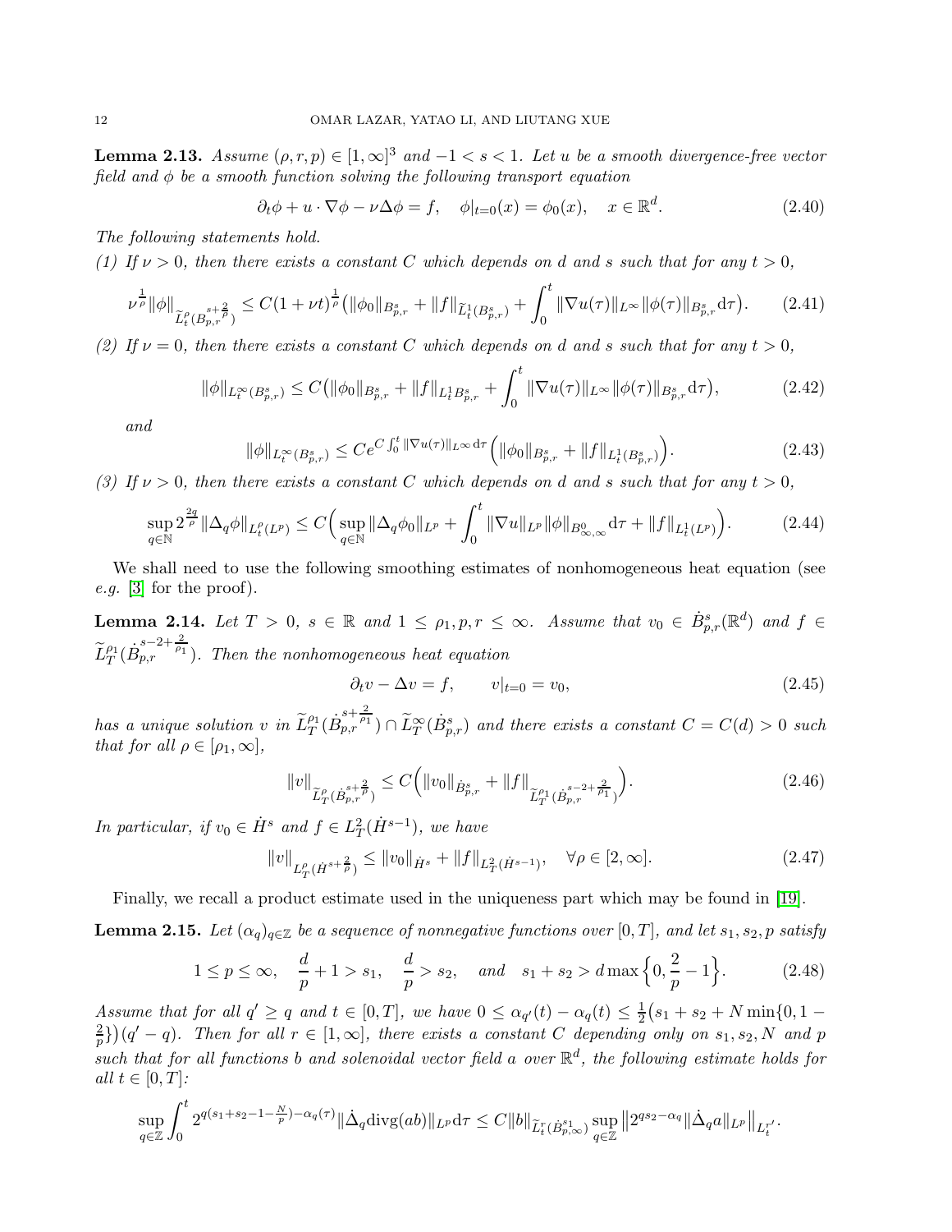**Lemma 2.13.** *Assume $(\rho, r, p) \in [1,\infty]^3$ and $-1 < s < 1$. Let $u$ be a smooth divergence-free vector field and $\phi$ be a smooth function solving the following transport equation*

$$\partial_t \phi + u\cdot\nabla\phi - \nu\Delta\phi = f, \quad \phi|_{t=0}(x) = \phi_0(x), \quad x\in\mathbb{R}^d. \tag{2.40}$$

*The following statements hold.*

*(1) If $\nu>0$, then there exists a constant $C$ which depends on $d$ and $s$ such that for any $t>0$,*

$$\nu^{\frac{1}{\rho}}\|\phi\|_{\widetilde{L}^\rho_t(B^{s+\frac{2}{\rho}}_{p,r})} \leq C(1+\nu t)^{\frac{1}{\rho}}\big(\|\phi_0\|_{B^s_{p,r}} + \|f\|_{\widetilde{L}^1_t(B^s_{p,r})} + \int_0^t \|\nabla u(\tau)\|_{L^\infty}\|\phi(\tau)\|_{B^s_{p,r}}\mathrm{d}\tau\big). \tag{2.41}$$

*(2) If $\nu=0$, then there exists a constant $C$ which depends on $d$ and $s$ such that for any $t>0$,*

$$\|\phi\|_{L^\infty_t(B^s_{p,r})} \leq C\big(\|\phi_0\|_{B^s_{p,r}} + \|f\|_{L^1_t B^s_{p,r}} + \int_0^t \|\nabla u(\tau)\|_{L^\infty}\|\phi(\tau)\|_{B^s_{p,r}}\mathrm{d}\tau\big), \tag{2.42}$$

*and*

$$\|\phi\|_{L^\infty_t(B^s_{p,r})} \leq Ce^{C\int_0^t\|\nabla u(\tau)\|_{L^\infty}\mathrm{d}\tau}\Big(\|\phi_0\|_{B^s_{p,r}} + \|f\|_{L^1_t(B^s_{p,r})}\Big). \tag{2.43}$$

*(3) If $\nu>0$, then there exists a constant $C$ which depends on $d$ and $s$ such that for any $t>0$,*

$$\sup_{q\in\mathbb{N}} 2^{\frac{2q}{\rho}}\|\Delta_q\phi\|_{L^\rho_t(L^p)} \leq C\Big(\sup_{q\in\mathbb{N}}\|\Delta_q\phi_0\|_{L^p} + \int_0^t \|\nabla u\|_{L^p}\|\phi\|_{B^0_{\infty,\infty}}\mathrm{d}\tau + \|f\|_{L^1_t(L^p)}\Big). \tag{2.44}$$

We shall need to use the following smoothing estimates of nonhomogeneous heat equation (see *e.g.* [3] for the proof).

**Lemma 2.14.** *Let $T>0$, $s\in\mathbb{R}$ and $1\leq \rho_1, p, r\leq\infty$. Assume that $v_0\in\dot{B}^s_{p,r}(\mathbb{R}^d)$ and $f\in\widetilde{L}^{\rho_1}_T(\dot{B}^{s-2+\frac{2}{\rho_1}}_{p,r})$. Then the nonhomogeneous heat equation*

$$\partial_t v - \Delta v = f, \qquad v|_{t=0} = v_0, \tag{2.45}$$

*has a unique solution $v$ in $\widetilde{L}^{\rho_1}_T(\dot{B}^{s+\frac{2}{\rho_1}}_{p,r})\cap\widetilde{L}^\infty_T(\dot{B}^s_{p,r})$ and there exists a constant $C=C(d)>0$ such that for all $\rho\in[\rho_1,\infty]$,*

$$\|v\|_{\widetilde{L}^\rho_T(\dot{B}^{s+\frac{2}{\rho}}_{p,r})} \leq C\Big(\|v_0\|_{\dot{B}^s_{p,r}} + \|f\|_{\widetilde{L}^{\rho_1}_T(\dot{B}^{s-2+\frac{2}{\rho_1}}_{p,r})}\Big). \tag{2.46}$$

*In particular, if $v_0\in\dot{H}^s$ and $f\in L^2_T(\dot{H}^{s-1})$, we have*

$$\|v\|_{L^\rho_T(\dot{H}^{s+\frac{2}{\rho}})} \leq \|v_0\|_{\dot{H}^s} + \|f\|_{L^2_T(\dot{H}^{s-1})}, \quad \forall\rho\in[2,\infty]. \tag{2.47}$$

Finally, we recall a product estimate used in the uniqueness part which may be found in [19].

**Lemma 2.15.** *Let $(\alpha_q)_{q\in\mathbb{Z}}$ be a sequence of nonnegative functions over $[0,T]$, and let $s_1, s_2, p$ satisfy*

$$1\leq p\leq\infty, \quad \frac{d}{p}+1>s_1, \quad \frac{d}{p}>s_2, \quad \text{and} \quad s_1+s_2 > d\max\Big\{0, \frac{2}{p}-1\Big\}. \tag{2.48}$$

*Assume that for all $q'\geq q$ and $t\in[0,T]$, we have $0\leq\alpha_{q'}(t)-\alpha_q(t)\leq\frac{1}{2}\big(s_1+s_2+N\min\{0,1-\frac{2}{p}\}\big)(q'-q)$. Then for all $r\in[1,\infty]$, there exists a constant $C$ depending only on $s_1, s_2, N$ and $p$ such that for all functions $b$ and solenoidal vector field $a$ over $\mathbb{R}^d$, the following estimate holds for all $t\in[0,T]$:*

$$\sup_{q\in\mathbb{Z}}\int_0^t 2^{q(s_1+s_2-1-\frac{N}{p})-\alpha_q(\tau)}\|\dot{\Delta}_q \mathrm{divg}(ab)\|_{L^p}\mathrm{d}\tau \leq C\|b\|_{\widetilde{L}^r_t(\dot{B}^{s_1}_{p,\infty})}\sup_{q\in\mathbb{Z}}\big\|2^{qs_2-\alpha_q}\|\dot{\Delta}_q a\|_{L^p}\big\|_{L^{r'}_t}.$$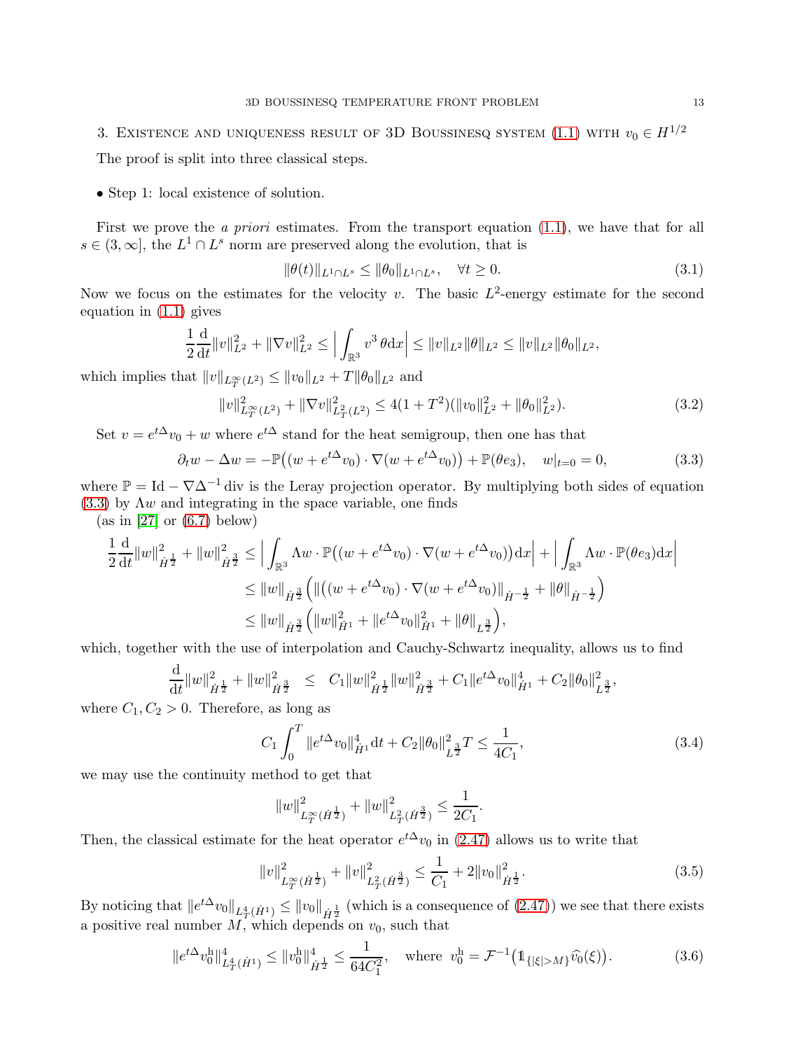## 3. Existence and uniqueness result of 3D Boussinesq system (1.1) with $v_0 \in H^{1/2}$

The proof is split into three classical steps.

• Step 1: local existence of solution.

First we prove the *a priori* estimates. From the transport equation (1.1), we have that for all $s \in (3, \infty]$, the $L^1 \cap L^s$ norm are preserved along the evolution, that is

$$
\|\theta(t)\|_{L^1\cap L^s} \le \|\theta_0\|_{L^1\cap L^s}, \quad \forall t \ge 0. \tag{3.1}
$$

Now we focus on the estimates for the velocity $v$. The basic $L^2$-energy estimate for the second equation in (1.1) gives

$$
\frac{1}{2}\frac{\mathrm{d}}{\mathrm{d}t}\|v\|_{L^2}^2 + \|\nabla v\|_{L^2}^2 \le \Big|\int_{\mathbb{R}^3} v^3\,\theta \mathrm{d}x\Big| \le \|v\|_{L^2}\|\theta\|_{L^2} \le \|v\|_{L^2}\|\theta_0\|_{L^2},
$$

which implies that $\|v\|_{L^\infty_T(L^2)} \le \|v_0\|_{L^2} + T\|\theta_0\|_{L^2}$ and

$$
\|v\|_{L^\infty_T(L^2)}^2 + \|\nabla v\|_{L^2_T(L^2)}^2 \le 4(1+T^2)(\|v_0\|_{L^2}^2 + \|\theta_0\|_{L^2}^2). \tag{3.2}
$$

Set $v = e^{t\Delta}v_0 + w$ where $e^{t\Delta}$ stand for the heat semigroup, then one has that

$$
\partial_t w - \Delta w = -\mathbb{P}\big((w + e^{t\Delta}v_0)\cdot\nabla(w + e^{t\Delta}v_0)\big) + \mathbb{P}(\theta e_3), \quad w|_{t=0} = 0, \tag{3.3}
$$

where $\mathbb{P} = \mathrm{Id} - \nabla\Delta^{-1}\operatorname{div}$ is the Leray projection operator. By multiplying both sides of equation (3.3) by $\Lambda w$ and integrating in the space variable, one finds
(as in [27] or (6.7) below)

$$
\begin{aligned}
\frac{1}{2}\frac{\mathrm{d}}{\mathrm{d}t}\|w\|_{\dot H^{\frac12}}^2 + \|w\|_{\dot H^{\frac32}}^2 &\le \Big|\int_{\mathbb{R}^3}\Lambda w\cdot\mathbb{P}\big((w + e^{t\Delta}v_0)\cdot\nabla(w + e^{t\Delta}v_0)\big)\mathrm{d}x\Big| + \Big|\int_{\mathbb{R}^3}\Lambda w\cdot\mathbb{P}(\theta e_3)\mathrm{d}x\Big| \\
&\le \|w\|_{\dot H^{\frac32}}\Big(\|\big((w + e^{t\Delta}v_0)\cdot\nabla(w + e^{t\Delta}v_0)\big)\|_{\dot H^{-\frac12}} + \|\theta\|_{\dot H^{-\frac12}}\Big) \\
&\le \|w\|_{\dot H^{\frac32}}\Big(\|w\|_{\dot H^1}^2 + \|e^{t\Delta}v_0\|_{\dot H^1}^2 + \|\theta\|_{L^{\frac32}}\Big),
\end{aligned}
$$

which, together with the use of interpolation and Cauchy-Schwartz inequality, allows us to find

$$
\frac{\mathrm{d}}{\mathrm{d}t}\|w\|_{\dot H^{\frac12}}^2 + \|w\|_{\dot H^{\frac32}}^2 \quad\le\quad C_1\|w\|_{\dot H^{\frac12}}^2\|w\|_{\dot H^{\frac32}}^2 + C_1\|e^{t\Delta}v_0\|_{\dot H^1}^4 + C_2\|\theta_0\|_{L^{\frac32}}^2,
$$

where $C_1, C_2 > 0$. Therefore, as long as

$$
C_1\int_0^T \|e^{t\Delta}v_0\|_{\dot H^1}^4\mathrm{d}t + C_2\|\theta_0\|_{L^{\frac32}}^2 T \le \frac{1}{4C_1}, \tag{3.4}
$$

we may use the continuity method to get that

$$
\|w\|_{L^\infty_T(\dot H^{\frac12})}^2 + \|w\|_{L^2_T(\dot H^{\frac32})}^2 \le \frac{1}{2C_1}.
$$

Then, the classical estimate for the heat operator $e^{t\Delta}v_0$ in (2.47) allows us to write that

$$
\|v\|_{L^\infty_T(\dot H^{\frac12})}^2 + \|v\|_{L^2_T(\dot H^{\frac32})}^2 \le \frac{1}{C_1} + 2\|v_0\|_{\dot H^{\frac12}}^2. \tag{3.5}
$$

By noticing that $\|e^{t\Delta}v_0\|_{L^4_T(\dot H^1)} \le \|v_0\|_{\dot H^{\frac12}}$ (which is a consequence of (2.47)) we see that there exists a positive real number $M$, which depends on $v_0$, such that

$$
\|e^{t\Delta}v_0^{\mathrm{h}}\|_{L^4_T(\dot H^1)}^4 \le \|v_0^{\mathrm{h}}\|_{\dot H^{\frac12}}^4 \le \frac{1}{64C_1^2}, \quad \text{where } v_0^{\mathrm{h}} = \mathcal{F}^{-1}\big(\mathbb{1}_{\{|\xi|>M\}}\widehat{v_0}(\xi)\big). \tag{3.6}
$$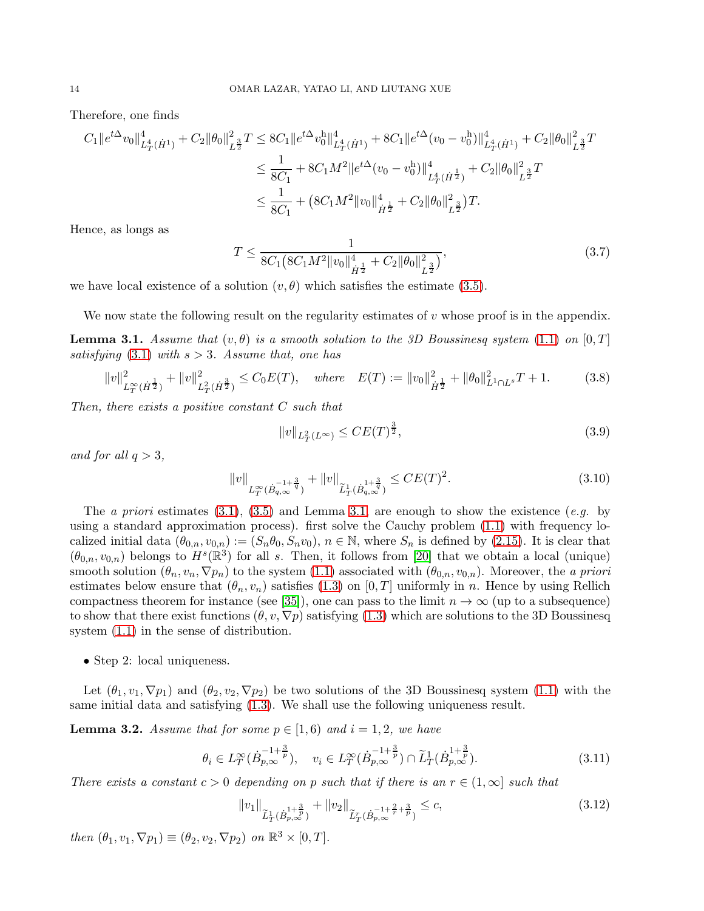Therefore, one finds

$$
\begin{aligned}
C_1\|e^{t\Delta}v_0\|^4_{L^4_T(\dot H^1)} + C_2\|\theta_0\|^2_{L^{\frac32}}T &\le 8C_1\|e^{t\Delta}v_0^{\mathrm h}\|^4_{L^4_T(\dot H^1)} + 8C_1\|e^{t\Delta}(v_0-v_0^{\mathrm h})\|^4_{L^4_T(\dot H^1)} + C_2\|\theta_0\|^2_{L^{\frac32}}T \\
&\le \frac{1}{8C_1} + 8C_1M^2\|e^{t\Delta}(v_0-v_0^{\mathrm h})\|^4_{L^4_T(\dot H^{\frac12})} + C_2\|\theta_0\|^2_{L^{\frac32}}T \\
&\le \frac{1}{8C_1} + \big(8C_1M^2\|v_0\|^4_{\dot H^{\frac12}} + C_2\|\theta_0\|^2_{L^{\frac32}}\big)T.
\end{aligned}
$$

Hence, as longs as

$$
T \le \frac{1}{8C_1\big(8C_1M^2\|v_0\|^4_{\dot H^{\frac12}} + C_2\|\theta_0\|^2_{L^{\frac32}}\big)}, \tag{3.7}
$$

we have local existence of a solution $(v,\theta)$ which satisfies the estimate (3.5).

We now state the following result on the regularity estimates of $v$ whose proof is in the appendix.

**Lemma 3.1.** *Assume that $(v,\theta)$ is a smooth solution to the 3D Boussinesq system (1.1) on $[0,T]$ satisfying (3.1) with $s>3$. Assume that, one has*

$$
\|v\|^2_{L^\infty_T(\dot H^{\frac12})} + \|v\|^2_{L^2_T(\dot H^{\frac32})} \le C_0E(T), \quad \textit{where} \quad E(T) := \|v_0\|^2_{\dot H^{\frac12}} + \|\theta_0\|^2_{L^1\cap L^s}T + 1. \tag{3.8}
$$

*Then, there exists a positive constant $C$ such that*

$$
\|v\|_{L^2_T(L^\infty)} \le CE(T)^{\frac32}, \tag{3.9}
$$

*and for all $q>3$,*

$$
\|v\|_{L^\infty_T(\dot B^{-1+\frac3q}_{q,\infty})} + \|v\|_{\widetilde L^1_T(\dot B^{1+\frac3q}_{q,\infty})} \le CE(T)^2. \tag{3.10}
$$

The *a priori* estimates (3.1), (3.5) and Lemma 3.1, are enough to show the existence (*e.g.* by using a standard approximation process). first solve the Cauchy problem (1.1) with frequency localized initial data $(\theta_{0,n}, v_{0,n}) := (S_n\theta_0, S_nv_0)$, $n\in\mathbb N$, where $S_n$ is defined by (2.15). It is clear that $(\theta_{0,n}, v_{0,n})$ belongs to $H^s(\mathbb R^3)$ for all $s$. Then, it follows from [20] that we obtain a local (unique) smooth solution $(\theta_n, v_n, \nabla p_n)$ to the system (1.1) associated with $(\theta_{0,n}, v_{0,n})$. Moreover, the *a priori* estimates below ensure that $(\theta_n, v_n)$ satisfies (1.3) on $[0,T]$ uniformly in $n$. Hence by using Rellich compactness theorem for instance (see [35]), one can pass to the limit $n\to\infty$ (up to a subsequence) to show that there exist functions $(\theta, v, \nabla p)$ satisfying (1.3) which are solutions to the 3D Boussinesq system (1.1) in the sense of distribution.

- Step 2: local uniqueness.

Let $(\theta_1, v_1, \nabla p_1)$ and $(\theta_2, v_2, \nabla p_2)$ be two solutions of the 3D Boussinesq system (1.1) with the same initial data and satisfying (1.3). We shall use the following uniqueness result.

**Lemma 3.2.** *Assume that for some $p\in[1,6)$ and $i=1,2$, we have*

$$
\theta_i \in L^\infty_T(\dot B^{-1+\frac3p}_{p,\infty}), \quad v_i \in L^\infty_T(\dot B^{-1+\frac3p}_{p,\infty}) \cap \widetilde L^1_T(\dot B^{1+\frac3p}_{p,\infty}). \tag{3.11}
$$

*There exists a constant $c>0$ depending on $p$ such that if there is an $r\in(1,\infty]$ such that*

$$
\|v_1\|_{\widetilde L^1_T(\dot B^{1+\frac3p}_{p,\infty})} + \|v_2\|_{\widetilde L^r_T(\dot B^{-1+\frac2r+\frac3p}_{p,\infty})} \le c, \tag{3.12}
$$

*then $(\theta_1, v_1, \nabla p_1) \equiv (\theta_2, v_2, \nabla p_2)$ on $\mathbb R^3\times[0,T]$.*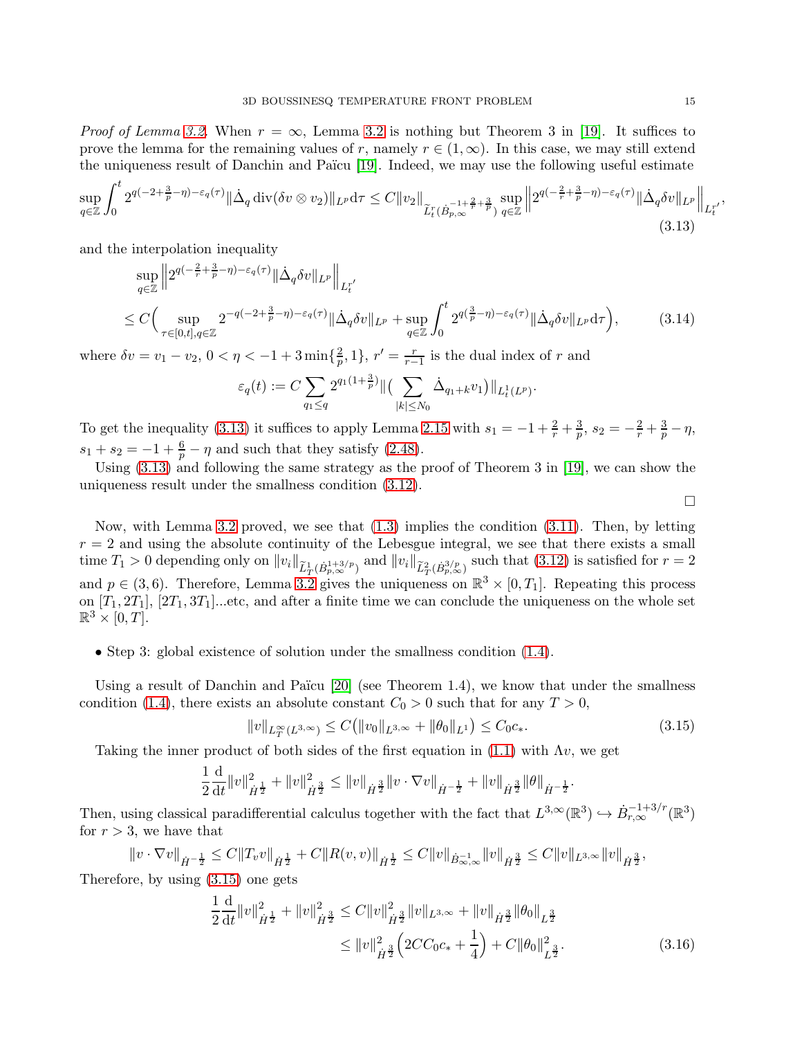*Proof of Lemma 3.2.* When $r = \infty$, Lemma 3.2 is nothing but Theorem 3 in [19]. It suffices to prove the lemma for the remaining values of $r$, namely $r \in (1,\infty)$. In this case, we may still extend the uniqueness result of Danchin and Païcu [19]. Indeed, we may use the following useful estimate

$$\sup_{q\in\mathbb{Z}} \int_0^t 2^{q(-2+\frac{3}{p}-\eta)-\varepsilon_q(\tau)} \|\dot{\Delta}_q \operatorname{div}(\delta v \otimes v_2)\|_{L^p} \mathrm{d}\tau \leq C \|v_2\|_{\widetilde{L}^r_t(\dot{B}^{-1+\frac{2}{r}+\frac{3}{p}}_{p,\infty})} \sup_{q\in\mathbb{Z}} \Big\| 2^{q(-\frac{2}{r}+\frac{3}{p}-\eta)-\varepsilon_q(\tau)} \|\dot{\Delta}_q \delta v\|_{L^p} \Big\|_{L^{r'}_t}, \tag{3.13}$$

and the interpolation inequality

$$\begin{aligned} &\sup_{q\in\mathbb{Z}} \Big\| 2^{q(-\frac{2}{r}+\frac{3}{p}-\eta)-\varepsilon_q(\tau)} \|\dot{\Delta}_q \delta v\|_{L^p} \Big\|_{L^{r'}_t} \\ &\leq C \Big( \sup_{\tau\in[0,t], q\in\mathbb{Z}} 2^{-q(-2+\frac{3}{p}-\eta)-\varepsilon_q(\tau)} \|\dot{\Delta}_q \delta v\|_{L^p} + \sup_{q\in\mathbb{Z}} \int_0^t 2^{q(\frac{3}{p}-\eta)-\varepsilon_q(\tau)} \|\dot{\Delta}_q \delta v\|_{L^p} \mathrm{d}\tau \Big), \end{aligned} \tag{3.14}$$

where $\delta v = v_1 - v_2$, $0 < \eta < -1 + 3\min\{\frac{2}{p}, 1\}$, $r' = \frac{r}{r-1}$ is the dual index of $r$ and

$$\varepsilon_q(t) := C \sum_{q_1 \leq q} 2^{q_1(1+\frac{3}{p})} \|\big( \sum_{|k|\leq N_0} \dot{\Delta}_{q_1+k} v_1 \big)\|_{L^1_t(L^p)}.$$

To get the inequality (3.13) it suffices to apply Lemma 2.15 with $s_1 = -1 + \frac{2}{r} + \frac{3}{p}$, $s_2 = -\frac{2}{r} + \frac{3}{p} - \eta$, $s_1 + s_2 = -1 + \frac{6}{p} - \eta$ and such that they satisfy (2.48).

Using (3.13) and following the same strategy as the proof of Theorem 3 in [19], we can show the uniqueness result under the smallness condition (3.12).

□

Now, with Lemma 3.2 proved, we see that (1.3) implies the condition (3.11). Then, by letting $r = 2$ and using the absolute continuity of the Lebesgue integral, we see that there exists a small time $T_1 > 0$ depending only on $\|v_i\|_{\widetilde{L}^1_T(\dot{B}^{1+3/p}_{p,\infty})}$ and $\|v_i\|_{\widetilde{L}^2_T(\dot{B}^{3/p}_{p,\infty})}$ such that (3.12) is satisfied for $r = 2$ and $p \in (3,6)$. Therefore, Lemma 3.2 gives the uniqueness on $\mathbb{R}^3 \times [0,T_1]$. Repeating this process on $[T_1, 2T_1]$, $[2T_1, 3T_1]$...etc, and after a finite time we can conclude the uniqueness on the whole set $\mathbb{R}^3 \times [0,T]$.

- Step 3: global existence of solution under the smallness condition (1.4).

Using a result of Danchin and Païcu [20] (see Theorem 1.4), we know that under the smallness condition (1.4), there exists an absolute constant $C_0 > 0$ such that for any $T > 0$,

$$\|v\|_{L^\infty_T(L^{3,\infty})} \leq C\big( \|v_0\|_{L^{3,\infty}} + \|\theta_0\|_{L^1} \big) \leq C_0 c_*. \tag{3.15}$$

Taking the inner product of both sides of the first equation in (1.1) with $\Lambda v$, we get

$$\frac{1}{2}\frac{\mathrm{d}}{\mathrm{d}t} \|v\|^2_{\dot{H}^{\frac{1}{2}}} + \|v\|^2_{\dot{H}^{\frac{3}{2}}} \leq \|v\|_{\dot{H}^{\frac{3}{2}}} \|v \cdot \nabla v\|_{\dot{H}^{-\frac{1}{2}}} + \|v\|_{\dot{H}^{\frac{3}{2}}} \|\theta\|_{\dot{H}^{-\frac{1}{2}}}.$$

Then, using classical paradifferential calculus together with the fact that $L^{3,\infty}(\mathbb{R}^3) \hookrightarrow \dot{B}^{-1+3/r}_{r,\infty}(\mathbb{R}^3)$ for $r > 3$, we have that

$$\|v \cdot \nabla v\|_{\dot{H}^{-\frac{1}{2}}} \leq C \|T_v v\|_{\dot{H}^{\frac{1}{2}}} + C \|R(v,v)\|_{\dot{H}^{\frac{1}{2}}} \leq C \|v\|_{\dot{B}^{-1}_{\infty,\infty}} \|v\|_{\dot{H}^{\frac{3}{2}}} \leq C \|v\|_{L^{3,\infty}} \|v\|_{\dot{H}^{\frac{3}{2}}},$$

Therefore, by using (3.15) one gets

$$\begin{aligned} \frac{1}{2}\frac{\mathrm{d}}{\mathrm{d}t} \|v\|^2_{\dot{H}^{\frac{1}{2}}} + \|v\|^2_{\dot{H}^{\frac{3}{2}}} &\leq C \|v\|^2_{\dot{H}^{\frac{3}{2}}} \|v\|_{L^{3,\infty}} + \|v\|_{\dot{H}^{\frac{3}{2}}} \|\theta_0\|_{L^{\frac{3}{2}}} \\ &\leq \|v\|^2_{\dot{H}^{\frac{3}{2}}} \Big( 2CC_0 c_* + \frac{1}{4} \Big) + C \|\theta_0\|^2_{L^{\frac{3}{2}}}. \end{aligned} \tag{3.16}$$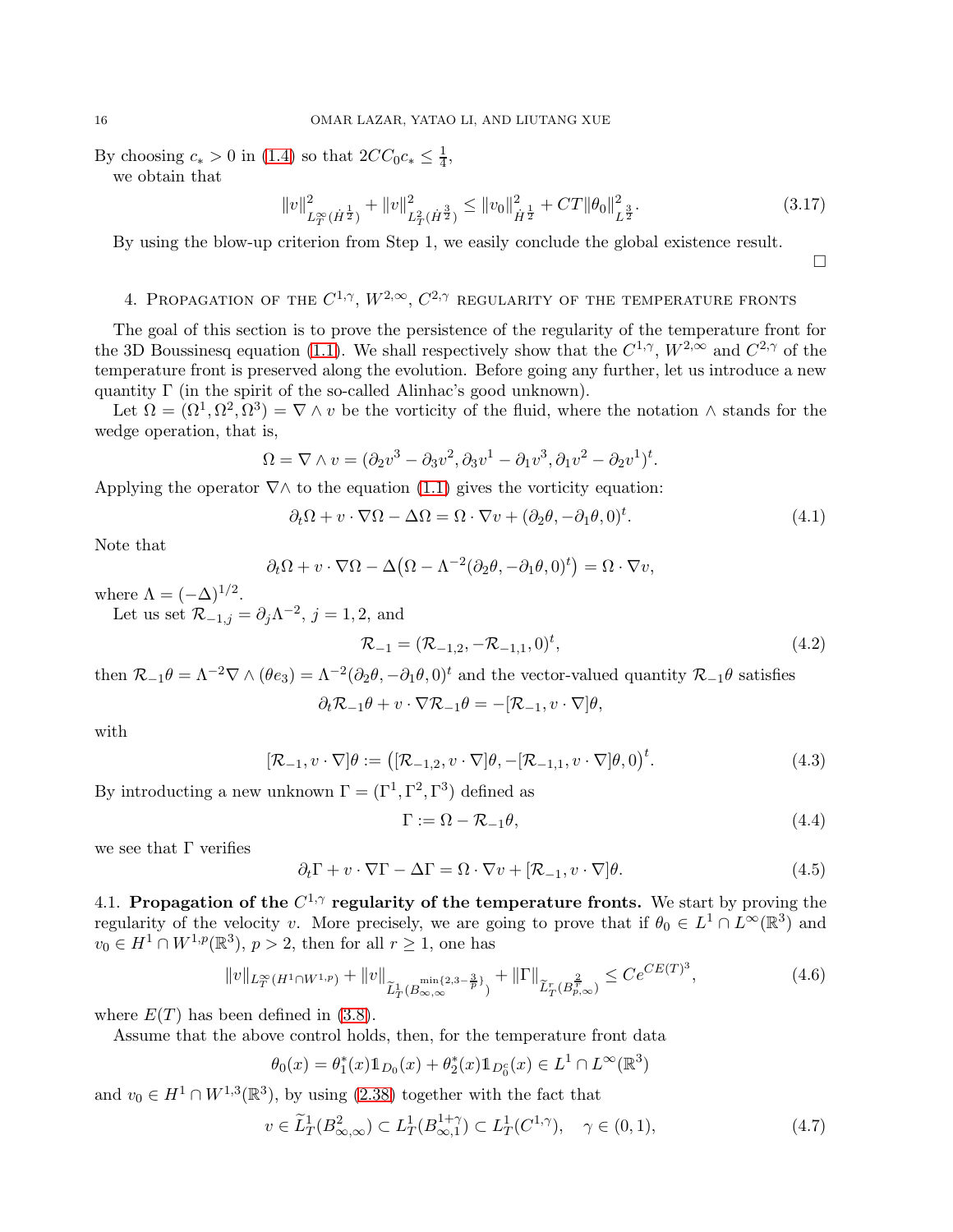By choosing $c_* > 0$ in (1.4) so that $2CC_0 c_* \leq \frac{1}{4}$,
we obtain that

$$\|v\|^2_{L^\infty_T(\dot{H}^{\frac{1}{2}})} + \|v\|^2_{L^2_T(\dot{H}^{\frac{3}{2}})} \leq \|v_0\|^2_{\dot{H}^{\frac{1}{2}}} + CT\|\theta_0\|^2_{L^{\frac{3}{2}}}. \tag{3.17}$$

By using the blow-up criterion from Step 1, we easily conclude the global existence result.

$\square$

## 4. Propagation of the $C^{1,\gamma}$, $W^{2,\infty}$, $C^{2,\gamma}$ regularity of the temperature fronts

The goal of this section is to prove the persistence of the regularity of the temperature front for the 3D Boussinesq equation (1.1). We shall respectively show that the $C^{1,\gamma}$, $W^{2,\infty}$ and $C^{2,\gamma}$ of the temperature front is preserved along the evolution. Before going any further, let us introduce a new quantity $\Gamma$ (in the spirit of the so-called Alinhac's good unknown).

Let $\Omega = (\Omega^1, \Omega^2, \Omega^3) = \nabla \wedge v$ be the vorticity of the fluid, where the notation $\wedge$ stands for the wedge operation, that is,

$$\Omega = \nabla \wedge v = (\partial_2 v^3 - \partial_3 v^2, \partial_3 v^1 - \partial_1 v^3, \partial_1 v^2 - \partial_2 v^1)^t.$$

Applying the operator $\nabla\wedge$ to the equation (1.1) gives the vorticity equation:

$$\partial_t \Omega + v \cdot \nabla \Omega - \Delta \Omega = \Omega \cdot \nabla v + (\partial_2 \theta, -\partial_1 \theta, 0)^t. \tag{4.1}$$

Note that

$$\partial_t \Omega + v \cdot \nabla \Omega - \Delta\big(\Omega - \Lambda^{-2}(\partial_2 \theta, -\partial_1 \theta, 0)^t\big) = \Omega \cdot \nabla v,$$

where $\Lambda = (-\Delta)^{1/2}$.

Let us set $\mathcal{R}_{-1,j} = \partial_j \Lambda^{-2}$, $j = 1, 2$, and

$$\mathcal{R}_{-1} = (\mathcal{R}_{-1,2}, -\mathcal{R}_{-1,1}, 0)^t, \tag{4.2}$$

then $\mathcal{R}_{-1}\theta = \Lambda^{-2}\nabla \wedge (\theta e_3) = \Lambda^{-2}(\partial_2 \theta, -\partial_1 \theta, 0)^t$ and the vector-valued quantity $\mathcal{R}_{-1}\theta$ satisfies

$$\partial_t \mathcal{R}_{-1}\theta + v \cdot \nabla \mathcal{R}_{-1}\theta = -[\mathcal{R}_{-1}, v \cdot \nabla]\theta,$$

with

$$[\mathcal{R}_{-1}, v \cdot \nabla]\theta := \big([\mathcal{R}_{-1,2}, v \cdot \nabla]\theta, -[\mathcal{R}_{-1,1}, v \cdot \nabla]\theta, 0\big)^t. \tag{4.3}$$

By introducting a new unknown $\Gamma = (\Gamma^1, \Gamma^2, \Gamma^3)$ defined as

$$\Gamma := \Omega - \mathcal{R}_{-1}\theta, \tag{4.4}$$

we see that $\Gamma$ verifies

$$\partial_t \Gamma + v \cdot \nabla \Gamma - \Delta \Gamma = \Omega \cdot \nabla v + [\mathcal{R}_{-1}, v \cdot \nabla]\theta. \tag{4.5}$$

### 4.1. Propagation of the $C^{1,\gamma}$ regularity of the temperature fronts.

We start by proving the regularity of the velocity $v$. More precisely, we are going to prove that if $\theta_0 \in L^1 \cap L^\infty(\mathbb{R}^3)$ and $v_0 \in H^1 \cap W^{1,p}(\mathbb{R}^3)$, $p > 2$, then for all $r \geq 1$, one has

$$\|v\|_{L^\infty_T(H^1 \cap W^{1,p})} + \|v\|_{\widetilde{L}^1_T(B^{\min\{2,3-\frac{3}{p}\}}_{\infty,\infty})} + \|\Gamma\|_{\widetilde{L}^r_T(B^{\frac{2}{r}}_{p,\infty})} \leq Ce^{CE(T)^3}, \tag{4.6}$$

where $E(T)$ has been defined in (3.8).

Assume that the above control holds, then, for the temperature front data

$$\theta_0(x) = \theta_1^*(x)1\!\!1_{D_0}(x) + \theta_2^*(x)1\!\!1_{D_0^c}(x) \in L^1 \cap L^\infty(\mathbb{R}^3)$$

and $v_0 \in H^1 \cap W^{1,3}(\mathbb{R}^3)$, by using (2.38) together with the fact that

$$v \in \widetilde{L}^1_T(B^2_{\infty,\infty}) \subset L^1_T(B^{1+\gamma}_{\infty,1}) \subset L^1_T(C^{1,\gamma}), \quad \gamma \in (0,1), \tag{4.7}$$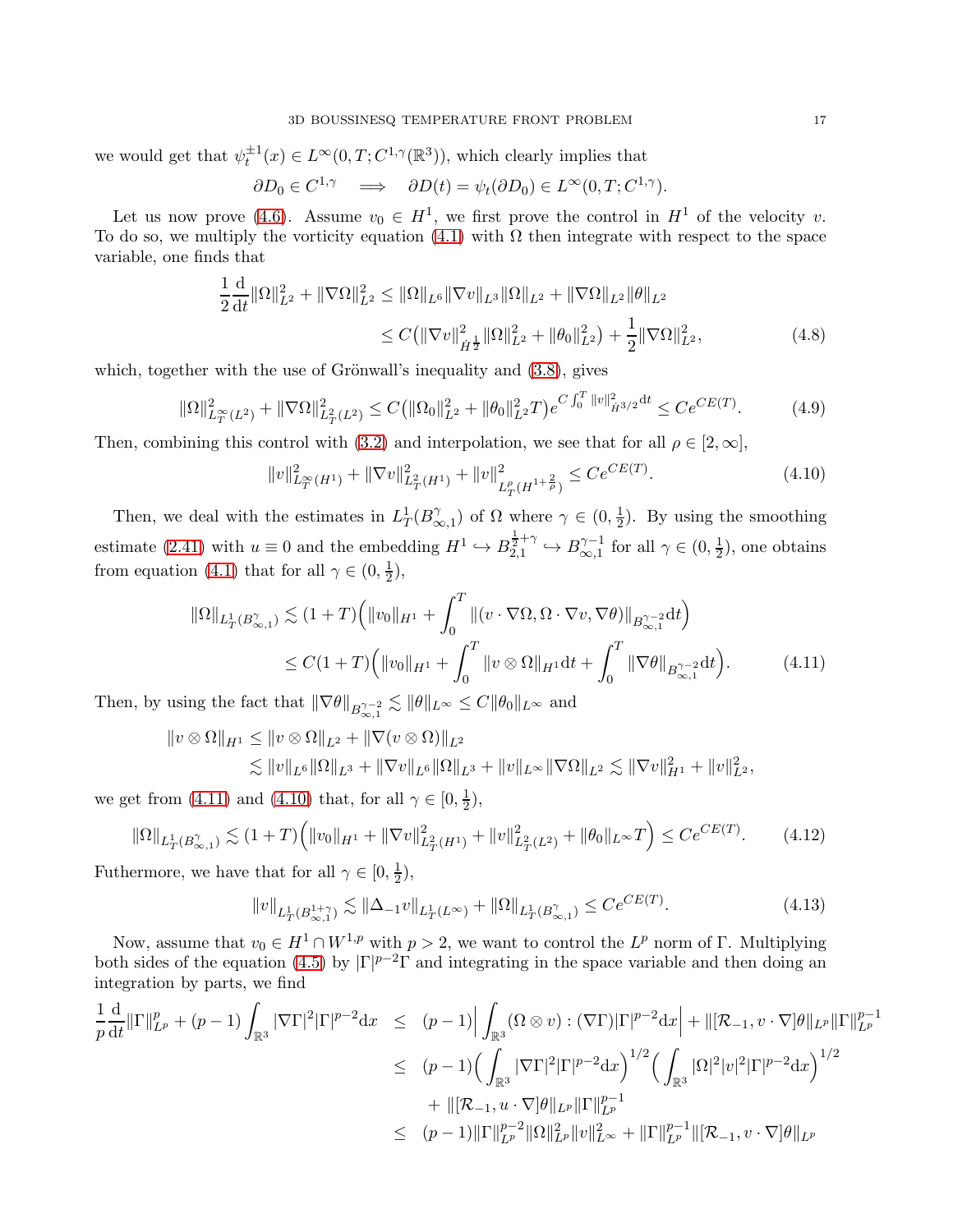we would get that $\psi_t^{\pm 1}(x) \in L^\infty(0,T; C^{1,\gamma}(\mathbb{R}^3))$, which clearly implies that

$$\partial D_0 \in C^{1,\gamma} \quad \Longrightarrow \quad \partial D(t) = \psi_t(\partial D_0) \in L^\infty(0,T; C^{1,\gamma}).$$

Let us now prove (4.6). Assume $v_0 \in H^1$, we first prove the control in $H^1$ of the velocity $v$. To do so, we multiply the vorticity equation (4.1) with $\Omega$ then integrate with respect to the space variable, one finds that

$$\frac{1}{2}\frac{\mathrm{d}}{\mathrm{d}t}\|\Omega\|_{L^2}^2 + \|\nabla\Omega\|_{L^2}^2 \le \|\Omega\|_{L^6}\|\nabla v\|_{L^3}\|\Omega\|_{L^2} + \|\nabla\Omega\|_{L^2}\|\theta\|_{L^2}$$
$$\le C\big(\|\nabla v\|_{\dot{H}^{\frac{1}{2}}}^2\|\Omega\|_{L^2}^2 + \|\theta_0\|_{L^2}^2\big) + \frac{1}{2}\|\nabla\Omega\|_{L^2}^2, \tag{4.8}$$

which, together with the use of Grönwall's inequality and (3.8), gives

$$\|\Omega\|_{L_T^\infty(L^2)}^2 + \|\nabla\Omega\|_{L_T^2(L^2)}^2 \le C\big(\|\Omega_0\|_{L^2}^2 + \|\theta_0\|_{L^2}^2 T\big)e^{C\int_0^T \|v\|_{\dot{H}^{3/2}}^2 \mathrm{d}t} \le Ce^{CE(T)}. \tag{4.9}$$

Then, combining this control with (3.2) and interpolation, we see that for all $\rho \in [2,\infty]$,

$$\|v\|_{L_T^\infty(H^1)}^2 + \|\nabla v\|_{L_T^2(H^1)}^2 + \|v\|_{L_T^\rho(H^{1+\frac{2}{\rho}})}^2 \le Ce^{CE(T)}. \tag{4.10}$$

Then, we deal with the estimates in $L_T^1(B_{\infty,1}^\gamma)$ of $\Omega$ where $\gamma \in (0,\frac{1}{2})$. By using the smoothing estimate (2.41) with $u \equiv 0$ and the embedding $H^1 \hookrightarrow B_{2,1}^{\frac{1}{2}+\gamma} \hookrightarrow B_{\infty,1}^{\gamma-1}$ for all $\gamma \in (0,\frac{1}{2})$, one obtains from equation (4.1) that for all $\gamma \in (0,\frac{1}{2})$,

$$\|\Omega\|_{L_T^1(B_{\infty,1}^\gamma)} \lesssim (1+T)\Big(\|v_0\|_{H^1} + \int_0^T \|(v\cdot\nabla\Omega, \Omega\cdot\nabla v, \nabla\theta)\|_{B_{\infty,1}^{\gamma-2}}\mathrm{d}t\Big)$$
$$\le C(1+T)\Big(\|v_0\|_{H^1} + \int_0^T \|v\otimes\Omega\|_{H^1}\mathrm{d}t + \int_0^T \|\nabla\theta\|_{B_{\infty,1}^{\gamma-2}}\mathrm{d}t\Big). \tag{4.11}$$

Then, by using the fact that $\|\nabla\theta\|_{B_{\infty,1}^{\gamma-2}} \lesssim \|\theta\|_{L^\infty} \le C\|\theta_0\|_{L^\infty}$ and

$$\|v\otimes\Omega\|_{H^1} \le \|v\otimes\Omega\|_{L^2} + \|\nabla(v\otimes\Omega)\|_{L^2}$$
$$\lesssim \|v\|_{L^6}\|\Omega\|_{L^3} + \|\nabla v\|_{L^6}\|\Omega\|_{L^3} + \|v\|_{L^\infty}\|\nabla\Omega\|_{L^2} \lesssim \|\nabla v\|_{H^1}^2 + \|v\|_{L^2}^2,$$

we get from (4.11) and (4.10) that, for all $\gamma \in [0,\frac{1}{2})$,

$$\|\Omega\|_{L_T^1(B_{\infty,1}^\gamma)} \lesssim (1+T)\Big(\|v_0\|_{H^1} + \|\nabla v\|_{L_T^2(H^1)}^2 + \|v\|_{L_T^2(L^2)}^2 + \|\theta_0\|_{L^\infty}T\Big) \le Ce^{CE(T)}. \tag{4.12}$$

Futhermore, we have that for all $\gamma \in [0,\frac{1}{2})$,

$$\|v\|_{L_T^1(B_{\infty,1}^{1+\gamma})} \lesssim \|\Delta_{-1}v\|_{L_T^1(L^\infty)} + \|\Omega\|_{L_T^1(B_{\infty,1}^\gamma)} \le Ce^{CE(T)}. \tag{4.13}$$

Now, assume that $v_0 \in H^1 \cap W^{1,p}$ with $p > 2$, we want to control the $L^p$ norm of $\Gamma$. Multiplying both sides of the equation (4.5) by $|\Gamma|^{p-2}\Gamma$ and integrating in the space variable and then doing an integration by parts, we find

$$\begin{aligned}
\frac{1}{p}\frac{\mathrm{d}}{\mathrm{d}t}\|\Gamma\|_{L^p}^p + (p-1)\int_{\mathbb{R}^3}|\nabla\Gamma|^2|\Gamma|^{p-2}\mathrm{d}x \;&\le\; (p-1)\Big|\int_{\mathbb{R}^3}(\Omega\otimes v):(\nabla\Gamma)|\Gamma|^{p-2}\mathrm{d}x\Big| + \|[\mathcal{R}_{-1}, v\cdot\nabla]\theta\|_{L^p}\|\Gamma\|_{L^p}^{p-1}\\
&\le\; (p-1)\Big(\int_{\mathbb{R}^3}|\nabla\Gamma|^2|\Gamma|^{p-2}\mathrm{d}x\Big)^{1/2}\Big(\int_{\mathbb{R}^3}|\Omega|^2|v|^2|\Gamma|^{p-2}\mathrm{d}x\Big)^{1/2}\\
&\quad + \|[\mathcal{R}_{-1}, u\cdot\nabla]\theta\|_{L^p}\|\Gamma\|_{L^p}^{p-1}\\
&\le\; (p-1)\|\Gamma\|_{L^p}^{p-2}\|\Omega\|_{L^p}^2\|v\|_{L^\infty}^2 + \|\Gamma\|_{L^p}^{p-1}\|[\mathcal{R}_{-1}, v\cdot\nabla]\theta\|_{L^p}
\end{aligned}$$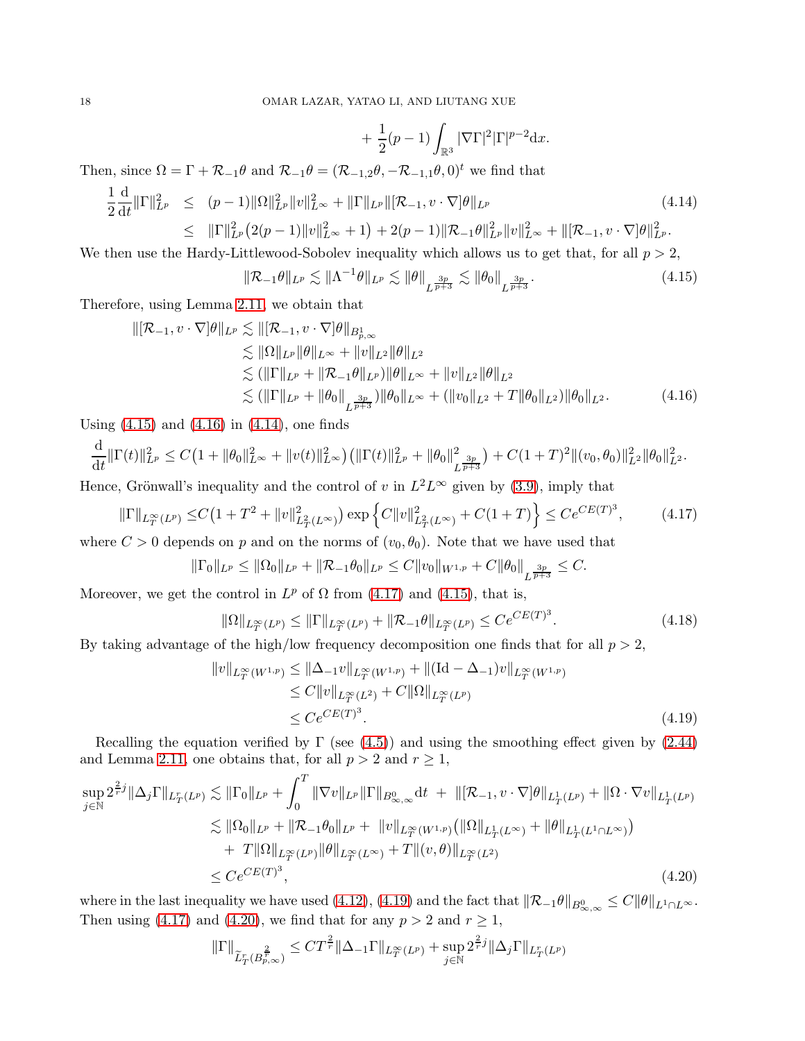$$+ \frac{1}{2}(p-1)\int_{\mathbb{R}^3} |\nabla \Gamma|^2 |\Gamma|^{p-2} \mathrm{d}x.$$

Then, since $\Omega = \Gamma + \mathcal{R}_{-1}\theta$ and $\mathcal{R}_{-1}\theta = (\mathcal{R}_{-1,2}\theta, -\mathcal{R}_{-1,1}\theta, 0)^t$ we find that

$$\begin{aligned}
\frac{1}{2}\frac{\mathrm{d}}{\mathrm{d}t}\|\Gamma\|_{L^p}^2 &\le (p-1)\|\Omega\|_{L^p}^2\|v\|_{L^\infty}^2 + \|\Gamma\|_{L^p}\|[\mathcal{R}_{-1}, v\cdot\nabla]\theta\|_{L^p} \\
&\le \|\Gamma\|_{L^p}^2\big(2(p-1)\|v\|_{L^\infty}^2 + 1\big) + 2(p-1)\|\mathcal{R}_{-1}\theta\|_{L^p}^2\|v\|_{L^\infty}^2 + \|[\mathcal{R}_{-1}, v\cdot\nabla]\theta\|_{L^p}^2.
\end{aligned} \tag{4.14}$$

We then use the Hardy-Littlewood-Sobolev inequality which allows us to get that, for all $p > 2$,

$$\|\mathcal{R}_{-1}\theta\|_{L^p} \lesssim \|\Lambda^{-1}\theta\|_{L^p} \lesssim \|\theta\|_{L^{\frac{3p}{p+3}}} \lesssim \|\theta_0\|_{L^{\frac{3p}{p+3}}}. \tag{4.15}$$

Therefore, using Lemma 2.11, we obtain that

$$\begin{aligned}
\|[\mathcal{R}_{-1}, v\cdot\nabla]\theta\|_{L^p} &\lesssim \|[\mathcal{R}_{-1}, v\cdot\nabla]\theta\|_{B^1_{p,\infty}} \\
&\lesssim \|\Omega\|_{L^p}\|\theta\|_{L^\infty} + \|v\|_{L^2}\|\theta\|_{L^2} \\
&\lesssim (\|\Gamma\|_{L^p} + \|\mathcal{R}_{-1}\theta\|_{L^p})\|\theta\|_{L^\infty} + \|v\|_{L^2}\|\theta\|_{L^2} \\
&\lesssim (\|\Gamma\|_{L^p} + \|\theta_0\|_{L^{\frac{3p}{p+3}}})\|\theta_0\|_{L^\infty} + (\|v_0\|_{L^2} + T\|\theta_0\|_{L^2})\|\theta_0\|_{L^2}.
\end{aligned} \tag{4.16}$$

Using (4.15) and (4.16) in (4.14), one finds

$$\frac{\mathrm{d}}{\mathrm{d}t}\|\Gamma(t)\|_{L^p}^2 \le C\big(1 + \|\theta_0\|_{L^\infty}^2 + \|v(t)\|_{L^\infty}^2\big)\big(\|\Gamma(t)\|_{L^p}^2 + \|\theta_0\|^2_{L^{\frac{3p}{p+3}}}\big) + C(1+T)^2\|(v_0,\theta_0)\|_{L^2}^2\|\theta_0\|_{L^2}^2.$$

Hence, Grönwall's inequality and the control of $v$ in $L^2L^\infty$ given by (3.9), imply that

$$\|\Gamma\|_{L^\infty_T(L^p)} \le C\big(1 + T^2 + \|v\|^2_{L^2_T(L^\infty)}\big)\exp\Big\{C\|v\|^2_{L^2_T(L^\infty)} + C(1+T)\Big\} \le Ce^{CE(T)^3}, \tag{4.17}$$

where $C > 0$ depends on $p$ and on the norms of $(v_0, \theta_0)$. Note that we have used that

$$\|\Gamma_0\|_{L^p} \le \|\Omega_0\|_{L^p} + \|\mathcal{R}_{-1}\theta_0\|_{L^p} \le C\|v_0\|_{W^{1,p}} + C\|\theta_0\|_{L^{\frac{3p}{p+3}}} \le C.$$

Moreover, we get the control in $L^p$ of $\Omega$ from (4.17) and (4.15), that is,

$$\|\Omega\|_{L^\infty_T(L^p)} \le \|\Gamma\|_{L^\infty_T(L^p)} + \|\mathcal{R}_{-1}\theta\|_{L^\infty_T(L^p)} \le Ce^{CE(T)^3}. \tag{4.18}$$

By taking advantage of the high/low frequency decomposition one finds that for all $p > 2$,

$$\begin{aligned}
\|v\|_{L^\infty_T(W^{1,p})} &\le \|\Delta_{-1}v\|_{L^\infty_T(W^{1,p})} + \|(\mathrm{Id} - \Delta_{-1})v\|_{L^\infty_T(W^{1,p})} \\
&\le C\|v\|_{L^\infty_T(L^2)} + C\|\Omega\|_{L^\infty_T(L^p)} \\
&\le Ce^{CE(T)^3}.
\end{aligned} \tag{4.19}$$

Recalling the equation verified by $\Gamma$ (see (4.5)) and using the smoothing effect given by (2.44) and Lemma 2.11, one obtains that, for all $p > 2$ and $r \ge 1$,

$$\begin{aligned}
\sup_{j\in\mathbb{N}} 2^{\frac{2}{r}j}\|\Delta_j\Gamma\|_{L^r_T(L^p)} &\lesssim \|\Gamma_0\|_{L^p} + \int_0^T \|\nabla v\|_{L^p}\|\Gamma\|_{B^0_{\infty,\infty}}\mathrm{d}t \;+\; \|[\mathcal{R}_{-1}, v\cdot\nabla]\theta\|_{L^1_T(L^p)} + \|\Omega\cdot\nabla v\|_{L^1_T(L^p)} \\
&\lesssim \|\Omega_0\|_{L^p} + \|\mathcal{R}_{-1}\theta_0\|_{L^p} + \|v\|_{L^\infty_T(W^{1,p})}\big(\|\Omega\|_{L^1_T(L^\infty)} + \|\theta\|_{L^1_T(L^1\cap L^\infty)}\big) \\
&\quad + T\|\Omega\|_{L^\infty_T(L^p)}\|\theta\|_{L^\infty_T(L^\infty)} + T\|(v,\theta)\|_{L^\infty_T(L^2)} \\
&\le Ce^{CE(T)^3},
\end{aligned} \tag{4.20}$$

where in the last inequality we have used (4.12), (4.19) and the fact that $\|\mathcal{R}_{-1}\theta\|_{B^0_{\infty,\infty}} \le C\|\theta\|_{L^1\cap L^\infty}$. Then using (4.17) and (4.20), we find that for any $p > 2$ and $r \ge 1$,

$$\|\Gamma\|_{\widetilde{L}^r_T(B^{\frac{2}{r}}_{p,\infty})} \le CT^{\frac{2}{r}}\|\Delta_{-1}\Gamma\|_{L^\infty_T(L^p)} + \sup_{j\in\mathbb{N}} 2^{\frac{2}{r}j}\|\Delta_j\Gamma\|_{L^r_T(L^p)}$$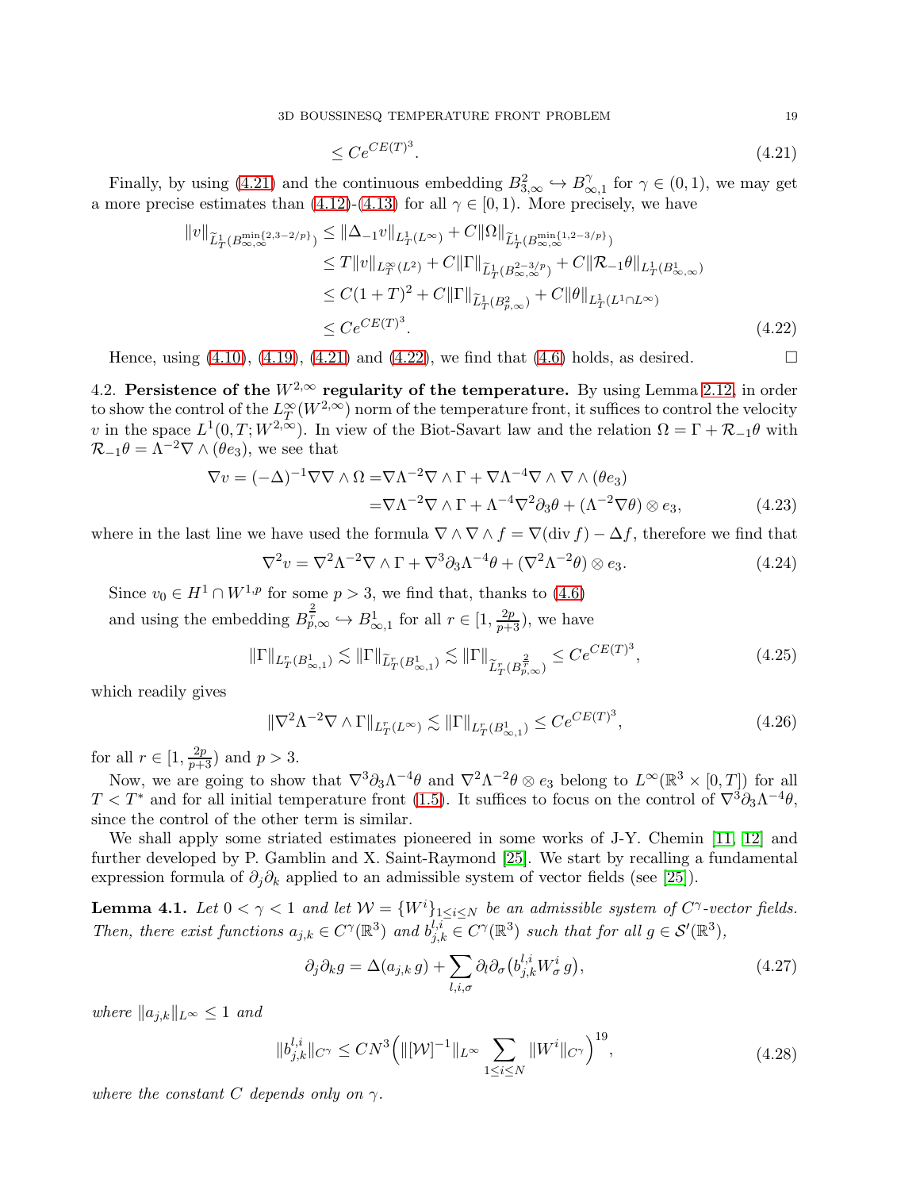$$\leq Ce^{CE(T)^3}. \tag{4.21}$$

Finally, by using (4.21) and the continuous embedding $B^2_{3,\infty} \hookrightarrow B^\gamma_{\infty,1}$ for $\gamma \in (0,1)$, we may get a more precise estimates than (4.12)-(4.13) for all $\gamma \in [0,1)$. More precisely, we have

$$\begin{aligned}
\|v\|_{\widetilde{L}^1_T(B^{\min\{2,3-2/p\}}_{\infty,\infty})} &\leq \|\Delta_{-1} v\|_{L^1_T(L^\infty)} + C\|\Omega\|_{\widetilde{L}^1_T(B^{\min\{1,2-3/p\}}_{\infty,\infty})} \\
&\leq T\|v\|_{L^\infty_T(L^2)} + C\|\Gamma\|_{\widetilde{L}^1_T(B^{2-3/p}_{\infty,\infty})} + C\|\mathcal{R}_{-1}\theta\|_{L^1_T(B^1_{\infty,\infty})} \\
&\leq C(1+T)^2 + C\|\Gamma\|_{\widetilde{L}^1_T(B^2_{p,\infty})} + C\|\theta\|_{L^1_T(L^1\cap L^\infty)} \\
&\leq Ce^{CE(T)^3}.
\end{aligned} \tag{4.22}$$

Hence, using (4.10), (4.19), (4.21) and (4.22), we find that (4.6) holds, as desired. $\square$

## 4.2. Persistence of the $W^{2,\infty}$ regularity of the temperature.

By using Lemma 2.12, in order to show the control of the $L^\infty_T(W^{2,\infty})$ norm of the temperature front, it suffices to control the velocity $v$ in the space $L^1(0,T;W^{2,\infty})$. In view of the Biot-Savart law and the relation $\Omega = \Gamma + \mathcal{R}_{-1}\theta$ with $\mathcal{R}_{-1}\theta = \Lambda^{-2}\nabla \wedge (\theta e_3)$, we see that

$$\begin{aligned}
\nabla v = (-\Delta)^{-1}\nabla\nabla \wedge \Omega =& \nabla\Lambda^{-2}\nabla\wedge\Gamma + \nabla\Lambda^{-4}\nabla\wedge\nabla\wedge(\theta e_3) \\
=& \nabla\Lambda^{-2}\nabla\wedge\Gamma + \Lambda^{-4}\nabla^2\partial_3\theta + (\Lambda^{-2}\nabla\theta)\otimes e_3,
\end{aligned} \tag{4.23}$$

where in the last line we have used the formula $\nabla\wedge\nabla\wedge f = \nabla(\operatorname{div} f) - \Delta f$, therefore we find that

$$\nabla^2 v = \nabla^2\Lambda^{-2}\nabla\wedge\Gamma + \nabla^3\partial_3\Lambda^{-4}\theta + (\nabla^2\Lambda^{-2}\theta)\otimes e_3. \tag{4.24}$$

Since $v_0 \in H^1 \cap W^{1,p}$ for some $p > 3$, we find that, thanks to (4.6) and using the embedding $B^{\frac{2}{r}}_{p,\infty} \hookrightarrow B^1_{\infty,1}$ for all $r \in [1, \frac{2p}{p+3})$, we have

$$\|\Gamma\|_{L^r_T(B^1_{\infty,1})} \lesssim \|\Gamma\|_{\widetilde{L}^r_T(B^1_{\infty,1})} \lesssim \|\Gamma\|_{\widetilde{L}^r_T(B^{\frac{2}{r}}_{p,\infty})} \leq Ce^{CE(T)^3}, \tag{4.25}$$

which readily gives

$$\|\nabla^2\Lambda^{-2}\nabla\wedge\Gamma\|_{L^r_T(L^\infty)} \lesssim \|\Gamma\|_{L^r_T(B^1_{\infty,1})} \leq Ce^{CE(T)^3}, \tag{4.26}$$

for all $r \in [1, \frac{2p}{p+3})$ and $p > 3$.

Now, we are going to show that $\nabla^3\partial_3\Lambda^{-4}\theta$ and $\nabla^2\Lambda^{-2}\theta \otimes e_3$ belong to $L^\infty(\mathbb{R}^3 \times [0,T])$ for all $T < T^*$ and for all initial temperature front (1.5). It suffices to focus on the control of $\nabla^3\partial_3\Lambda^{-4}\theta$, since the control of the other term is similar.

We shall apply some striated estimates pioneered in some works of J-Y. Chemin [11, 12] and further developed by P. Gamblin and X. Saint-Raymond [25]. We start by recalling a fundamental expression formula of $\partial_j\partial_k$ applied to an admissible system of vector fields (see [25]).

**Lemma 4.1.** *Let $0 < \gamma < 1$ and let $\mathcal{W} = \{W^i\}_{1\leq i\leq N}$ be an admissible system of $C^\gamma$-vector fields. Then, there exist functions $a_{j,k} \in C^\gamma(\mathbb{R}^3)$ and $b^{l,i}_{j,k} \in C^\gamma(\mathbb{R}^3)$ such that for all $g \in \mathcal{S}'(\mathbb{R}^3)$,*

$$\partial_j\partial_k g = \Delta(a_{j,k}\, g) + \sum_{l,i,\sigma} \partial_l\partial_\sigma\big(b^{l,i}_{j,k} W^i_\sigma\, g\big), \tag{4.27}$$

*where $\|a_{j,k}\|_{L^\infty} \leq 1$ and*

$$\|b^{l,i}_{j,k}\|_{C^\gamma} \leq CN^3\Big(\|[\mathcal{W}]^{-1}\|_{L^\infty}\sum_{1\leq i\leq N}\|W^i\|_{C^\gamma}\Big)^{19}, \tag{4.28}$$

*where the constant $C$ depends only on $\gamma$.*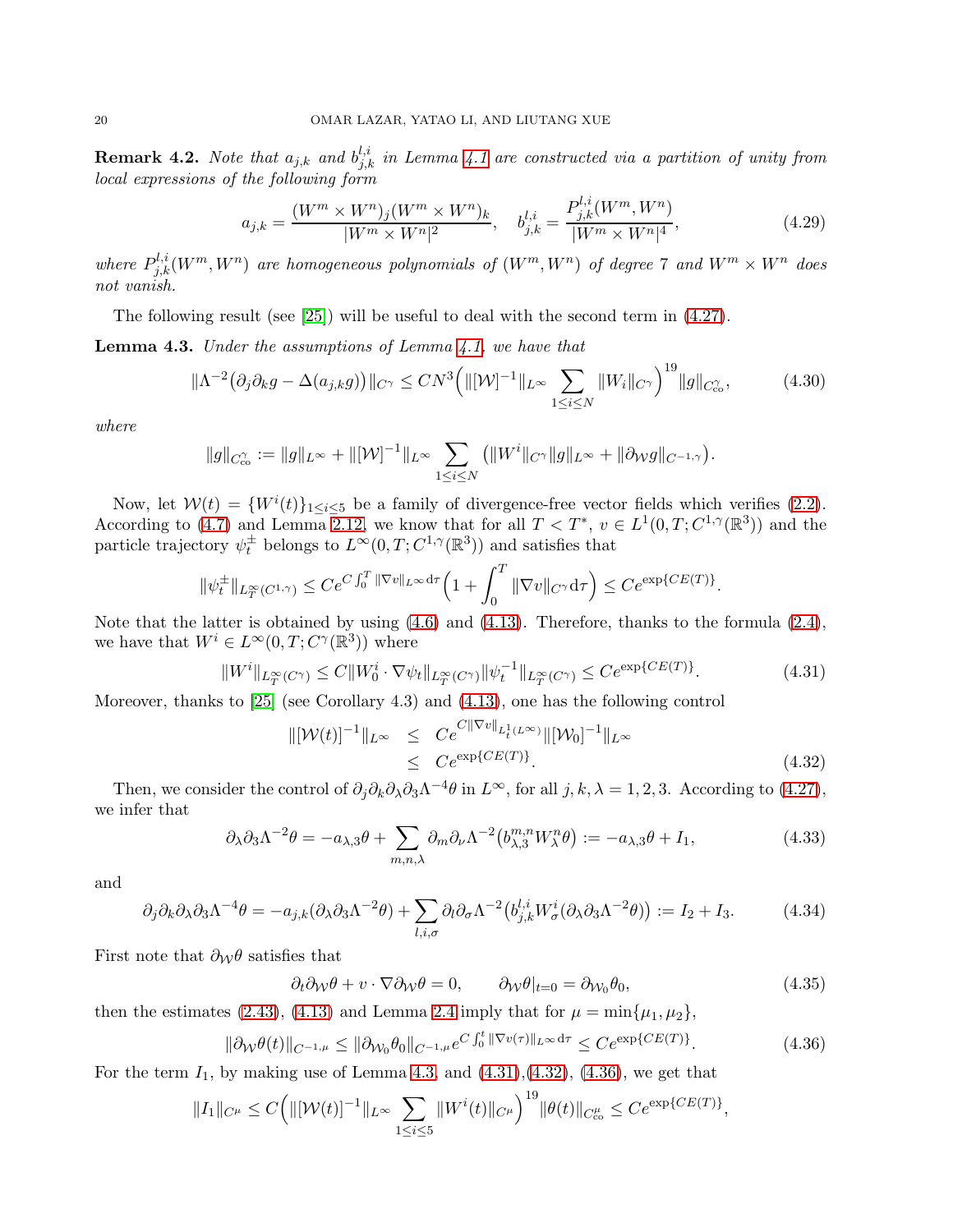**Remark 4.2.** *Note that $a_{j,k}$ and $b^{l,i}_{j,k}$ in Lemma 4.1 are constructed via a partition of unity from local expressions of the following form*

$$a_{j,k} = \frac{(W^m \times W^n)_j (W^m \times W^n)_k}{|W^m \times W^n|^2}, \quad b^{l,i}_{j,k} = \frac{P^{l,i}_{j,k}(W^m, W^n)}{|W^m \times W^n|^4}, \tag{4.29}$$

*where $P^{l,i}_{j,k}(W^m, W^n)$ are homogeneous polynomials of $(W^m, W^n)$ of degree 7 and $W^m \times W^n$ does not vanish.*

The following result (see [25]) will be useful to deal with the second term in (4.27).

**Lemma 4.3.** *Under the assumptions of Lemma 4.1, we have that*

$$\|\Lambda^{-2}\big(\partial_j\partial_k g - \Delta(a_{j,k} g)\big)\|_{C^\gamma} \leq C N^3 \Big(\|[\mathcal{W}]^{-1}\|_{L^\infty} \sum_{1\leq i\leq N} \|W_i\|_{C^\gamma}\Big)^{19} \|g\|_{C^\gamma_{\mathrm{co}}}, \tag{4.30}$$

*where*

$$\|g\|_{C^\gamma_{\mathrm{co}}} := \|g\|_{L^\infty} + \|[\mathcal{W}]^{-1}\|_{L^\infty} \sum_{1\leq i\leq N} \big(\|W^i\|_{C^\gamma}\|g\|_{L^\infty} + \|\partial_{\mathcal{W}} g\|_{C^{-1,\gamma}}\big).$$

Now, let $\mathcal{W}(t) = \{W^i(t)\}_{1\leq i\leq 5}$ be a family of divergence-free vector fields which verifies (2.2). According to (4.7) and Lemma 2.12, we know that for all $T < T^*$, $v \in L^1(0,T; C^{1,\gamma}(\mathbb{R}^3))$ and the particle trajectory $\psi^\pm_t$ belongs to $L^\infty(0,T; C^{1,\gamma}(\mathbb{R}^3))$ and satisfies that

$$\|\psi^\pm_t\|_{L^\infty_T(C^{1,\gamma})} \leq C e^{C\int_0^T \|\nabla v\|_{L^\infty} \mathrm{d}\tau}\Big(1 + \int_0^T \|\nabla v\|_{C^\gamma} \mathrm{d}\tau\Big) \leq C e^{\exp\{CE(T)\}}.$$

Note that the latter is obtained by using (4.6) and (4.13). Therefore, thanks to the formula (2.4), we have that $W^i \in L^\infty(0,T; C^\gamma(\mathbb{R}^3))$ where

$$\|W^i\|_{L^\infty_T(C^\gamma)} \leq C\|W^i_0 \cdot \nabla\psi_t\|_{L^\infty_T(C^\gamma)} \|\psi^{-1}_t\|_{L^\infty_T(C^\gamma)} \leq C e^{\exp\{CE(T)\}}. \tag{4.31}$$

Moreover, thanks to [25] (see Corollary 4.3) and (4.13), one has the following control

$$\begin{aligned} \|[\mathcal{W}(t)]^{-1}\|_{L^\infty} &\leq C e^{C\|\nabla v\|_{L^1_t(L^\infty)}} \|[\mathcal{W}_0]^{-1}\|_{L^\infty} \\ &\leq C e^{\exp\{CE(T)\}}. \end{aligned} \tag{4.32}$$

Then, we consider the control of $\partial_j\partial_k\partial_\lambda\partial_3\Lambda^{-4}\theta$ in $L^\infty$, for all $j,k,\lambda = 1,2,3$. According to (4.27), we infer that

$$\partial_\lambda\partial_3\Lambda^{-2}\theta = -a_{\lambda,3}\theta + \sum_{m,n,\lambda} \partial_m\partial_\nu\Lambda^{-2}\big(b^{m,n}_{\lambda,3} W^n_\lambda \theta\big) := -a_{\lambda,3}\theta + I_1, \tag{4.33}$$

and

$$\partial_j\partial_k\partial_\lambda\partial_3\Lambda^{-4}\theta = -a_{j,k}(\partial_\lambda\partial_3\Lambda^{-2}\theta) + \sum_{l,i,\sigma} \partial_l\partial_\sigma\Lambda^{-2}\big(b^{l,i}_{j,k} W^i_\sigma(\partial_\lambda\partial_3\Lambda^{-2}\theta)\big) := I_2 + I_3. \tag{4.34}$$

First note that $\partial_{\mathcal{W}}\theta$ satisfies that

$$\partial_t\partial_{\mathcal{W}}\theta + v\cdot\nabla\partial_{\mathcal{W}}\theta = 0, \qquad \partial_{\mathcal{W}}\theta|_{t=0} = \partial_{\mathcal{W}_0}\theta_0, \tag{4.35}$$

then the estimates (2.43), (4.13) and Lemma 2.4 imply that for $\mu = \min\{\mu_1, \mu_2\}$,

$$\|\partial_{\mathcal{W}}\theta(t)\|_{C^{-1,\mu}} \leq \|\partial_{\mathcal{W}_0}\theta_0\|_{C^{-1,\mu}} e^{C\int_0^t \|\nabla v(\tau)\|_{L^\infty}\mathrm{d}\tau} \leq C e^{\exp\{CE(T)\}}. \tag{4.36}$$

For the term $I_1$, by making use of Lemma 4.3, and (4.31),(4.32), (4.36), we get that

$$\|I_1\|_{C^\mu} \leq C\Big(\|[\mathcal{W}(t)]^{-1}\|_{L^\infty} \sum_{1\leq i\leq 5} \|W^i(t)\|_{C^\mu}\Big)^{19} \|\theta(t)\|_{C^\mu_{\mathrm{co}}} \leq C e^{\exp\{CE(T)\}},$$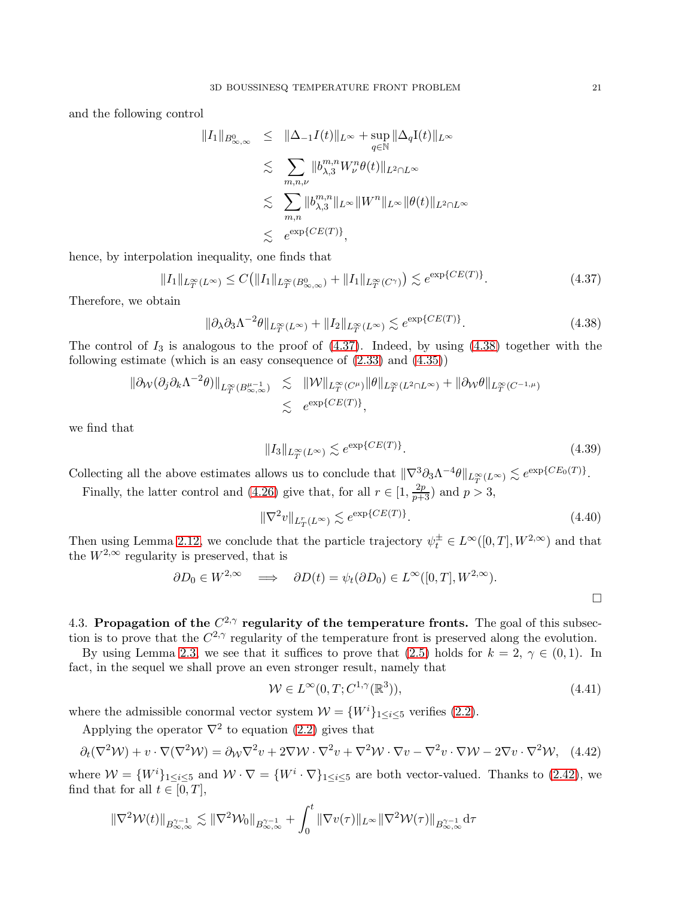and the following control

$$
\begin{aligned}
\|I_1\|_{B^0_{\infty,\infty}} &\leq \|\Delta_{-1}I(t)\|_{L^\infty} + \sup_{q\in\mathbb{N}} \|\Delta_q \mathrm{I}(t)\|_{L^\infty} \\
&\lesssim \sum_{m,n,\nu} \|b^{m,n}_{\lambda,3} W^n_\nu \theta(t)\|_{L^2\cap L^\infty} \\
&\lesssim \sum_{m,n} \|b^{m,n}_{\lambda,3}\|_{L^\infty} \|W^n\|_{L^\infty} \|\theta(t)\|_{L^2\cap L^\infty} \\
&\lesssim e^{\exp\{CE(T)\}},
\end{aligned}
$$

hence, by interpolation inequality, one finds that

$$
\|I_1\|_{L^\infty_T(L^\infty)} \leq C\big(\|I_1\|_{L^\infty_T(B^0_{\infty,\infty})} + \|I_1\|_{L^\infty_T(C^\gamma)}\big) \lesssim e^{\exp\{CE(T)\}}. \tag{4.37}
$$

Therefore, we obtain

$$
\|\partial_\lambda \partial_3 \Lambda^{-2}\theta\|_{L^\infty_T(L^\infty)} + \|I_2\|_{L^\infty_T(L^\infty)} \lesssim e^{\exp\{CE(T)\}}. \tag{4.38}
$$

The control of $I_3$ is analogous to the proof of (4.37). Indeed, by using (4.38) together with the following estimate (which is an easy consequence of (2.33) and (4.35))

$$
\begin{aligned}
\|\partial_{\mathcal{W}}(\partial_j \partial_k \Lambda^{-2}\theta)\|_{L^\infty_T(B^{\mu-1}_{\infty,\infty})} &\lesssim \|\mathcal{W}\|_{L^\infty_T(C^\mu)} \|\theta\|_{L^\infty_T(L^2\cap L^\infty)} + \|\partial_{\mathcal{W}}\theta\|_{L^\infty_T(C^{-1,\mu})} \\
&\lesssim e^{\exp\{CE(T)\}},
\end{aligned}
$$

we find that

$$
\|I_3\|_{L^\infty_T(L^\infty)} \lesssim e^{\exp\{CE(T)\}}. \tag{4.39}
$$

Collecting all the above estimates allows us to conclude that $\|\nabla^3\partial_3\Lambda^{-4}\theta\|_{L^\infty_T(L^\infty)} \lesssim e^{\exp\{CE_0(T)\}}$.

Finally, the latter control and (4.26) give that, for all $r \in [1, \frac{2p}{p+3})$ and $p > 3$,

$$
\|\nabla^2 v\|_{L^r_T(L^\infty)} \lesssim e^{\exp\{CE(T)\}}. \tag{4.40}
$$

Then using Lemma 2.12, we conclude that the particle trajectory $\psi^\pm_t \in L^\infty([0,T], W^{2,\infty})$ and that the $W^{2,\infty}$ regularity is preserved, that is

$$
\partial D_0 \in W^{2,\infty} \quad \Longrightarrow \quad \partial D(t) = \psi_t(\partial D_0) \in L^\infty([0,T], W^{2,\infty}).
$$

$\square$

4.3. **Propagation of the $C^{2,\gamma}$ regularity of the temperature fronts.** The goal of this subsection is to prove that the $C^{2,\gamma}$ regularity of the temperature front is preserved along the evolution.

By using Lemma 2.3, we see that it suffices to prove that (2.5) holds for $k = 2$, $\gamma \in (0,1)$. In fact, in the sequel we shall prove an even stronger result, namely that

$$
\mathcal{W} \in L^\infty(0,T; C^{1,\gamma}(\mathbb{R}^3)), \tag{4.41}
$$

where the admissible conormal vector system $\mathcal{W} = \{W^i\}_{1\leq i\leq 5}$ verifies (2.2).

Applying the operator $\nabla^2$ to equation (2.2) gives that

$$
\partial_t(\nabla^2\mathcal{W}) + v\cdot\nabla(\nabla^2\mathcal{W}) = \partial_{\mathcal{W}}\nabla^2 v + 2\nabla\mathcal{W}\cdot\nabla^2 v + \nabla^2\mathcal{W}\cdot\nabla v - \nabla^2 v\cdot\nabla\mathcal{W} - 2\nabla v\cdot\nabla^2\mathcal{W}, \tag{4.42}
$$

where $\mathcal{W} = \{W^i\}_{1\leq i\leq 5}$ and $\mathcal{W}\cdot\nabla = \{W^i\cdot\nabla\}_{1\leq i\leq 5}$ are both vector-valued. Thanks to (2.42), we find that for all $t\in[0,T]$,

$$
\|\nabla^2\mathcal{W}(t)\|_{B^{\gamma-1}_{\infty,\infty}} \lesssim \|\nabla^2\mathcal{W}_0\|_{B^{\gamma-1}_{\infty,\infty}} + \int_0^t \|\nabla v(\tau)\|_{L^\infty} \|\nabla^2\mathcal{W}(\tau)\|_{B^{\gamma-1}_{\infty,\infty}}\,\mathrm{d}\tau
$$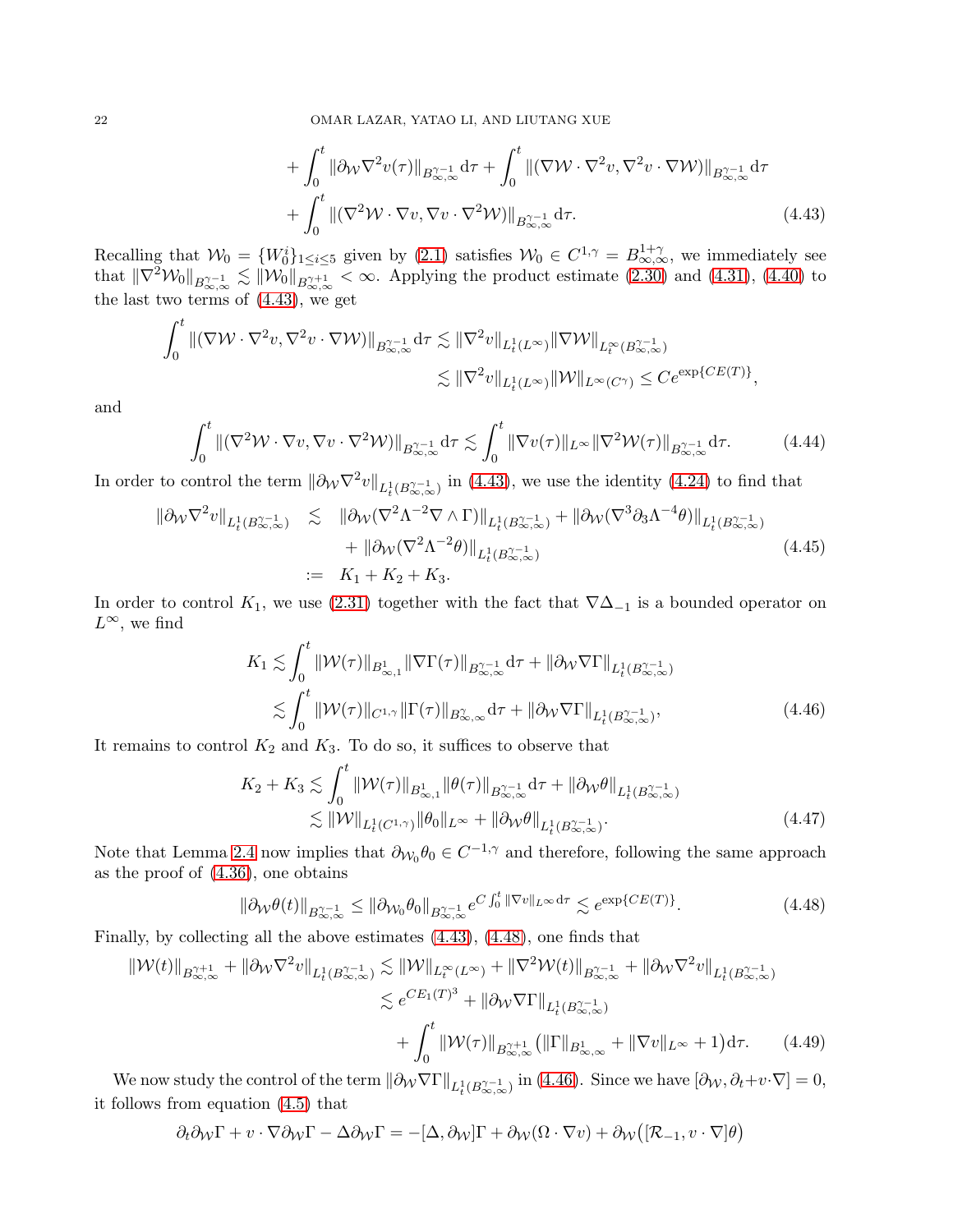$$
+\int_0^t \|\partial_{\mathcal{W}} \nabla^2 v(\tau)\|_{B^{\gamma-1}_{\infty,\infty}} \mathrm{d}\tau + \int_0^t \|(\nabla \mathcal{W} \cdot \nabla^2 v, \nabla^2 v \cdot \nabla \mathcal{W})\|_{B^{\gamma-1}_{\infty,\infty}} \mathrm{d}\tau
$$

$$
+\int_0^t \|(\nabla^2 \mathcal{W} \cdot \nabla v, \nabla v \cdot \nabla^2 \mathcal{W})\|_{B^{\gamma-1}_{\infty,\infty}} \mathrm{d}\tau. \tag{4.43}
$$

Recalling that $\mathcal{W}_0 = \{W_0^i\}_{1\le i\le 5}$ given by (2.1) satisfies $\mathcal{W}_0 \in C^{1,\gamma} = B^{1+\gamma}_{\infty,\infty}$, we immediately see that $\|\nabla^2 \mathcal{W}_0\|_{B^{\gamma-1}_{\infty,\infty}} \lesssim \|\mathcal{W}_0\|_{B^{\gamma+1}_{\infty,\infty}} < \infty$. Applying the product estimate (2.30) and (4.31), (4.40) to the last two terms of (4.43), we get

$$
\begin{aligned}
\int_0^t \|(\nabla \mathcal{W} \cdot \nabla^2 v, \nabla^2 v \cdot \nabla \mathcal{W})\|_{B^{\gamma-1}_{\infty,\infty}} \mathrm{d}\tau &\lesssim \|\nabla^2 v\|_{L^1_t(L^\infty)} \|\nabla \mathcal{W}\|_{L^\infty_t(B^{\gamma-1}_{\infty,\infty})} \\
&\lesssim \|\nabla^2 v\|_{L^1_t(L^\infty)} \|\mathcal{W}\|_{L^\infty(C^\gamma)} \le C e^{\exp\{CE(T)\}},
\end{aligned}
$$

and

$$
\int_0^t \|(\nabla^2 \mathcal{W} \cdot \nabla v, \nabla v \cdot \nabla^2 \mathcal{W})\|_{B^{\gamma-1}_{\infty,\infty}} \mathrm{d}\tau \lesssim \int_0^t \|\nabla v(\tau)\|_{L^\infty} \|\nabla^2 \mathcal{W}(\tau)\|_{B^{\gamma-1}_{\infty,\infty}} \mathrm{d}\tau. \tag{4.44}
$$

In order to control the term $\|\partial_{\mathcal{W}} \nabla^2 v\|_{L^1_t(B^{\gamma-1}_{\infty,\infty})}$ in (4.43), we use the identity (4.24) to find that

$$
\begin{aligned}
\|\partial_{\mathcal{W}} \nabla^2 v\|_{L^1_t(B^{\gamma-1}_{\infty,\infty})} &\lesssim \|\partial_{\mathcal{W}} (\nabla^2 \Lambda^{-2} \nabla \wedge \Gamma)\|_{L^1_t(B^{\gamma-1}_{\infty,\infty})} + \|\partial_{\mathcal{W}} (\nabla^3 \partial_3 \Lambda^{-4} \theta)\|_{L^1_t(B^{\gamma-1}_{\infty,\infty})} \\
&\quad + \|\partial_{\mathcal{W}} (\nabla^2 \Lambda^{-2} \theta)\|_{L^1_t(B^{\gamma-1}_{\infty,\infty})} \\
&:= K_1 + K_2 + K_3.
\end{aligned} \tag{4.45}
$$

In order to control $K_1$, we use (2.31) together with the fact that $\nabla \Delta_{-1}$ is a bounded operator on $L^\infty$, we find

$$
\begin{aligned}
K_1 &\lesssim \int_0^t \|\mathcal{W}(\tau)\|_{B^1_{\infty,1}} \|\nabla \Gamma(\tau)\|_{B^{\gamma-1}_{\infty,\infty}} \mathrm{d}\tau + \|\partial_{\mathcal{W}} \nabla \Gamma\|_{L^1_t(B^{\gamma-1}_{\infty,\infty})} \\
&\lesssim \int_0^t \|\mathcal{W}(\tau)\|_{C^{1,\gamma}} \|\Gamma(\tau)\|_{B^\gamma_{\infty,\infty}} \mathrm{d}\tau + \|\partial_{\mathcal{W}} \nabla \Gamma\|_{L^1_t(B^{\gamma-1}_{\infty,\infty})},
\end{aligned} \tag{4.46}
$$

It remains to control $K_2$ and $K_3$. To do so, it suffices to observe that

$$
\begin{aligned}
K_2 + K_3 &\lesssim \int_0^t \|\mathcal{W}(\tau)\|_{B^1_{\infty,1}} \|\theta(\tau)\|_{B^{\gamma-1}_{\infty,\infty}} \mathrm{d}\tau + \|\partial_{\mathcal{W}} \theta\|_{L^1_t(B^{\gamma-1}_{\infty,\infty})} \\
&\lesssim \|\mathcal{W}\|_{L^1_t(C^{1,\gamma})} \|\theta_0\|_{L^\infty} + \|\partial_{\mathcal{W}} \theta\|_{L^1_t(B^{\gamma-1}_{\infty,\infty})}.
\end{aligned} \tag{4.47}
$$

Note that Lemma 2.4 now implies that $\partial_{\mathcal{W}_0} \theta_0 \in C^{-1,\gamma}$ and therefore, following the same approach as the proof of (4.36), one obtains

$$
\|\partial_{\mathcal{W}} \theta(t)\|_{B^{\gamma-1}_{\infty,\infty}} \le \|\partial_{\mathcal{W}_0} \theta_0\|_{B^{\gamma-1}_{\infty,\infty}} e^{C\int_0^t \|\nabla v\|_{L^\infty} \mathrm{d}\tau} \lesssim e^{\exp\{CE(T)\}}. \tag{4.48}
$$

Finally, by collecting all the above estimates (4.43), (4.48), one finds that

$$
\begin{aligned}
\|\mathcal{W}(t)\|_{B^{\gamma+1}_{\infty,\infty}} + \|\partial_{\mathcal{W}} \nabla^2 v\|_{L^1_t(B^{\gamma-1}_{\infty,\infty})} &\lesssim \|\mathcal{W}\|_{L^\infty_t(L^\infty)} + \|\nabla^2 \mathcal{W}(t)\|_{B^{\gamma-1}_{\infty,\infty}} + \|\partial_{\mathcal{W}} \nabla^2 v\|_{L^1_t(B^{\gamma-1}_{\infty,\infty})} \\
&\lesssim e^{CE_1(T)^3} + \|\partial_{\mathcal{W}} \nabla \Gamma\|_{L^1_t(B^{\gamma-1}_{\infty,\infty})} \\
&\quad + \int_0^t \|\mathcal{W}(\tau)\|_{B^{\gamma+1}_{\infty,\infty}} \big(\|\Gamma\|_{B^1_{\infty,\infty}} + \|\nabla v\|_{L^\infty} + 1\big) \mathrm{d}\tau.
\end{aligned} \tag{4.49}
$$

We now study the control of the term $\|\partial_{\mathcal{W}} \nabla \Gamma\|_{L^1_t(B^{\gamma-1}_{\infty,\infty})}$ in (4.46). Since we have $[\partial_{\mathcal{W}}, \partial_t + v\cdot\nabla] = 0$, it follows from equation (4.5) that

$$
\partial_t \partial_{\mathcal{W}} \Gamma + v \cdot \nabla \partial_{\mathcal{W}} \Gamma - \Delta \partial_{\mathcal{W}} \Gamma = -[\Delta, \partial_{\mathcal{W}}] \Gamma + \partial_{\mathcal{W}} (\Omega \cdot \nabla v) + \partial_{\mathcal{W}} \big([\mathcal{R}_{-1}, v \cdot \nabla] \theta\big)
$$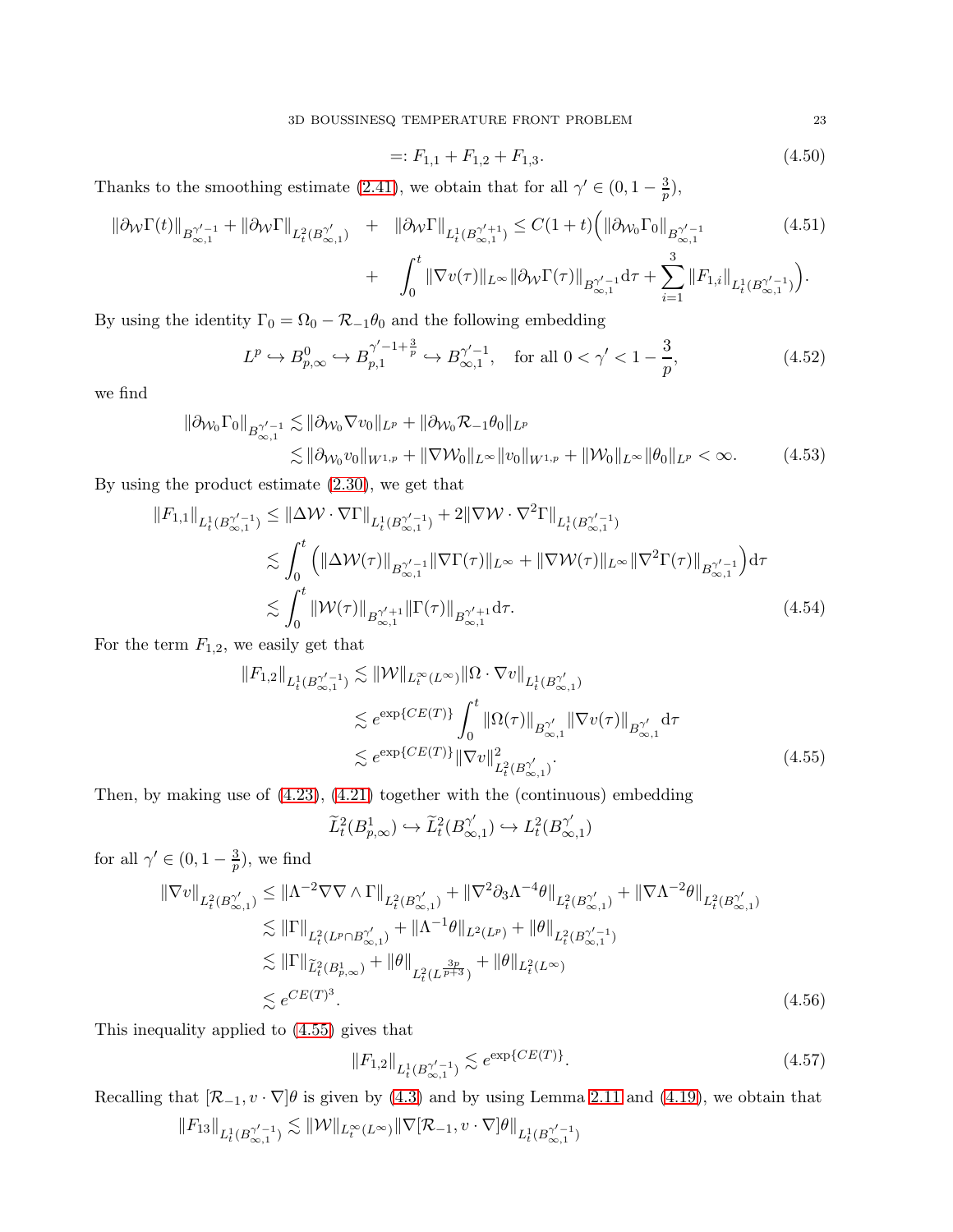$$=: F_{1,1} + F_{1,2} + F_{1,3}. \tag{4.50}$$

Thanks to the smoothing estimate (2.41), we obtain that for all $\gamma' \in (0, 1 - \frac{3}{p})$,

$$\begin{aligned}
\|\partial_{\mathcal{W}}\Gamma(t)\|_{B^{\gamma'-1}_{\infty,1}} + \|\partial_{\mathcal{W}}\Gamma\|_{L^2_t(B^{\gamma'}_{\infty,1})} \quad &+ \quad \|\partial_{\mathcal{W}}\Gamma\|_{L^1_t(B^{\gamma'+1}_{\infty,1})} \leq C(1+t)\Big(\|\partial_{\mathcal{W}_0}\Gamma_0\|_{B^{\gamma'-1}_{\infty,1}} \\
&+ \quad \int_0^t \|\nabla v(\tau)\|_{L^\infty}\|\partial_{\mathcal{W}}\Gamma(\tau)\|_{B^{\gamma'-1}_{\infty,1}}\mathrm{d}\tau + \sum_{i=1}^3 \|F_{1,i}\|_{L^1_t(B^{\gamma'-1}_{\infty,1})}\Big).
\end{aligned} \tag{4.51}$$

By using the identity $\Gamma_0 = \Omega_0 - \mathcal{R}_{-1}\theta_0$ and the following embedding

$$L^p \hookrightarrow B^0_{p,\infty} \hookrightarrow B^{\gamma'-1+\frac{3}{p}}_{p,1} \hookrightarrow B^{\gamma'-1}_{\infty,1}, \quad \text{for all } 0 < \gamma' < 1 - \frac{3}{p}, \tag{4.52}$$

we find

$$\begin{aligned}
\|\partial_{\mathcal{W}_0}\Gamma_0\|_{B^{\gamma'-1}_{\infty,1}} &\lesssim \|\partial_{\mathcal{W}_0}\nabla v_0\|_{L^p} + \|\partial_{\mathcal{W}_0}\mathcal{R}_{-1}\theta_0\|_{L^p} \\
&\lesssim \|\partial_{\mathcal{W}_0}v_0\|_{W^{1,p}} + \|\nabla\mathcal{W}_0\|_{L^\infty}\|v_0\|_{W^{1,p}} + \|\mathcal{W}_0\|_{L^\infty}\|\theta_0\|_{L^p} < \infty.
\end{aligned} \tag{4.53}$$

By using the product estimate (2.30), we get that

$$\begin{aligned}
\|F_{1,1}\|_{L^1_t(B^{\gamma'-1}_{\infty,1})} &\leq \|\Delta\mathcal{W}\cdot\nabla\Gamma\|_{L^1_t(B^{\gamma'-1}_{\infty,1})} + 2\|\nabla\mathcal{W}\cdot\nabla^2\Gamma\|_{L^1_t(B^{\gamma'-1}_{\infty,1})} \\
&\lesssim \int_0^t \Big(\|\Delta\mathcal{W}(\tau)\|_{B^{\gamma'-1}_{\infty,1}}\|\nabla\Gamma(\tau)\|_{L^\infty} + \|\nabla\mathcal{W}(\tau)\|_{L^\infty}\|\nabla^2\Gamma(\tau)\|_{B^{\gamma'-1}_{\infty,1}}\Big)\mathrm{d}\tau \\
&\lesssim \int_0^t \|\mathcal{W}(\tau)\|_{B^{\gamma'+1}_{\infty,1}}\|\Gamma(\tau)\|_{B^{\gamma'+1}_{\infty,1}}\mathrm{d}\tau.
\end{aligned} \tag{4.54}$$

For the term $F_{1,2}$, we easily get that

$$\begin{aligned}
\|F_{1,2}\|_{L^1_t(B^{\gamma'-1}_{\infty,1})} &\lesssim \|\mathcal{W}\|_{L^\infty_t(L^\infty)}\|\Omega\cdot\nabla v\|_{L^1_t(B^{\gamma'}_{\infty,1})} \\
&\lesssim e^{\exp\{CE(T)\}}\int_0^t \|\Omega(\tau)\|_{B^{\gamma'}_{\infty,1}}\|\nabla v(\tau)\|_{B^{\gamma'}_{\infty,1}}\mathrm{d}\tau \\
&\lesssim e^{\exp\{CE(T)\}}\|\nabla v\|^2_{L^2_t(B^{\gamma'}_{\infty,1})}.
\end{aligned} \tag{4.55}$$

Then, by making use of (4.23), (4.21) together with the (continuous) embedding

$$\widetilde{L}^2_t(B^1_{p,\infty}) \hookrightarrow \widetilde{L}^2_t(B^{\gamma'}_{\infty,1}) \hookrightarrow L^2_t(B^{\gamma'}_{\infty,1})$$

for all $\gamma' \in (0, 1 - \frac{3}{p})$, we find

$$\begin{aligned}
\|\nabla v\|_{L^2_t(B^{\gamma'}_{\infty,1})} &\leq \|\Lambda^{-2}\nabla\nabla\wedge\Gamma\|_{L^2_t(B^{\gamma'}_{\infty,1})} + \|\nabla^2\partial_3\Lambda^{-4}\theta\|_{L^2_t(B^{\gamma'}_{\infty,1})} + \|\nabla\Lambda^{-2}\theta\|_{L^2_t(B^{\gamma'}_{\infty,1})} \\
&\lesssim \|\Gamma\|_{L^2_t(L^p\cap B^{\gamma'}_{\infty,1})} + \|\Lambda^{-1}\theta\|_{L^2(L^p)} + \|\theta\|_{L^2_t(B^{\gamma'-1}_{\infty,1})} \\
&\lesssim \|\Gamma\|_{\widetilde{L}^2_t(B^1_{p,\infty})} + \|\theta\|_{L^2_t(L^{\frac{3p}{p+3}})} + \|\theta\|_{L^2_t(L^\infty)} \\
&\lesssim e^{CE(T)^3}.
\end{aligned} \tag{4.56}$$

This inequality applied to (4.55) gives that

$$\|F_{1,2}\|_{L^1_t(B^{\gamma'-1}_{\infty,1})} \lesssim e^{\exp\{CE(T)\}}. \tag{4.57}$$

Recalling that $[\mathcal{R}_{-1}, v\cdot\nabla]\theta$ is given by (4.3) and by using Lemma 2.11 and (4.19), we obtain that

$$\|F_{13}\|_{L^1_t(B^{\gamma'-1}_{\infty,1})} \lesssim \|\mathcal{W}\|_{L^\infty_t(L^\infty)}\|\nabla[\mathcal{R}_{-1}, v\cdot\nabla]\theta\|_{L^1_t(B^{\gamma'-1}_{\infty,1})}$$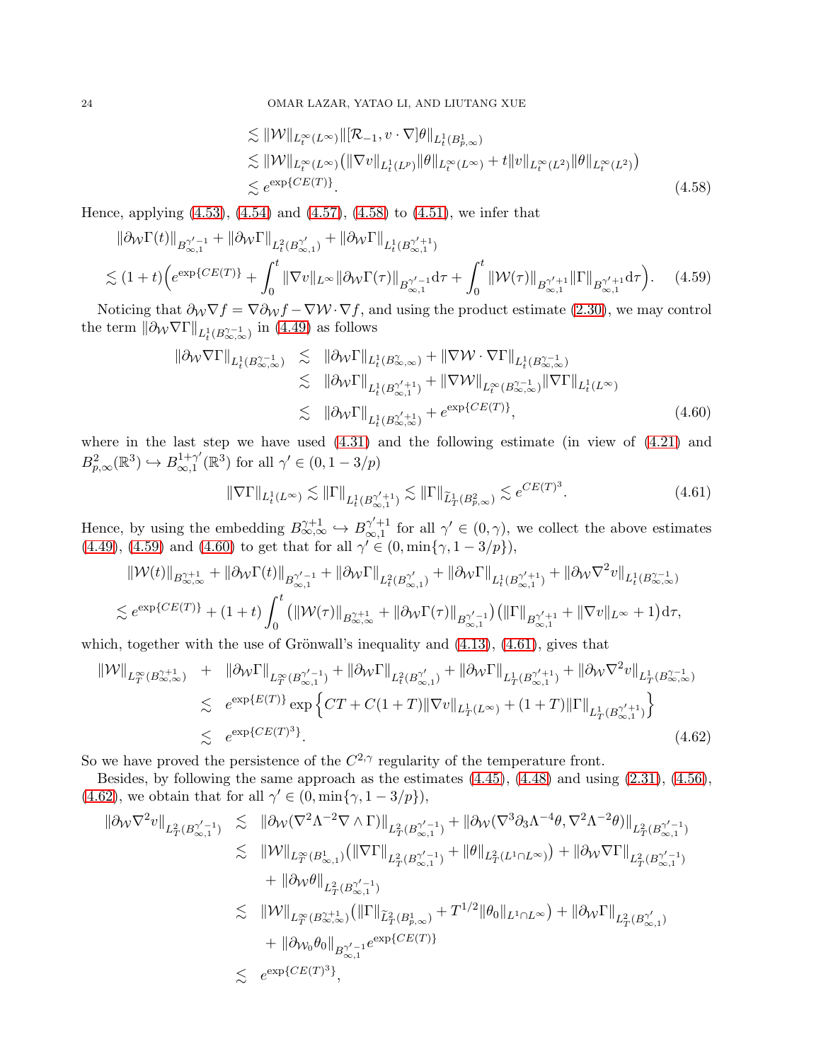$$
\begin{aligned}
&\lesssim \|\mathcal{W}\|_{L_t^\infty(L^\infty)}\|[\mathcal{R}_{-1}, v\cdot\nabla]\theta\|_{L_t^1(B^1_{p,\infty})} \\
&\lesssim \|\mathcal{W}\|_{L_t^\infty(L^\infty)}\big(\|\nabla v\|_{L_t^1(L^p)}\|\theta\|_{L_t^\infty(L^\infty)} + t\|v\|_{L_t^\infty(L^2)}\|\theta\|_{L_t^\infty(L^2)}\big) \\
&\lesssim e^{\exp\{CE(T)\}}.
\end{aligned}
\tag{4.58}
$$

Hence, applying (4.53), (4.54) and (4.57), (4.58) to (4.51), we infer that

$$
\begin{aligned}
&\|\partial_{\mathcal{W}}\Gamma(t)\|_{B^{\gamma'-1}_{\infty,1}} + \|\partial_{\mathcal{W}}\Gamma\|_{L_t^2(B^{\gamma'}_{\infty,1})} + \|\partial_{\mathcal{W}}\Gamma\|_{L_t^1(B^{\gamma'+1}_{\infty,1})} \\
&\lesssim (1+t)\Big(e^{\exp\{CE(T)\}} + \int_0^t \|\nabla v\|_{L^\infty}\|\partial_{\mathcal{W}}\Gamma(\tau)\|_{B^{\gamma'-1}_{\infty,1}}\mathrm{d}\tau + \int_0^t \|\mathcal{W}(\tau)\|_{B^{\gamma'+1}_{\infty,1}}\|\Gamma\|_{B^{\gamma'+1}_{\infty,1}}\mathrm{d}\tau\Big).
\end{aligned}
\tag{4.59}
$$

Noticing that $\partial_{\mathcal{W}}\nabla f = \nabla\partial_{\mathcal{W}} f - \nabla\mathcal{W}\cdot\nabla f$, and using the product estimate (2.30), we may control the term $\|\partial_{\mathcal{W}}\nabla\Gamma\|_{L_t^1(B^{\gamma-1}_{\infty,\infty})}$ in (4.49) as follows

$$
\begin{aligned}
\|\partial_{\mathcal{W}}\nabla\Gamma\|_{L_t^1(B^{\gamma-1}_{\infty,\infty})} &\lesssim \|\partial_{\mathcal{W}}\Gamma\|_{L_t^1(B^{\gamma}_{\infty,\infty})} + \|\nabla\mathcal{W}\cdot\nabla\Gamma\|_{L_t^1(B^{\gamma-1}_{\infty,\infty})} \\
&\lesssim \|\partial_{\mathcal{W}}\Gamma\|_{L_t^1(B^{\gamma'+1}_{\infty,1})} + \|\nabla\mathcal{W}\|_{L_t^\infty(B^{\gamma-1}_{\infty,\infty})}\|\nabla\Gamma\|_{L_t^1(L^\infty)} \\
&\lesssim \|\partial_{\mathcal{W}}\Gamma\|_{L_t^1(B^{\gamma'+1}_{\infty,\infty})} + e^{\exp\{CE(T)\}},
\end{aligned}
\tag{4.60}
$$

where in the last step we have used (4.31) and the following estimate (in view of (4.21) and $B^2_{p,\infty}(\mathbb{R}^3) \hookrightarrow B^{1+\gamma'}_{\infty,1}(\mathbb{R}^3)$ for all $\gamma' \in (0, 1-3/p)$)

$$
\|\nabla\Gamma\|_{L_t^1(L^\infty)} \lesssim \|\Gamma\|_{L_t^1(B^{\gamma'+1}_{\infty,1})} \lesssim \|\Gamma\|_{\widetilde{L}^1_T(B^2_{p,\infty})} \lesssim e^{CE(T)^3}.
\tag{4.61}
$$

Hence, by using the embedding $B^{\gamma+1}_{\infty,\infty} \hookrightarrow B^{\gamma'+1}_{\infty,1}$ for all $\gamma' \in (0,\gamma)$, we collect the above estimates (4.49), (4.59) and (4.60) to get that for all $\gamma' \in (0, \min\{\gamma, 1-3/p\})$,

$$
\begin{aligned}
&\|\mathcal{W}(t)\|_{B^{\gamma+1}_{\infty,\infty}} + \|\partial_{\mathcal{W}}\Gamma(t)\|_{B^{\gamma'-1}_{\infty,1}} + \|\partial_{\mathcal{W}}\Gamma\|_{L_t^2(B^{\gamma'}_{\infty,1})} + \|\partial_{\mathcal{W}}\Gamma\|_{L_t^1(B^{\gamma'+1}_{\infty,1})} + \|\partial_{\mathcal{W}}\nabla^2 v\|_{L_t^1(B^{\gamma-1}_{\infty,\infty})} \\
&\lesssim e^{\exp\{CE(T)\}} + (1+t)\int_0^t \big(\|\mathcal{W}(\tau)\|_{B^{\gamma+1}_{\infty,\infty}} + \|\partial_{\mathcal{W}}\Gamma(\tau)\|_{B^{\gamma'-1}_{\infty,1}}\big)\big(\|\Gamma\|_{B^{\gamma'+1}_{\infty,1}} + \|\nabla v\|_{L^\infty} + 1\big)\mathrm{d}\tau,
\end{aligned}
$$

which, together with the use of Grönwall's inequality and (4.13), (4.61), gives that

$$
\begin{aligned}
\|\mathcal{W}\|_{L_T^\infty(B^{\gamma+1}_{\infty,\infty})} &+ \|\partial_{\mathcal{W}}\Gamma\|_{L_T^\infty(B^{\gamma'-1}_{\infty,1})} + \|\partial_{\mathcal{W}}\Gamma\|_{L_t^2(B^{\gamma'}_{\infty,1})} + \|\partial_{\mathcal{W}}\Gamma\|_{L_T^1(B^{\gamma'+1}_{\infty,1})} + \|\partial_{\mathcal{W}}\nabla^2 v\|_{L_T^1(B^{\gamma-1}_{\infty,\infty})} \\
&\lesssim e^{\exp\{E(T)\}}\exp\Big\{CT + C(1+T)\|\nabla v\|_{L_T^1(L^\infty)} + (1+T)\|\Gamma\|_{L_T^1(B^{\gamma'+1}_{\infty,1})}\Big\} \\
&\lesssim e^{\exp\{CE(T)^3\}}.
\end{aligned}
\tag{4.62}
$$

So we have proved the persistence of the $C^{2,\gamma}$ regularity of the temperature front.

Besides, by following the same approach as the estimates (4.45), (4.48) and using (2.31), (4.56), (4.62), we obtain that for all $\gamma' \in (0, \min\{\gamma, 1-3/p\})$,

$$
\begin{aligned}
\|\partial_{\mathcal{W}}\nabla^2 v\|_{L_T^2(B^{\gamma'-1}_{\infty,1})} &\lesssim \|\partial_{\mathcal{W}}(\nabla^2\Lambda^{-2}\nabla\wedge\Gamma)\|_{L_T^2(B^{\gamma'-1}_{\infty,1})} + \|\partial_{\mathcal{W}}(\nabla^3\partial_3\Lambda^{-4}\theta, \nabla^2\Lambda^{-2}\theta)\|_{L_T^2(B^{\gamma'-1}_{\infty,1})} \\
&\lesssim \|\mathcal{W}\|_{L_T^\infty(B^1_{\infty,1})}\big(\|\nabla\Gamma\|_{L_T^2(B^{\gamma'-1}_{\infty,1})} + \|\theta\|_{L_T^2(L^1\cap L^\infty)}\big) + \|\partial_{\mathcal{W}}\nabla\Gamma\|_{L_T^2(B^{\gamma'-1}_{\infty,1})} \\
&\quad + \|\partial_{\mathcal{W}}\theta\|_{L_T^2(B^{\gamma'-1}_{\infty,1})} \\
&\lesssim \|\mathcal{W}\|_{L_T^\infty(B^{\gamma+1}_{\infty,\infty})}\big(\|\Gamma\|_{\widetilde{L}^2_T(B^1_{p,\infty})} + T^{1/2}\|\theta_0\|_{L^1\cap L^\infty}\big) + \|\partial_{\mathcal{W}}\Gamma\|_{L_T^2(B^{\gamma'}_{\infty,1})} \\
&\quad + \|\partial_{\mathcal{W}_0}\theta_0\|_{B^{\gamma'-1}_{\infty,1}}e^{\exp\{CE(T)\}} \\
&\lesssim e^{\exp\{CE(T)^3\}},
\end{aligned}
$$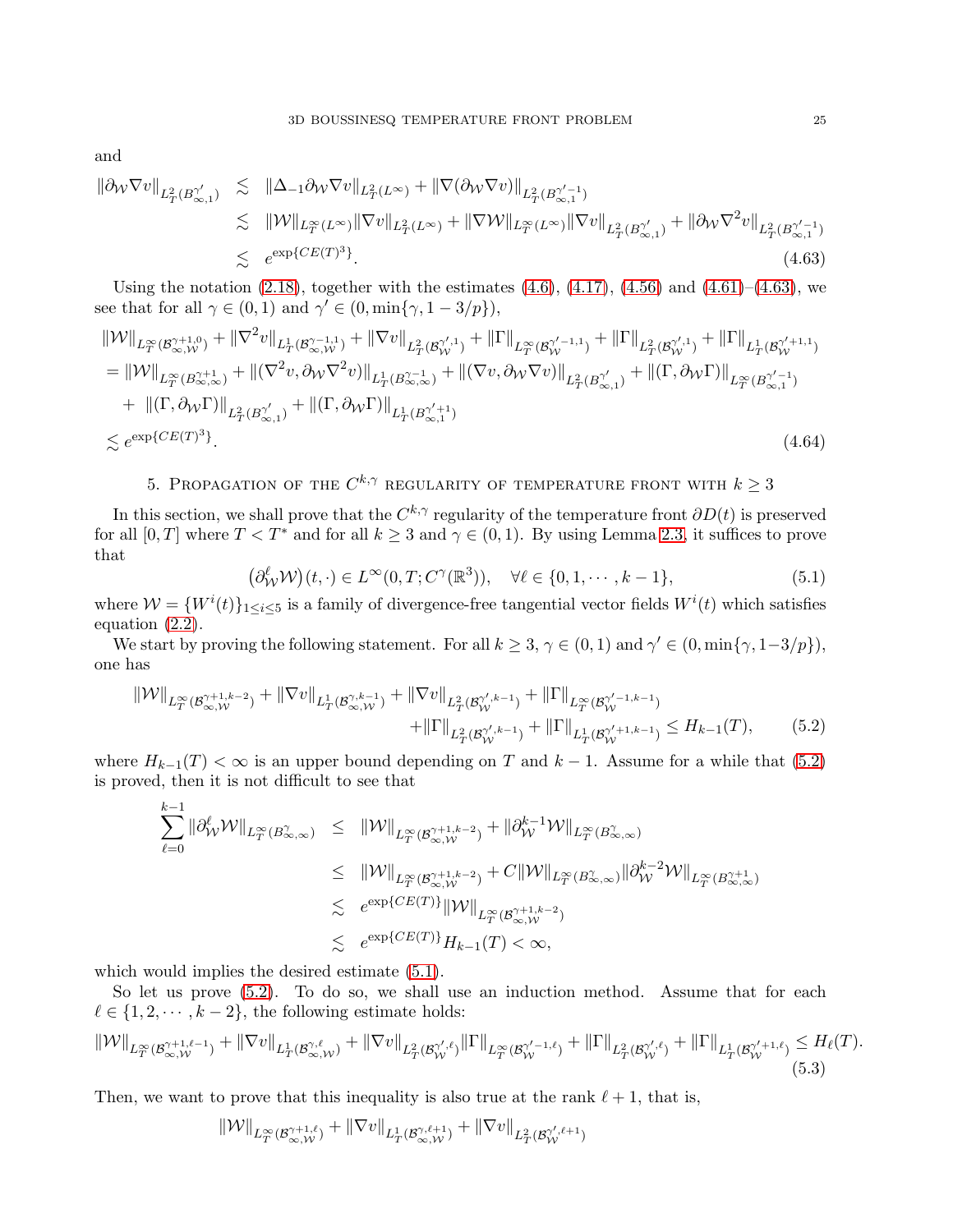and

$$
\begin{aligned}
\|\partial_{\mathcal{W}}\nabla v\|_{L^2_T(B^{\gamma'}_{\infty,1})} &\lesssim \|\Delta_{-1}\partial_{\mathcal{W}}\nabla v\|_{L^2_T(L^\infty)} + \|\nabla(\partial_{\mathcal{W}}\nabla v)\|_{L^2_T(B^{\gamma'-1}_{\infty,1})} \\
&\lesssim \|\mathcal{W}\|_{L^\infty_T(L^\infty)}\|\nabla v\|_{L^2_T(L^\infty)} + \|\nabla\mathcal{W}\|_{L^\infty_T(L^\infty)}\|\nabla v\|_{L^2_T(B^{\gamma'}_{\infty,1})} + \|\partial_{\mathcal{W}}\nabla^2 v\|_{L^2_T(B^{\gamma'-1}_{\infty,1})} \\
&\lesssim e^{\exp\{CE(T)^3\}}. \qquad (4.63)
\end{aligned}
$$

Using the notation (2.18), together with the estimates (4.6), (4.17), (4.56) and (4.61)–(4.63), we see that for all $\gamma \in (0,1)$ and $\gamma' \in (0, \min\{\gamma, 1-3/p\})$,

$$
\begin{aligned}
&\|\mathcal{W}\|_{L^\infty_T(\mathcal{B}^{\gamma+1,0}_{\infty,\mathcal{W}})} + \|\nabla^2 v\|_{L^1_T(\mathcal{B}^{\gamma-1,1}_{\infty,\mathcal{W}})} + \|\nabla v\|_{L^2_T(\mathcal{B}^{\gamma',1}_{\mathcal{W}})} + \|\Gamma\|_{L^\infty_T(\mathcal{B}^{\gamma'-1,1}_{\mathcal{W}})} + \|\Gamma\|_{L^2_T(\mathcal{B}^{\gamma',1}_{\mathcal{W}})} + \|\Gamma\|_{L^1_T(\mathcal{B}^{\gamma'+1,1}_{\mathcal{W}})} \\
&= \|\mathcal{W}\|_{L^\infty_T(B^{\gamma+1}_{\infty,\infty})} + \|(\nabla^2 v, \partial_{\mathcal{W}}\nabla^2 v)\|_{L^1_T(B^{\gamma-1}_{\infty,\infty})} + \|(\nabla v, \partial_{\mathcal{W}}\nabla v)\|_{L^2_T(B^{\gamma'}_{\infty,1})} + \|(\Gamma, \partial_{\mathcal{W}}\Gamma)\|_{L^\infty_T(B^{\gamma'-1}_{\infty,1})} \\
&\quad + \|(\Gamma, \partial_{\mathcal{W}}\Gamma)\|_{L^2_T(B^{\gamma'}_{\infty,1})} + \|(\Gamma, \partial_{\mathcal{W}}\Gamma)\|_{L^1_T(B^{\gamma'+1}_{\infty,1})} \\
&\lesssim e^{\exp\{CE(T)^3\}}. \qquad (4.64)
\end{aligned}
$$

## 5. Propagation of the $C^{k,\gamma}$ regularity of temperature front with $k \geq 3$

In this section, we shall prove that the $C^{k,\gamma}$ regularity of the temperature front $\partial D(t)$ is preserved for all $[0,T]$ where $T < T^*$ and for all $k \geq 3$ and $\gamma \in (0,1)$. By using Lemma 2.3, it suffices to prove that

$$
\left(\partial^\ell_{\mathcal{W}}\mathcal{W}\right)(t,\cdot) \in L^\infty(0,T; C^\gamma(\mathbb{R}^3)), \quad \forall \ell \in \{0,1,\cdots,k-1\}, \qquad (5.1)
$$

where $\mathcal{W} = \{W^i(t)\}_{1\leq i\leq 5}$ is a family of divergence-free tangential vector fields $W^i(t)$ which satisfies equation (2.2).

We start by proving the following statement. For all $k \geq 3$, $\gamma \in (0,1)$ and $\gamma' \in (0, \min\{\gamma, 1-3/p\})$, one has

$$
\begin{aligned}
\|\mathcal{W}\|_{L^\infty_T(\mathcal{B}^{\gamma+1,k-2}_{\infty,\mathcal{W}})} + \|\nabla v\|_{L^1_T(\mathcal{B}^{\gamma,k-1}_{\infty,\mathcal{W}})} + \|\nabla v\|_{L^2_T(\mathcal{B}^{\gamma',k-1}_{\mathcal{W}})} + \|\Gamma\|_{L^\infty_T(\mathcal{B}^{\gamma'-1,k-1}_{\mathcal{W}})} \\
+ \|\Gamma\|_{L^2_T(\mathcal{B}^{\gamma',k-1}_{\mathcal{W}})} + \|\Gamma\|_{L^1_T(\mathcal{B}^{\gamma'+1,k-1}_{\mathcal{W}})} \leq H_{k-1}(T), \qquad (5.2)
\end{aligned}
$$

where $H_{k-1}(T) < \infty$ is an upper bound depending on $T$ and $k-1$. Assume for a while that (5.2) is proved, then it is not difficult to see that

$$
\begin{aligned}
\sum_{\ell=0}^{k-1}\|\partial^\ell_{\mathcal{W}}\mathcal{W}\|_{L^\infty_T(B^\gamma_{\infty,\infty})} &\leq \|\mathcal{W}\|_{L^\infty_T(\mathcal{B}^{\gamma+1,k-2}_{\infty,\mathcal{W}})} + \|\partial^{k-1}_{\mathcal{W}}\mathcal{W}\|_{L^\infty_T(B^\gamma_{\infty,\infty})} \\
&\leq \|\mathcal{W}\|_{L^\infty_T(\mathcal{B}^{\gamma+1,k-2}_{\infty,\mathcal{W}})} + C\|\mathcal{W}\|_{L^\infty_T(B^\gamma_{\infty,\infty})}\|\partial^{k-2}_{\mathcal{W}}\mathcal{W}\|_{L^\infty_T(B^{\gamma+1}_{\infty,\infty})} \\
&\lesssim e^{\exp\{CE(T)\}}\|\mathcal{W}\|_{L^\infty_T(\mathcal{B}^{\gamma+1,k-2}_{\infty,\mathcal{W}})} \\
&\lesssim e^{\exp\{CE(T)\}}H_{k-1}(T) < \infty,
\end{aligned}
$$

which would implies the desired estimate (5.1).

So let us prove (5.2). To do so, we shall use an induction method. Assume that for each $\ell \in \{1,2,\cdots,k-2\}$, the following estimate holds:

$$
\|\mathcal{W}\|_{L^\infty_T(\mathcal{B}^{\gamma+1,\ell-1}_{\infty,\mathcal{W}})} + \|\nabla v\|_{L^1_T(\mathcal{B}^{\gamma,\ell}_{\infty,\mathcal{W}})} + \|\nabla v\|_{L^2_T(\mathcal{B}^{\gamma',\ell}_{\mathcal{W}})}\|\Gamma\|_{L^\infty_T(\mathcal{B}^{\gamma'-1,\ell}_{\mathcal{W}})} + \|\Gamma\|_{L^2_T(\mathcal{B}^{\gamma',\ell}_{\mathcal{W}})} + \|\Gamma\|_{L^1_T(\mathcal{B}^{\gamma'+1,\ell}_{\mathcal{W}})} \leq H_\ell(T). \qquad (5.3)
$$

Then, we want to prove that this inequality is also true at the rank $\ell+1$, that is,

$$
\|\mathcal{W}\|_{L^\infty_T(\mathcal{B}^{\gamma+1,\ell}_{\infty,\mathcal{W}})} + \|\nabla v\|_{L^1_T(\mathcal{B}^{\gamma,\ell+1}_{\infty,\mathcal{W}})} + \|\nabla v\|_{L^2_T(\mathcal{B}^{\gamma',\ell+1}_{\mathcal{W}})}
$$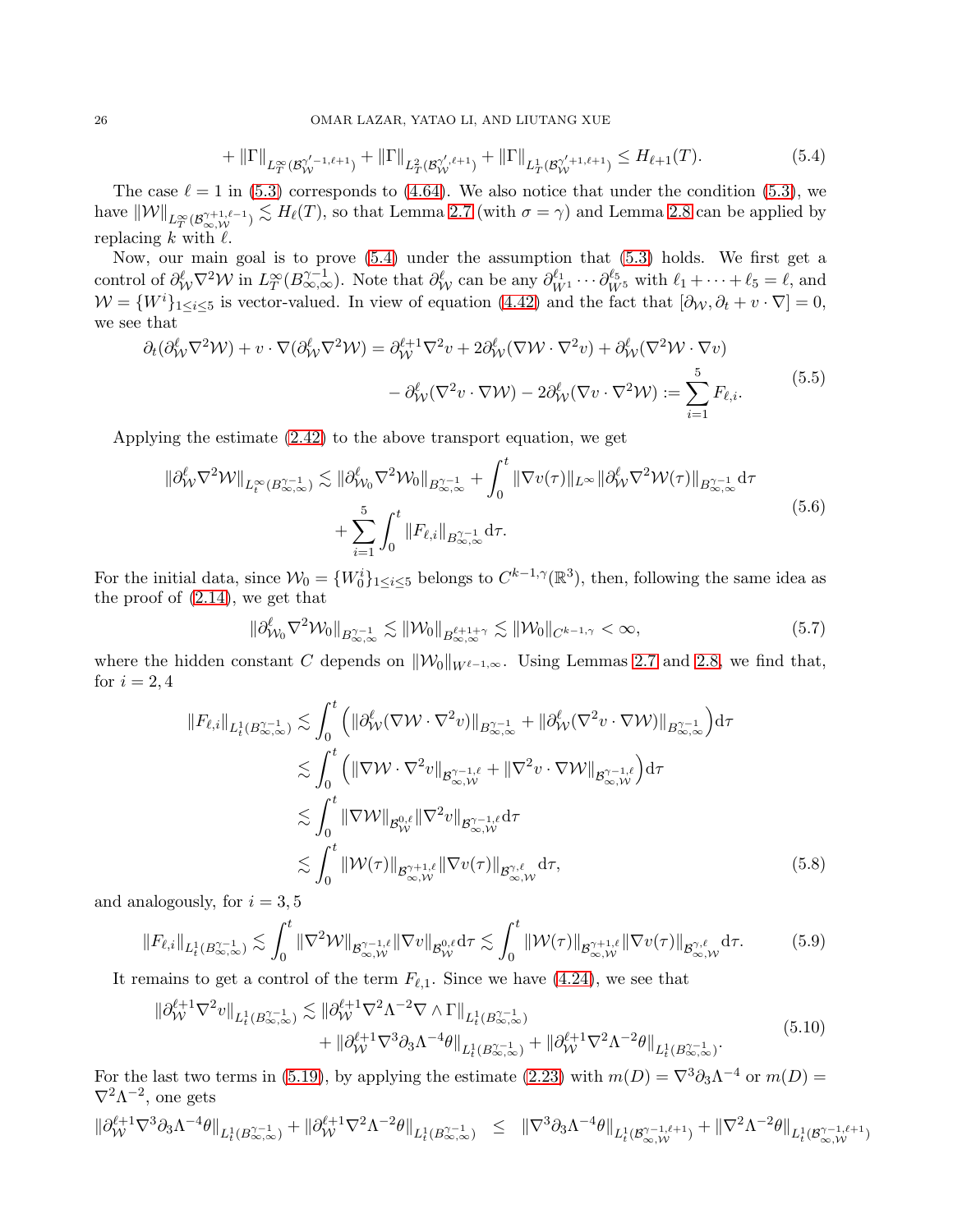$$
+\|\Gamma\|_{L^\infty_T(\mathcal{B}^{\gamma'-1,\ell+1}_{\mathcal{W}})}+\|\Gamma\|_{L^2_T(\mathcal{B}^{\gamma',\ell+1}_{\mathcal{W}})}+\|\Gamma\|_{L^1_T(\mathcal{B}^{\gamma'+1,\ell+1}_{\mathcal{W}})}\le H_{\ell+1}(T). \tag{5.4}
$$

The case $\ell=1$ in (5.3) corresponds to (4.64). We also notice that under the condition (5.3), we have $\|\mathcal{W}\|_{L^\infty_T(\mathcal{B}^{\gamma+1,\ell-1}_{\infty,\mathcal{W}})}\lesssim H_\ell(T)$, so that Lemma 2.7 (with $\sigma=\gamma$) and Lemma 2.8 can be applied by replacing $k$ with $\ell$.

Now, our main goal is to prove (5.4) under the assumption that (5.3) holds. We first get a control of $\partial^\ell_{\mathcal{W}}\nabla^2\mathcal{W}$ in $L^\infty_T(B^{\gamma-1}_{\infty,\infty})$. Note that $\partial^\ell_{\mathcal{W}}$ can be any $\partial^{\ell_1}_{W^1}\cdots\partial^{\ell_5}_{W^5}$ with $\ell_1+\cdots+\ell_5=\ell$, and $\mathcal{W}=\{W^i\}_{1\le i\le 5}$ is vector-valued. In view of equation (4.42) and the fact that $[\partial_{\mathcal{W}},\partial_t+v\cdot\nabla]=0$, we see that

$$
\begin{aligned}
\partial_t(\partial^\ell_{\mathcal{W}}\nabla^2\mathcal{W})+v\cdot\nabla(\partial^\ell_{\mathcal{W}}\nabla^2\mathcal{W}) &= \partial^{\ell+1}_{\mathcal{W}}\nabla^2 v+2\partial^\ell_{\mathcal{W}}(\nabla\mathcal{W}\cdot\nabla^2 v)+\partial^\ell_{\mathcal{W}}(\nabla^2\mathcal{W}\cdot\nabla v)\\
&\quad -\partial^\ell_{\mathcal{W}}(\nabla^2 v\cdot\nabla\mathcal{W})-2\partial^\ell_{\mathcal{W}}(\nabla v\cdot\nabla^2\mathcal{W}):=\sum_{i=1}^5 F_{\ell,i}.
\end{aligned}\tag{5.5}
$$

Applying the estimate (2.42) to the above transport equation, we get

$$
\begin{aligned}
\|\partial^\ell_{\mathcal{W}}\nabla^2\mathcal{W}\|_{L^\infty_t(B^{\gamma-1}_{\infty,\infty})} &\lesssim \|\partial^\ell_{\mathcal{W}_0}\nabla^2\mathcal{W}_0\|_{B^{\gamma-1}_{\infty,\infty}}+\int_0^t\|\nabla v(\tau)\|_{L^\infty}\|\partial^\ell_{\mathcal{W}}\nabla^2\mathcal{W}(\tau)\|_{B^{\gamma-1}_{\infty,\infty}}\mathrm{d}\tau\\
&\quad+\sum_{i=1}^5\int_0^t\|F_{\ell,i}\|_{B^{\gamma-1}_{\infty,\infty}}\mathrm{d}\tau.
\end{aligned}\tag{5.6}
$$

For the initial data, since $\mathcal{W}_0=\{W^i_0\}_{1\le i\le 5}$ belongs to $C^{k-1,\gamma}(\mathbb{R}^3)$, then, following the same idea as the proof of (2.14), we get that

$$
\|\partial^\ell_{\mathcal{W}_0}\nabla^2\mathcal{W}_0\|_{B^{\gamma-1}_{\infty,\infty}}\lesssim\|\mathcal{W}_0\|_{B^{\ell+1+\gamma}_{\infty,\infty}}\lesssim\|\mathcal{W}_0\|_{C^{k-1,\gamma}}<\infty, \tag{5.7}
$$

where the hidden constant $C$ depends on $\|\mathcal{W}_0\|_{W^{\ell-1,\infty}}$. Using Lemmas 2.7 and 2.8, we find that, for $i=2,4$

$$
\begin{aligned}
\|F_{\ell,i}\|_{L^1_t(B^{\gamma-1}_{\infty,\infty})} &\lesssim \int_0^t\Big(\|\partial^\ell_{\mathcal{W}}(\nabla\mathcal{W}\cdot\nabla^2 v)\|_{B^{\gamma-1}_{\infty,\infty}}+\|\partial^\ell_{\mathcal{W}}(\nabla^2 v\cdot\nabla\mathcal{W})\|_{B^{\gamma-1}_{\infty,\infty}}\Big)\mathrm{d}\tau\\
&\lesssim \int_0^t\Big(\|\nabla\mathcal{W}\cdot\nabla^2 v\|_{\mathcal{B}^{\gamma-1,\ell}_{\infty,\mathcal{W}}}+\|\nabla^2 v\cdot\nabla\mathcal{W}\|_{\mathcal{B}^{\gamma-1,\ell}_{\infty,\mathcal{W}}}\Big)\mathrm{d}\tau\\
&\lesssim \int_0^t\|\nabla\mathcal{W}\|_{\mathcal{B}^{0,\ell}_{\mathcal{W}}}\|\nabla^2 v\|_{\mathcal{B}^{\gamma-1,\ell}_{\infty,\mathcal{W}}}\mathrm{d}\tau\\
&\lesssim \int_0^t\|\mathcal{W}(\tau)\|_{\mathcal{B}^{\gamma+1,\ell}_{\infty,\mathcal{W}}}\|\nabla v(\tau)\|_{\mathcal{B}^{\gamma,\ell}_{\infty,\mathcal{W}}}\mathrm{d}\tau,
\end{aligned}\tag{5.8}
$$

and analogously, for $i=3,5$

$$
\|F_{\ell,i}\|_{L^1_t(B^{\gamma-1}_{\infty,\infty})}\lesssim\int_0^t\|\nabla^2\mathcal{W}\|_{\mathcal{B}^{\gamma-1,\ell}_{\infty,\mathcal{W}}}\|\nabla v\|_{\mathcal{B}^{0,\ell}_{\mathcal{W}}}\mathrm{d}\tau\lesssim\int_0^t\|\mathcal{W}(\tau)\|_{\mathcal{B}^{\gamma+1,\ell}_{\infty,\mathcal{W}}}\|\nabla v(\tau)\|_{\mathcal{B}^{\gamma,\ell}_{\infty,\mathcal{W}}}\mathrm{d}\tau. \tag{5.9}
$$

It remains to get a control of the term $F_{\ell,1}$. Since we have (4.24), we see that

$$
\begin{aligned}
\|\partial^{\ell+1}_{\mathcal{W}}\nabla^2 v\|_{L^1_t(B^{\gamma-1}_{\infty,\infty})} &\lesssim \|\partial^{\ell+1}_{\mathcal{W}}\nabla^2\Lambda^{-2}\nabla\wedge\Gamma\|_{L^1_t(B^{\gamma-1}_{\infty,\infty})}\\
&\quad+\|\partial^{\ell+1}_{\mathcal{W}}\nabla^3\partial_3\Lambda^{-4}\theta\|_{L^1_t(B^{\gamma-1}_{\infty,\infty})}+\|\partial^{\ell+1}_{\mathcal{W}}\nabla^2\Lambda^{-2}\theta\|_{L^1_t(B^{\gamma-1}_{\infty,\infty})}.
\end{aligned}\tag{5.10}
$$

For the last two terms in (5.19), by applying the estimate (2.23) with $m(D)=\nabla^3\partial_3\Lambda^{-4}$ or $m(D)=\nabla^2\Lambda^{-2}$, one gets

$$
\|\partial^{\ell+1}_{\mathcal{W}}\nabla^3\partial_3\Lambda^{-4}\theta\|_{L^1_t(B^{\gamma-1}_{\infty,\infty})}+\|\partial^{\ell+1}_{\mathcal{W}}\nabla^2\Lambda^{-2}\theta\|_{L^1_t(B^{\gamma-1}_{\infty,\infty})}\ \le\ \|\nabla^3\partial_3\Lambda^{-4}\theta\|_{L^1_t(\mathcal{B}^{\gamma-1,\ell+1}_{\infty,\mathcal{W}})}+\|\nabla^2\Lambda^{-2}\theta\|_{L^1_t(\mathcal{B}^{\gamma-1,\ell+1}_{\infty,\mathcal{W}})}
$$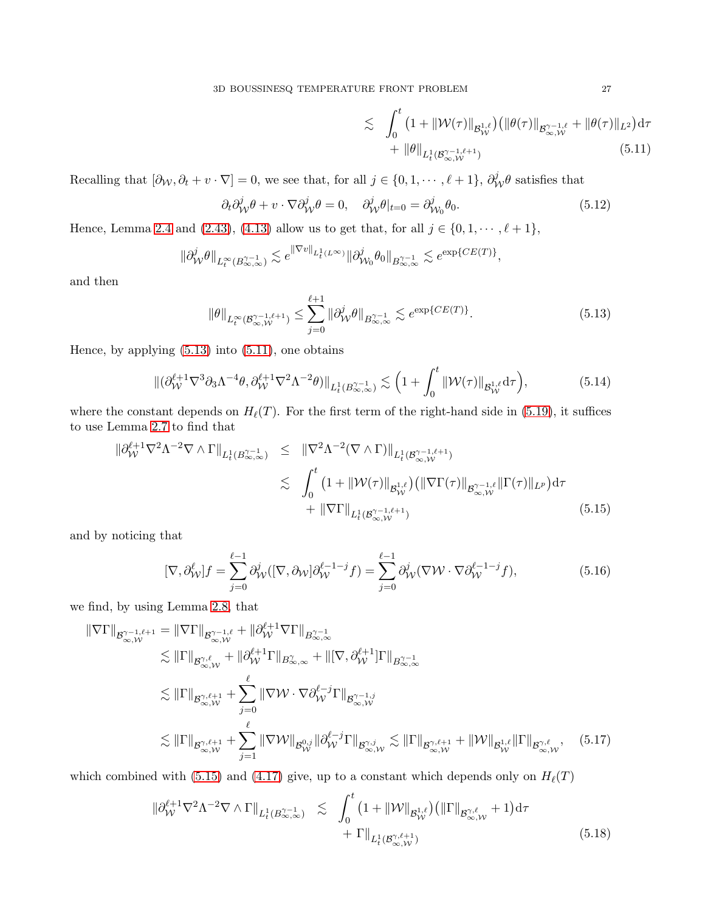$$
\begin{aligned}
&\lesssim \int_0^t \big(1+\|\mathcal{W}(\tau)\|_{\mathcal{B}^{1,\ell}_{\mathcal{W}}}\big)\big(\|\theta(\tau)\|_{\mathcal{B}^{\gamma-1,\ell}_{\infty,\mathcal{W}}}+\|\theta(\tau)\|_{L^2}\big)\mathrm{d}\tau \\
&\quad + \|\theta\|_{L^1_t(\mathcal{B}^{\gamma-1,\ell+1}_{\infty,\mathcal{W}})} \qquad (5.11)
\end{aligned}
$$

Recalling that $[\partial_{\mathcal{W}}, \partial_t + v\cdot\nabla]=0$, we see that, for all $j\in\{0,1,\cdots,\ell+1\}$, $\partial^j_{\mathcal{W}}\theta$ satisfies that

$$
\partial_t\partial^j_{\mathcal{W}}\theta + v\cdot\nabla\partial^j_{\mathcal{W}}\theta = 0,\quad \partial^j_{\mathcal{W}}\theta|_{t=0} = \partial^j_{\mathcal{W}_0}\theta_0. \qquad (5.12)
$$

Hence, Lemma 2.4 and (2.43), (4.13) allow us to get that, for all $j\in\{0,1,\cdots,\ell+1\}$,

$$
\|\partial^j_{\mathcal{W}}\theta\|_{L^\infty_t(B^{\gamma-1}_{\infty,\infty})} \lesssim e^{\|\nabla v\|_{L^1_t(L^\infty)}}\|\partial^j_{\mathcal{W}_0}\theta_0\|_{B^{\gamma-1}_{\infty,\infty}} \lesssim e^{\exp\{CE(T)\}},
$$

and then

$$
\|\theta\|_{L^\infty_t(\mathcal{B}^{\gamma-1,\ell+1}_{\infty,\mathcal{W}})} \le \sum_{j=0}^{\ell+1}\|\partial^j_{\mathcal{W}}\theta\|_{B^{\gamma-1}_{\infty,\infty}} \lesssim e^{\exp\{CE(T)\}}. \qquad (5.13)
$$

Hence, by applying (5.13) into (5.11), one obtains

$$
\|(\partial^{\ell+1}_{\mathcal{W}}\nabla^3\partial_3\Lambda^{-4}\theta, \partial^{\ell+1}_{\mathcal{W}}\nabla^2\Lambda^{-2}\theta)\|_{L^1_t(B^{\gamma-1}_{\infty,\infty})} \lesssim \Big(1+\int_0^t\|\mathcal{W}(\tau)\|_{\mathcal{B}^{1,\ell}_{\mathcal{W}}}\mathrm{d}\tau\Big), \qquad (5.14)
$$

where the constant depends on $H_\ell(T)$. For the first term of the right-hand side in (5.19), it suffices to use Lemma 2.7 to find that

$$
\begin{aligned}
\|\partial^{\ell+1}_{\mathcal{W}}\nabla^2\Lambda^{-2}\nabla\wedge\Gamma\|_{L^1_t(B^{\gamma-1}_{\infty,\infty})} &\le \|\nabla^2\Lambda^{-2}(\nabla\wedge\Gamma)\|_{L^1_t(\mathcal{B}^{\gamma-1,\ell+1}_{\infty,\mathcal{W}})} \\
&\lesssim \int_0^t\big(1+\|\mathcal{W}(\tau)\|_{\mathcal{B}^{1,\ell}_{\mathcal{W}}}\big)\big(\|\nabla\Gamma(\tau)\|_{\mathcal{B}^{\gamma-1,\ell}_{\infty,\mathcal{W}}}\|\Gamma(\tau)\|_{L^p}\big)\mathrm{d}\tau \\
&\quad + \|\nabla\Gamma\|_{L^1_t(\mathcal{B}^{\gamma-1,\ell+1}_{\infty,\mathcal{W}})} \qquad (5.15)
\end{aligned}
$$

and by noticing that

$$
[\nabla,\partial^\ell_{\mathcal{W}}]f = \sum_{j=0}^{\ell-1}\partial^j_{\mathcal{W}}([\nabla,\partial_{\mathcal{W}}]\partial^{\ell-1-j}_{\mathcal{W}}f) = \sum_{j=0}^{\ell-1}\partial^j_{\mathcal{W}}(\nabla\mathcal{W}\cdot\nabla\partial^{\ell-1-j}_{\mathcal{W}}f), \qquad (5.16)
$$

we find, by using Lemma 2.8, that

$$
\begin{aligned}
\|\nabla\Gamma\|_{\mathcal{B}^{\gamma-1,\ell+1}_{\infty,\mathcal{W}}} &= \|\nabla\Gamma\|_{\mathcal{B}^{\gamma-1,\ell}_{\infty,\mathcal{W}}} + \|\partial^{\ell+1}_{\mathcal{W}}\nabla\Gamma\|_{B^{\gamma-1}_{\infty,\infty}} \\
&\lesssim \|\Gamma\|_{\mathcal{B}^{\gamma,\ell}_{\infty,\mathcal{W}}} + \|\partial^{\ell+1}_{\mathcal{W}}\Gamma\|_{B^\gamma_{\infty,\infty}} + \|[\nabla,\partial^{\ell+1}_{\mathcal{W}}]\Gamma\|_{B^{\gamma-1}_{\infty,\infty}} \\
&\lesssim \|\Gamma\|_{\mathcal{B}^{\gamma,\ell+1}_{\infty,\mathcal{W}}} + \sum_{j=0}^{\ell}\|\nabla\mathcal{W}\cdot\nabla\partial^{\ell-j}_{\mathcal{W}}\Gamma\|_{\mathcal{B}^{\gamma-1,j}_{\infty,\mathcal{W}}} \\
&\lesssim \|\Gamma\|_{\mathcal{B}^{\gamma,\ell+1}_{\infty,\mathcal{W}}} + \sum_{j=1}^{\ell}\|\nabla\mathcal{W}\|_{\mathcal{B}^{0,j}_{\mathcal{W}}}\|\partial^{\ell-j}_{\mathcal{W}}\Gamma\|_{\mathcal{B}^{\gamma,j}_{\infty,\mathcal{W}}} \lesssim \|\Gamma\|_{\mathcal{B}^{\gamma,\ell+1}_{\infty,\mathcal{W}}} + \|\mathcal{W}\|_{\mathcal{B}^{1,\ell}_{\mathcal{W}}}\|\Gamma\|_{\mathcal{B}^{\gamma,\ell}_{\infty,\mathcal{W}}}, \qquad (5.17)
\end{aligned}
$$

which combined with (5.15) and (4.17) give, up to a constant which depends only on $H_\ell(T)$

$$
\begin{aligned}
\|\partial^{\ell+1}_{\mathcal{W}}\nabla^2\Lambda^{-2}\nabla\wedge\Gamma\|_{L^1_t(B^{\gamma-1}_{\infty,\infty})} &\lesssim \int_0^t\big(1+\|\mathcal{W}\|_{\mathcal{B}^{1,\ell}_{\mathcal{W}}}\big)\big(\|\Gamma\|_{\mathcal{B}^{\gamma,\ell}_{\infty,\mathcal{W}}}+1\big)\mathrm{d}\tau \\
&\quad + \Gamma\|_{L^1_t(\mathcal{B}^{\gamma,\ell+1}_{\infty,\mathcal{W}})} \qquad (5.18)
\end{aligned}
$$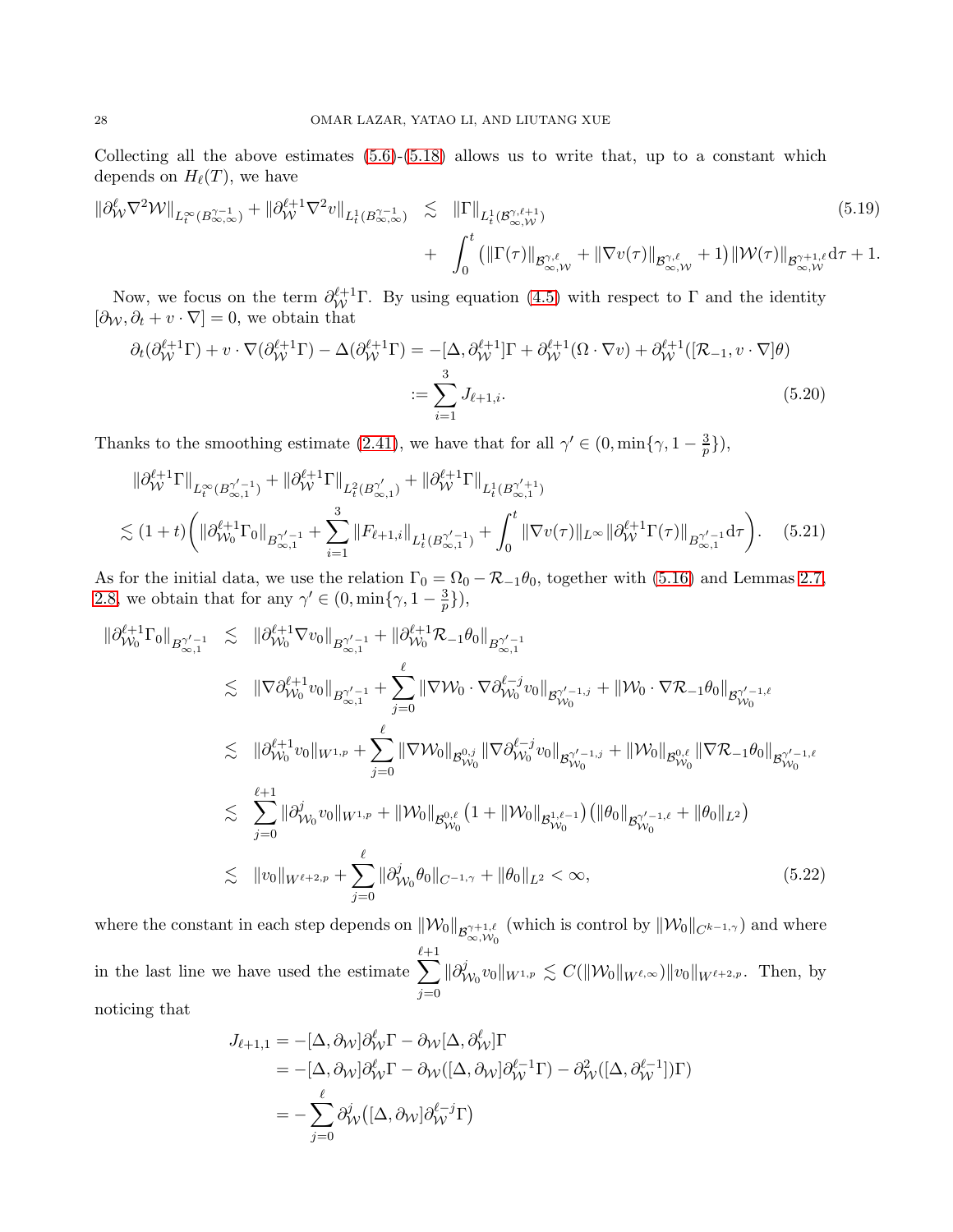Collecting all the above estimates (5.6)-(5.18) allows us to write that, up to a constant which depends on $H_\ell(T)$, we have

$$
\begin{aligned}
\|\partial_{\mathcal{W}}^\ell \nabla^2 \mathcal{W}\|_{L^\infty_t(B^{\gamma-1}_{\infty,\infty})} + \|\partial_{\mathcal{W}}^{\ell+1}\nabla^2 v\|_{L^1_t(B^{\gamma-1}_{\infty,\infty})} \lesssim\ & \|\Gamma\|_{L^1_t(\mathcal{B}^{\gamma,\ell+1}_{\infty,\mathcal{W}})} \\
&+ \int_0^t \big(\|\Gamma(\tau)\|_{\mathcal{B}^{\gamma,\ell}_{\infty,\mathcal{W}}} + \|\nabla v(\tau)\|_{\mathcal{B}^{\gamma,\ell}_{\infty,\mathcal{W}}} + 1\big)\|\mathcal{W}(\tau)\|_{\mathcal{B}^{\gamma+1,\ell}_{\infty,\mathcal{W}}} \mathrm{d}\tau + 1.
\end{aligned} \tag{5.19}
$$

Now, we focus on the term $\partial_{\mathcal{W}}^{\ell+1}\Gamma$. By using equation (4.5) with respect to $\Gamma$ and the identity $[\partial_{\mathcal{W}}, \partial_t + v\cdot\nabla] = 0$, we obtain that

$$
\begin{aligned}
\partial_t(\partial_{\mathcal{W}}^{\ell+1}\Gamma) + v\cdot\nabla(\partial_{\mathcal{W}}^{\ell+1}\Gamma) - \Delta(\partial_{\mathcal{W}}^{\ell+1}\Gamma) &= -[\Delta, \partial_{\mathcal{W}}^{\ell+1}]\Gamma + \partial_{\mathcal{W}}^{\ell+1}(\Omega\cdot\nabla v) + \partial_{\mathcal{W}}^{\ell+1}([\mathcal{R}_{-1}, v\cdot\nabla]\theta) \\
&:= \sum_{i=1}^3 J_{\ell+1,i}.
\end{aligned} \tag{5.20}
$$

Thanks to the smoothing estimate (2.41), we have that for all $\gamma' \in (0, \min\{\gamma, 1-\frac{3}{p}\})$,

$$
\begin{aligned}
&\|\partial_{\mathcal{W}}^{\ell+1}\Gamma\|_{L^\infty_t(B^{\gamma'-1}_{\infty,1})} + \|\partial_{\mathcal{W}}^{\ell+1}\Gamma\|_{L^2_t(B^{\gamma'}_{\infty,1})} + \|\partial_{\mathcal{W}}^{\ell+1}\Gamma\|_{L^1_t(B^{\gamma'+1}_{\infty,1})} \\
&\lesssim (1+t)\bigg(\|\partial_{\mathcal{W}_0}^{\ell+1}\Gamma_0\|_{B^{\gamma'-1}_{\infty,1}} + \sum_{i=1}^3 \|F_{\ell+1,i}\|_{L^1_t(B^{\gamma'-1}_{\infty,1})} + \int_0^t \|\nabla v(\tau)\|_{L^\infty}\|\partial_{\mathcal{W}}^{\ell+1}\Gamma(\tau)\|_{B^{\gamma'-1}_{\infty,1}}\mathrm{d}\tau\bigg).
\end{aligned} \tag{5.21}
$$

As for the initial data, we use the relation $\Gamma_0 = \Omega_0 - \mathcal{R}_{-1}\theta_0$, together with (5.16) and Lemmas 2.7, 2.8, we obtain that for any $\gamma' \in (0, \min\{\gamma, 1-\frac{3}{p}\})$,

$$
\begin{aligned}
\|\partial_{\mathcal{W}_0}^{\ell+1}\Gamma_0\|_{B^{\gamma'-1}_{\infty,1}} &\lesssim \|\partial_{\mathcal{W}_0}^{\ell+1}\nabla v_0\|_{B^{\gamma'-1}_{\infty,1}} + \|\partial_{\mathcal{W}_0}^{\ell+1}\mathcal{R}_{-1}\theta_0\|_{B^{\gamma'-1}_{\infty,1}} \\
&\lesssim \|\nabla\partial_{\mathcal{W}_0}^{\ell+1} v_0\|_{B^{\gamma'-1}_{\infty,1}} + \sum_{j=0}^{\ell}\|\nabla\mathcal{W}_0\cdot\nabla\partial_{\mathcal{W}_0}^{\ell-j}v_0\|_{\mathcal{B}^{\gamma'-1,j}_{\mathcal{W}_0}} + \|\mathcal{W}_0\cdot\nabla\mathcal{R}_{-1}\theta_0\|_{\mathcal{B}^{\gamma'-1,\ell}_{\mathcal{W}_0}} \\
&\lesssim \|\partial_{\mathcal{W}_0}^{\ell+1}v_0\|_{W^{1,p}} + \sum_{j=0}^{\ell}\|\nabla\mathcal{W}_0\|_{\mathcal{B}^{0,j}_{\mathcal{W}_0}}\|\nabla\partial_{\mathcal{W}_0}^{\ell-j}v_0\|_{\mathcal{B}^{\gamma'-1,j}_{\mathcal{W}_0}} + \|\mathcal{W}_0\|_{\mathcal{B}^{0,\ell}_{\mathcal{W}_0}}\|\nabla\mathcal{R}_{-1}\theta_0\|_{\mathcal{B}^{\gamma'-1,\ell}_{\mathcal{W}_0}} \\
&\lesssim \sum_{j=0}^{\ell+1}\|\partial_{\mathcal{W}_0}^j v_0\|_{W^{1,p}} + \|\mathcal{W}_0\|_{\mathcal{B}^{0,\ell}_{\mathcal{W}_0}}\big(1 + \|\mathcal{W}_0\|_{\mathcal{B}^{1,\ell-1}_{\mathcal{W}_0}}\big)\big(\|\theta_0\|_{\mathcal{B}^{\gamma'-1,\ell}_{\mathcal{W}_0}} + \|\theta_0\|_{L^2}\big) \\
&\lesssim \|v_0\|_{W^{\ell+2,p}} + \sum_{j=0}^{\ell}\|\partial_{\mathcal{W}_0}^j\theta_0\|_{C^{-1,\gamma}} + \|\theta_0\|_{L^2} < \infty,
\end{aligned} \tag{5.22}
$$

where the constant in each step depends on $\|\mathcal{W}_0\|_{\mathcal{B}^{\gamma+1,\ell}_{\infty,\mathcal{W}_0}}$ (which is control by $\|\mathcal{W}_0\|_{C^{k-1,\gamma}}$) and where in the last line we have used the estimate $\sum_{j=0}^{\ell+1}\|\partial_{\mathcal{W}_0}^j v_0\|_{W^{1,p}} \lesssim C(\|\mathcal{W}_0\|_{W^{\ell,\infty}})\|v_0\|_{W^{\ell+2,p}}$. Then, by noticing that

$$
\begin{aligned}
J_{\ell+1,1} &= -[\Delta, \partial_{\mathcal{W}}]\partial_{\mathcal{W}}^\ell\Gamma - \partial_{\mathcal{W}}[\Delta, \partial_{\mathcal{W}}^\ell]\Gamma \\
&= -[\Delta, \partial_{\mathcal{W}}]\partial_{\mathcal{W}}^\ell\Gamma - \partial_{\mathcal{W}}([\Delta, \partial_{\mathcal{W}}]\partial_{\mathcal{W}}^{\ell-1}\Gamma) - \partial_{\mathcal{W}}^2([\Delta, \partial_{\mathcal{W}}^{\ell-1}])\Gamma) \\
&= -\sum_{j=0}^{\ell}\partial_{\mathcal{W}}^j\big([\Delta, \partial_{\mathcal{W}}]\partial_{\mathcal{W}}^{\ell-j}\Gamma\big)
\end{aligned}
$$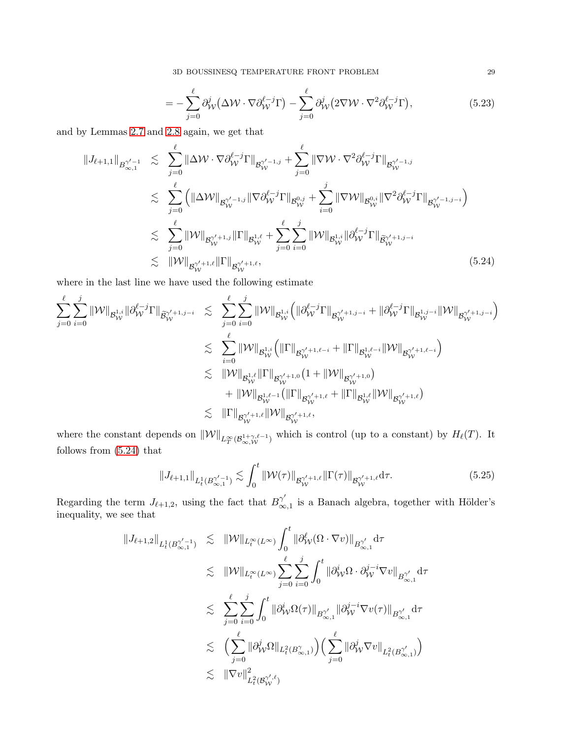$$
= -\sum_{j=0}^{\ell} \partial_{\mathcal{W}}^{j}\big(\Delta \mathcal{W}\cdot \nabla \partial_{\mathcal{W}}^{\ell-j}\Gamma\big) - \sum_{j=0}^{\ell} \partial_{\mathcal{W}}^{j}\big(2\nabla \mathcal{W}\cdot \nabla^2 \partial_{\mathcal{W}}^{\ell-j}\Gamma\big), \tag{5.23}
$$

and by Lemmas 2.7 and 2.8 again, we get that

$$
\begin{aligned}
\|J_{\ell+1,1}\|_{B^{\gamma'-1}_{\infty,1}} &\lesssim \sum_{j=0}^{\ell} \|\Delta \mathcal{W}\cdot \nabla \partial_{\mathcal{W}}^{\ell-j}\Gamma\|_{\mathcal{B}^{\gamma'-1,j}_{\mathcal{W}}} + \sum_{j=0}^{\ell} \|\nabla \mathcal{W}\cdot \nabla^2 \partial_{\mathcal{W}}^{\ell-j}\Gamma\|_{\mathcal{B}^{\gamma'-1,j}_{\mathcal{W}}} \\
&\lesssim \sum_{j=0}^{\ell} \Big( \|\Delta \mathcal{W}\|_{\mathcal{B}^{\gamma'-1,j}_{\mathcal{W}}} \|\nabla \partial_{\mathcal{W}}^{\ell-j}\Gamma\|_{\mathcal{B}^{0,j}_{\mathcal{W}}} + \sum_{i=0}^{j} \|\nabla \mathcal{W}\|_{\mathcal{B}^{0,i}_{\mathcal{W}}} \|\nabla^2 \partial_{\mathcal{W}}^{\ell-j}\Gamma\|_{\mathcal{B}^{\gamma'-1,j-i}_{\mathcal{W}}} \Big) \\
&\lesssim \sum_{j=0}^{\ell} \|\mathcal{W}\|_{\mathcal{B}^{\gamma'+1,j}_{\mathcal{W}}} \|\Gamma\|_{\mathcal{B}^{1,\ell}_{\mathcal{W}}} + \sum_{j=0}^{\ell}\sum_{i=0}^{j} \|\mathcal{W}\|_{\mathcal{B}^{1,i}_{\mathcal{W}}} \|\partial_{\mathcal{W}}^{\ell-j}\Gamma\|_{\widetilde{\mathcal{B}}^{\gamma'+1,j-i}_{\mathcal{W}}} \\
&\lesssim \|\mathcal{W}\|_{\mathcal{B}^{\gamma'+1,\ell}_{\mathcal{W}}} \|\Gamma\|_{\mathcal{B}^{\gamma'+1,\ell}_{\mathcal{W}}},
\end{aligned} \tag{5.24}
$$

where in the last line we have used the following estimate

$$
\begin{aligned}
\sum_{j=0}^{\ell}\sum_{i=0}^{j} \|\mathcal{W}\|_{\mathcal{B}^{1,i}_{\mathcal{W}}} \|\partial_{\mathcal{W}}^{\ell-j}\Gamma\|_{\widetilde{\mathcal{B}}^{\gamma'+1,j-i}_{\mathcal{W}}} &\lesssim \sum_{j=0}^{\ell}\sum_{i=0}^{j} \|\mathcal{W}\|_{\mathcal{B}^{1,i}_{\mathcal{W}}} \Big( \|\partial_{\mathcal{W}}^{\ell-j}\Gamma\|_{\mathcal{B}^{\gamma'+1,j-i}_{\mathcal{W}}} + \|\partial_{\mathcal{W}}^{\ell-j}\Gamma\|_{\mathcal{B}^{1,j-i}_{\mathcal{W}}} \|\mathcal{W}\|_{\mathcal{B}^{\gamma'+1,j-i}_{\mathcal{W}}} \Big) \\
&\lesssim \sum_{i=0}^{\ell} \|\mathcal{W}\|_{\mathcal{B}^{1,i}_{\mathcal{W}}} \Big( \|\Gamma\|_{\mathcal{B}^{\gamma'+1,\ell-i}_{\mathcal{W}}} + \|\Gamma\|_{\mathcal{B}^{1,\ell-i}_{\mathcal{W}}} \|\mathcal{W}\|_{\mathcal{B}^{\gamma'+1,\ell-i}_{\mathcal{W}}} \Big) \\
&\lesssim \|\mathcal{W}\|_{\mathcal{B}^{1,\ell}_{\mathcal{W}}} \|\Gamma\|_{\mathcal{B}^{\gamma'+1,0}_{\mathcal{W}}} \big(1 + \|\mathcal{W}\|_{\mathcal{B}^{\gamma'+1,0}_{\mathcal{W}}}\big) \\
&\quad + \|\mathcal{W}\|_{\mathcal{B}^{1,\ell-1}_{\mathcal{W}}} \big( \|\Gamma\|_{\mathcal{B}^{\gamma'+1,\ell}_{\mathcal{W}}} + \|\Gamma\|_{\mathcal{B}^{1,\ell}_{\mathcal{W}}} \|\mathcal{W}\|_{\mathcal{B}^{\gamma'+1,\ell}_{\mathcal{W}}} \big) \\
&\lesssim \|\Gamma\|_{\mathcal{B}^{\gamma'+1,\ell}_{\mathcal{W}}} \|\mathcal{W}\|_{\mathcal{B}^{\gamma'+1,\ell}_{\mathcal{W}}},
\end{aligned}
$$

where the constant depends on $\|\mathcal{W}\|_{L^\infty_T(\mathcal{B}^{1+\gamma,\ell-1}_{\infty,\mathcal{W}})}$ which is control (up to a constant) by $H_\ell(T)$. It follows from (5.24) that

$$
\|J_{\ell+1,1}\|_{L^1_t(B^{\gamma'-1}_{\infty,1})} \lesssim \int_0^t \|\mathcal{W}(\tau)\|_{\mathcal{B}^{\gamma'+1,\ell}_{\mathcal{W}}} \|\Gamma(\tau)\|_{\mathcal{B}^{\gamma'+1,\ell}_{\mathcal{W}}} \mathrm{d}\tau. \tag{5.25}
$$

Regarding the term $J_{\ell+1,2}$, using the fact that $B^{\gamma'}_{\infty,1}$ is a Banach algebra, together with Hölder's inequality, we see that

$$
\begin{aligned}
\|J_{\ell+1,2}\|_{L^1_t(B^{\gamma'-1}_{\infty,1})} &\lesssim \|\mathcal{W}\|_{L^\infty_t(L^\infty)} \int_0^t \|\partial_{\mathcal{W}}^{\ell}(\Omega\cdot\nabla v)\|_{B^{\gamma'}_{\infty,1}} \mathrm{d}\tau \\
&\lesssim \|\mathcal{W}\|_{L^\infty_t(L^\infty)} \sum_{j=0}^{\ell}\sum_{i=0}^{j} \int_0^t \|\partial_{\mathcal{W}}^{i}\Omega\cdot \partial_{\mathcal{W}}^{j-i}\nabla v\|_{B^{\gamma'}_{\infty,1}} \mathrm{d}\tau \\
&\lesssim \sum_{j=0}^{\ell}\sum_{i=0}^{j} \int_0^t \|\partial_{\mathcal{W}}^{i}\Omega(\tau)\|_{B^{\gamma'}_{\infty,1}} \|\partial_{\mathcal{W}}^{j-i}\nabla v(\tau)\|_{B^{\gamma'}_{\infty,1}} \mathrm{d}\tau \\
&\lesssim \Big( \sum_{j=0}^{\ell} \|\partial_{\mathcal{W}}^{j}\Omega\|_{L^2_t(B^{\gamma}_{\infty,1})} \Big) \Big( \sum_{j=0}^{\ell} \|\partial_{\mathcal{W}}^{j}\nabla v\|_{L^2_t(B^{\gamma'}_{\infty,1})} \Big) \\
&\lesssim \|\nabla v\|^2_{L^2_t(\mathcal{B}^{\gamma',\ell}_{\mathcal{W}})}
\end{aligned}
$$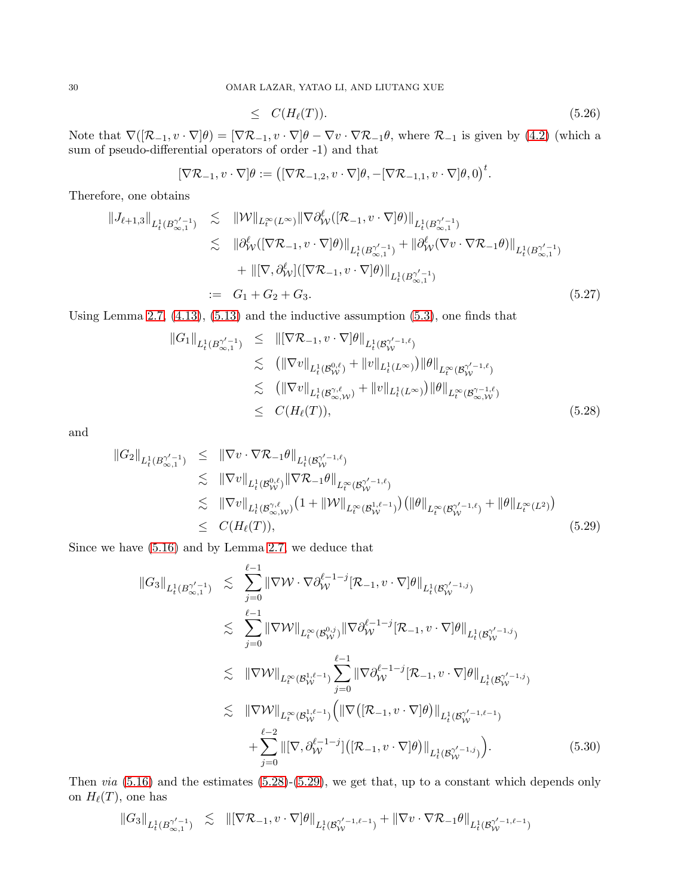$$\leq \quad C(H_\ell(T)). \tag{5.26}$$

Note that $\nabla([\mathcal{R}_{-1}, v\cdot\nabla]\theta) = [\nabla\mathcal{R}_{-1}, v\cdot\nabla]\theta - \nabla v\cdot\nabla\mathcal{R}_{-1}\theta$, where $\mathcal{R}_{-1}$ is given by (4.2) (which a sum of pseudo-differential operators of order -1) and that

$$[\nabla\mathcal{R}_{-1}, v\cdot\nabla]\theta := \big([\nabla\mathcal{R}_{-1,2}, v\cdot\nabla]\theta, -[\nabla\mathcal{R}_{-1,1}, v\cdot\nabla]\theta, 0\big)^t.$$

Therefore, one obtains

$$\begin{aligned}
\|J_{\ell+1,3}\|_{L^1_t(B^{\gamma'-1}_{\infty,1})} &\lesssim \|\mathcal{W}\|_{L^\infty_t(L^\infty)}\|\nabla\partial^\ell_{\mathcal{W}}([\mathcal{R}_{-1}, v\cdot\nabla]\theta)\|_{L^1_t(B^{\gamma'-1}_{\infty,1})}\\
&\lesssim \|\partial^\ell_{\mathcal{W}}([\nabla\mathcal{R}_{-1}, v\cdot\nabla]\theta)\|_{L^1_t(B^{\gamma'-1}_{\infty,1})} + \|\partial^\ell_{\mathcal{W}}(\nabla v\cdot\nabla\mathcal{R}_{-1}\theta)\|_{L^1_t(B^{\gamma'-1}_{\infty,1})}\\
&\quad + \|[\nabla,\partial^\ell_{\mathcal{W}}]([\nabla\mathcal{R}_{-1}, v\cdot\nabla]\theta)\|_{L^1_t(B^{\gamma'-1}_{\infty,1})}\\
&:= G_1 + G_2 + G_3.
\end{aligned} \tag{5.27}$$

Using Lemma 2.7, (4.13), (5.13) and the inductive assumption (5.3), one finds that

$$\begin{aligned}
\|G_1\|_{L^1_t(B^{\gamma'-1}_{\infty,1})} &\leq \|[\nabla\mathcal{R}_{-1}, v\cdot\nabla]\theta\|_{L^1_t(\mathcal{B}^{\gamma'-1,\ell}_{\mathcal{W}})}\\
&\lesssim \big(\|\nabla v\|_{L^1_t(\mathcal{B}^{0,\ell}_{\mathcal{W}})} + \|v\|_{L^1_t(L^\infty)}\big)\|\theta\|_{L^\infty_t(\mathcal{B}^{\gamma'-1,\ell}_{\mathcal{W}})}\\
&\lesssim \big(\|\nabla v\|_{L^1_t(\mathcal{B}^{\gamma,\ell}_{\infty,\mathcal{W}})} + \|v\|_{L^1_t(L^\infty)}\big)\|\theta\|_{L^\infty_t(\mathcal{B}^{\gamma-1,\ell}_{\infty,\mathcal{W}})}\\
&\leq C(H_\ell(T)),
\end{aligned} \tag{5.28}$$

and

$$\begin{aligned}
\|G_2\|_{L^1_t(B^{\gamma'-1}_{\infty,1})} &\leq \|\nabla v\cdot\nabla\mathcal{R}_{-1}\theta\|_{L^1_t(\mathcal{B}^{\gamma'-1,\ell}_{\mathcal{W}})}\\
&\lesssim \|\nabla v\|_{L^1_t(\mathcal{B}^{0,\ell}_{\mathcal{W}})}\|\nabla\mathcal{R}_{-1}\theta\|_{L^\infty_t(\mathcal{B}^{\gamma'-1,\ell}_{\mathcal{W}})}\\
&\lesssim \|\nabla v\|_{L^1_t(\mathcal{B}^{\gamma,\ell}_{\infty,\mathcal{W}})}\big(1+\|\mathcal{W}\|_{L^\infty_t(\mathcal{B}^{1,\ell-1}_{\mathcal{W}})}\big)\big(\|\theta\|_{L^\infty_t(\mathcal{B}^{\gamma'-1,\ell}_{\mathcal{W}})} + \|\theta\|_{L^\infty_t(L^2)}\big)\\
&\leq C(H_\ell(T)),
\end{aligned} \tag{5.29}$$

Since we have (5.16) and by Lemma 2.7, we deduce that

$$\begin{aligned}
\|G_3\|_{L^1_t(B^{\gamma'-1}_{\infty,1})} &\lesssim \sum_{j=0}^{\ell-1}\|\nabla\mathcal{W}\cdot\nabla\partial^{\ell-1-j}_{\mathcal{W}}[\mathcal{R}_{-1}, v\cdot\nabla]\theta\|_{L^1_t(\mathcal{B}^{\gamma'-1,j}_{\mathcal{W}})}\\
&\lesssim \sum_{j=0}^{\ell-1}\|\nabla\mathcal{W}\|_{L^\infty_t(\mathcal{B}^{0,j}_{\mathcal{W}})}\|\nabla\partial^{\ell-1-j}_{\mathcal{W}}[\mathcal{R}_{-1}, v\cdot\nabla]\theta\|_{L^1_t(\mathcal{B}^{\gamma'-1,j}_{\mathcal{W}})}\\
&\lesssim \|\nabla\mathcal{W}\|_{L^\infty_t(\mathcal{B}^{1,\ell-1}_{\mathcal{W}})}\sum_{j=0}^{\ell-1}\|\nabla\partial^{\ell-1-j}_{\mathcal{W}}[\mathcal{R}_{-1}, v\cdot\nabla]\theta\|_{L^1_t(\mathcal{B}^{\gamma'-1,j}_{\mathcal{W}})}\\
&\lesssim \|\nabla\mathcal{W}\|_{L^\infty_t(\mathcal{B}^{1,\ell-1}_{\mathcal{W}})}\Big(\|\nabla\big([\mathcal{R}_{-1}, v\cdot\nabla]\theta\big)\|_{L^1_t(\mathcal{B}^{\gamma'-1,\ell-1}_{\mathcal{W}})}\\
&\quad + \sum_{j=0}^{\ell-2}\|[\nabla,\partial^{\ell-1-j}_{\mathcal{W}}]\big([\mathcal{R}_{-1}, v\cdot\nabla]\theta\big)\|_{L^1_t(\mathcal{B}^{\gamma'-1,j}_{\mathcal{W}})}\Big).
\end{aligned} \tag{5.30}$$

Then *via* (5.16) and the estimates (5.28)-(5.29), we get that, up to a constant which depends only on $H_\ell(T)$, one has

$$\|G_3\|_{L^1_t(B^{\gamma'-1}_{\infty,1})} \lesssim \|[\nabla\mathcal{R}_{-1}, v\cdot\nabla]\theta\|_{L^1_t(\mathcal{B}^{\gamma'-1,\ell-1}_{\mathcal{W}})} + \|\nabla v\cdot\nabla\mathcal{R}_{-1}\theta\|_{L^1_t(\mathcal{B}^{\gamma'-1,\ell-1}_{\mathcal{W}})}$$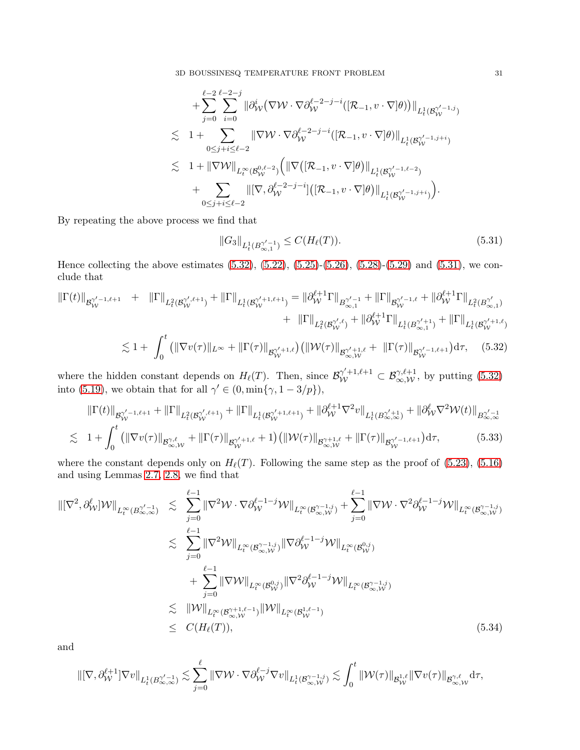$$
\begin{aligned}
&+\sum_{j=0}^{\ell-2}\sum_{i=0}^{\ell-2-j}\|\partial_{\mathcal{W}}^{i}\big(\nabla\mathcal{W}\cdot\nabla\partial_{\mathcal{W}}^{\ell-2-j-i}([\mathcal{R}_{-1},v\cdot\nabla]\theta)\big)\|_{L^1_t(\mathcal{B}^{\gamma'-1,j}_{\mathcal{W}})}\\
\lesssim\;& 1+\sum_{0\le j+i\le \ell-2}\|\nabla\mathcal{W}\cdot\nabla\partial_{\mathcal{W}}^{\ell-2-j-i}([\mathcal{R}_{-1},v\cdot\nabla]\theta)\|_{L^1_t(\mathcal{B}^{\gamma'-1,j+i}_{\mathcal{W}})}\\
\lesssim\;& 1+\|\nabla\mathcal{W}\|_{L^\infty_t(\mathcal{B}^{0,\ell-2}_{\mathcal{W}})}\Big(\|\nabla\big([\mathcal{R}_{-1},v\cdot\nabla]\theta\big)\|_{L^1_t(\mathcal{B}^{\gamma'-1,\ell-2}_{\mathcal{W}})}\\
&+\sum_{0\le j+i\le \ell-2}\|[\nabla,\partial_{\mathcal{W}}^{\ell-2-j-i}]\big([\mathcal{R}_{-1},v\cdot\nabla]\theta\big)\|_{L^1_t(\mathcal{B}^{\gamma'-1,j+i}_{\mathcal{W}})}\Big).
\end{aligned}
$$

By repeating the above process we find that

$$
\|G_3\|_{L^1_t(B^{\gamma'-1}_{\infty,1})}\le C(H_\ell(T)). \tag{5.31}
$$

Hence collecting the above estimates (5.32), (5.22), (5.25)-(5.26), (5.28)-(5.29) and (5.31), we conclude that

$$
\begin{aligned}
\|\Gamma(t)\|_{\mathcal{B}^{\gamma'-1,\ell+1}_{\mathcal{W}}} &+ \|\Gamma\|_{L^2_t(\mathcal{B}^{\gamma',\ell+1}_{\mathcal{W}})}+\|\Gamma\|_{L^1_t(\mathcal{B}^{\gamma'+1,\ell+1}_{\mathcal{W}})}=\|\partial_{\mathcal{W}}^{\ell+1}\Gamma\|_{B^{\gamma'-1}_{\infty,1}}+\|\Gamma\|_{\mathcal{B}^{\gamma'-1,\ell}_{\mathcal{W}}}+\|\partial_{\mathcal{W}}^{\ell+1}\Gamma\|_{L^2_t(B^{\gamma'}_{\infty,1})}\\
&+\|\Gamma\|_{L^2_t(\mathcal{B}^{\gamma',\ell}_{\mathcal{W}})}+\|\partial_{\mathcal{W}}^{\ell+1}\Gamma\|_{L^1_t(B^{\gamma'+1}_{\infty,1})}+\|\Gamma\|_{L^1_t(\mathcal{B}^{\gamma'+1,\ell}_{\mathcal{W}})}\\
&\lesssim 1+\int_0^t\big(\|\nabla v(\tau)\|_{L^\infty}+\|\Gamma(\tau)\|_{\mathcal{B}^{\gamma'+1,\ell}_{\mathcal{W}}}\big)\big(\|\mathcal{W}(\tau)\|_{\mathcal{B}^{\gamma'+1,\ell}_{\infty,\mathcal{W}}}+\|\Gamma(\tau)\|_{\mathcal{B}^{\gamma'-1,\ell+1}_{\mathcal{W}}}\big)\mathrm{d}\tau, \qquad (5.32)
\end{aligned}
$$

where the hidden constant depends on $H_\ell(T)$. Then, since $\mathcal{B}^{\gamma'+1,\ell+1}_{\mathcal{W}}\subset\mathcal{B}^{\gamma,\ell+1}_{\infty,\mathcal{W}}$, by putting (5.32) into (5.19), we obtain that for all $\gamma'\in(0,\min\{\gamma,1-3/p\})$,

$$
\begin{aligned}
&\|\Gamma(t)\|_{\mathcal{B}^{\gamma'-1,\ell+1}_{\mathcal{W}}}+\|\Gamma\|_{L^2_t(\mathcal{B}^{\gamma',\ell+1}_{\mathcal{W}})}+\|\Gamma\|_{L^1_t(\mathcal{B}^{\gamma'+1,\ell+1}_{\mathcal{W}})}+\|\partial_{\mathcal{W}}^{\ell+1}\nabla^2 v\|_{L^1_t(B^{\gamma'+1}_{\infty,\infty})}+\|\partial^\ell_{\mathcal{W}}\nabla^2\mathcal{W}(t)\|_{B^{\gamma'-1}_{\infty,\infty}}\\
\lesssim\;& 1+\int_0^t\big(\|\nabla v(\tau)\|_{\mathcal{B}^{\gamma,\ell}_{\infty,\mathcal{W}}}+\|\Gamma(\tau)\|_{\mathcal{B}^{\gamma'+1,\ell}_{\mathcal{W}}}+1\big)\big(\|\mathcal{W}(\tau)\|_{\mathcal{B}^{\gamma+1,\ell}_{\infty,\mathcal{W}}}+\|\Gamma(\tau)\|_{\mathcal{B}^{\gamma'-1,\ell+1}_{\mathcal{W}}}\big)\mathrm{d}\tau, \qquad (5.33)
\end{aligned}
$$

where the constant depends only on $H_\ell(T)$. Following the same step as the proof of (5.23), (5.16) and using Lemmas 2.7, 2.8, we find that

$$
\begin{aligned}
\|[\nabla^2,\partial^\ell_{\mathcal{W}}]\mathcal{W}\|_{L^\infty_t(B^{\gamma'-1}_{\infty,\infty})}\;\lesssim\;& \sum_{j=0}^{\ell-1}\|\nabla^2\mathcal{W}\cdot\nabla\partial_{\mathcal{W}}^{\ell-1-j}\mathcal{W}\|_{L^\infty_t(\mathcal{B}^{\gamma-1,j}_{\infty,\mathcal{W}})}+\sum_{j=0}^{\ell-1}\|\nabla\mathcal{W}\cdot\nabla^2\partial_{\mathcal{W}}^{\ell-1-j}\mathcal{W}\|_{L^\infty_t(\mathcal{B}^{\gamma-1,j}_{\infty,\mathcal{W}})}\\
\lesssim\;& \sum_{j=0}^{\ell-1}\|\nabla^2\mathcal{W}\|_{L^\infty_t(\mathcal{B}^{\gamma-1,j}_{\infty,\mathcal{W}})}\|\nabla\partial_{\mathcal{W}}^{\ell-1-j}\mathcal{W}\|_{L^\infty_t(\mathcal{B}^{0,j}_{\mathcal{W}})}\\
&+\sum_{j=0}^{\ell-1}\|\nabla\mathcal{W}\|_{L^\infty_t(\mathcal{B}^{0,j}_{\mathcal{W}})}\|\nabla^2\partial_{\mathcal{W}}^{\ell-1-j}\mathcal{W}\|_{L^\infty_t(\mathcal{B}^{\gamma-1,j}_{\infty,\mathcal{W}})}\\
\lesssim\;& \|\mathcal{W}\|_{L^\infty_t(\mathcal{B}^{\gamma+1,\ell-1}_{\infty,\mathcal{W}})}\|\mathcal{W}\|_{L^\infty_t(\mathcal{B}^{1,\ell-1}_{\mathcal{W}})}\\
\le\;& C(H_\ell(T)),
\end{aligned}\tag{5.34}
$$

and

$$
\|[\nabla,\partial_{\mathcal{W}}^{\ell+1}]\nabla v\|_{L^1_t(B^{\gamma'-1}_{\infty,\infty})}\lesssim\sum_{j=0}^{\ell}\|\nabla\mathcal{W}\cdot\nabla\partial_{\mathcal{W}}^{\ell-j}\nabla v\|_{L^1_t(\mathcal{B}^{\gamma-1,j}_{\infty,\mathcal{W}})}\lesssim\int_0^t\|\mathcal{W}(\tau)\|_{\mathcal{B}^{1,\ell}_{\mathcal{W}}}\|\nabla v(\tau)\|_{\mathcal{B}^{\gamma,\ell}_{\infty,\mathcal{W}}}\mathrm{d}\tau,
$$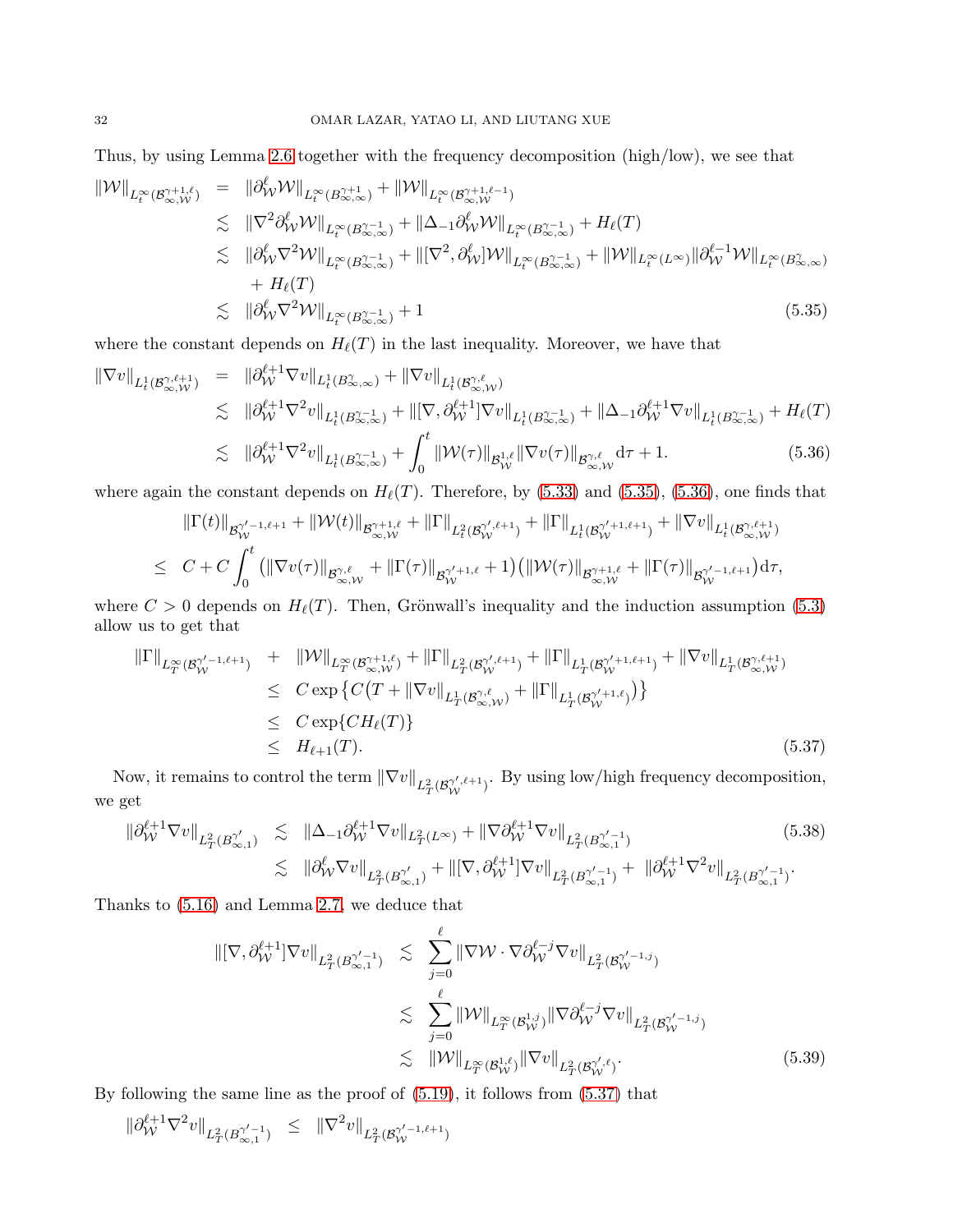Thus, by using Lemma 2.6 together with the frequency decomposition (high/low), we see that

$$
\begin{aligned}
\|\mathcal{W}\|_{L^\infty_t(\mathcal{B}^{\gamma+1,\ell}_{\infty,\mathcal{W}})} &= \|\partial^\ell_{\mathcal{W}}\mathcal{W}\|_{L^\infty_t(B^{\gamma+1}_{\infty,\infty})} + \|\mathcal{W}\|_{L^\infty_t(\mathcal{B}^{\gamma+1,\ell-1}_{\infty,\mathcal{W}})} \\
&\lesssim \|\nabla^2\partial^\ell_{\mathcal{W}}\mathcal{W}\|_{L^\infty_t(B^{\gamma-1}_{\infty,\infty})} + \|\Delta_{-1}\partial^\ell_{\mathcal{W}}\mathcal{W}\|_{L^\infty_t(B^{\gamma-1}_{\infty,\infty})} + H_\ell(T) \\
&\lesssim \|\partial^\ell_{\mathcal{W}}\nabla^2\mathcal{W}\|_{L^\infty_t(B^{\gamma-1}_{\infty,\infty})} + \|[\nabla^2,\partial^\ell_{\mathcal{W}}]\mathcal{W}\|_{L^\infty_t(B^{\gamma-1}_{\infty,\infty})} + \|\mathcal{W}\|_{L^\infty_t(L^\infty)}\|\partial^{\ell-1}_{\mathcal{W}}\mathcal{W}\|_{L^\infty_t(B^{\gamma}_{\infty,\infty})} \\
&\quad + H_\ell(T) \\
&\lesssim \|\partial^\ell_{\mathcal{W}}\nabla^2\mathcal{W}\|_{L^\infty_t(B^{\gamma-1}_{\infty,\infty})} + 1 \qquad (5.35)
\end{aligned}
$$

where the constant depends on $H_\ell(T)$ in the last inequality. Moreover, we have that

$$
\begin{aligned}
\|\nabla v\|_{L^1_t(\mathcal{B}^{\gamma,\ell+1}_{\infty,\mathcal{W}})} &= \|\partial^{\ell+1}_{\mathcal{W}}\nabla v\|_{L^1_t(B^{\gamma}_{\infty,\infty})} + \|\nabla v\|_{L^1_t(\mathcal{B}^{\gamma,\ell}_{\infty,\mathcal{W}})} \\
&\lesssim \|\partial^{\ell+1}_{\mathcal{W}}\nabla^2 v\|_{L^1_t(B^{\gamma-1}_{\infty,\infty})} + \|[\nabla,\partial^{\ell+1}_{\mathcal{W}}]\nabla v\|_{L^1_t(B^{\gamma-1}_{\infty,\infty})} + \|\Delta_{-1}\partial^{\ell+1}_{\mathcal{W}}\nabla v\|_{L^1_t(B^{\gamma-1}_{\infty,\infty})} + H_\ell(T) \\
&\lesssim \|\partial^{\ell+1}_{\mathcal{W}}\nabla^2 v\|_{L^1_t(B^{\gamma-1}_{\infty,\infty})} + \int_0^t \|\mathcal{W}(\tau)\|_{\mathcal{B}^{1,\ell}_{\mathcal{W}}}\|\nabla v(\tau)\|_{\mathcal{B}^{\gamma,\ell}_{\infty,\mathcal{W}}}\mathrm{d}\tau + 1. \qquad (5.36)
\end{aligned}
$$

where again the constant depends on $H_\ell(T)$. Therefore, by (5.33) and (5.35), (5.36), one finds that

$$
\begin{aligned}
&\|\Gamma(t)\|_{\mathcal{B}^{\gamma'-1,\ell+1}_{\mathcal{W}}} + \|\mathcal{W}(t)\|_{\mathcal{B}^{\gamma+1,\ell}_{\infty,\mathcal{W}}} + \|\Gamma\|_{L^2_t(\mathcal{B}^{\gamma',\ell+1}_{\mathcal{W}})} + \|\Gamma\|_{L^1_t(\mathcal{B}^{\gamma'+1,\ell+1}_{\mathcal{W}})} + \|\nabla v\|_{L^1_t(\mathcal{B}^{\gamma,\ell+1}_{\infty,\mathcal{W}})} \\
\leq\ & C + C\int_0^t \big(\|\nabla v(\tau)\|_{\mathcal{B}^{\gamma,\ell}_{\infty,\mathcal{W}}} + \|\Gamma(\tau)\|_{\mathcal{B}^{\gamma'+1,\ell}_{\mathcal{W}}} + 1\big)\big(\|\mathcal{W}(\tau)\|_{\mathcal{B}^{\gamma+1,\ell}_{\infty,\mathcal{W}}} + \|\Gamma(\tau)\|_{\mathcal{B}^{\gamma'-1,\ell+1}_{\mathcal{W}}}\big)\mathrm{d}\tau,
\end{aligned}
$$

where $C>0$ depends on $H_\ell(T)$. Then, Grönwall's inequality and the induction assumption (5.3) allow us to get that

$$
\begin{aligned}
\|\Gamma\|_{L^\infty_T(\mathcal{B}^{\gamma'-1,\ell+1}_{\mathcal{W}})} &+ \|\mathcal{W}\|_{L^\infty_T(\mathcal{B}^{\gamma+1,\ell}_{\infty,\mathcal{W}})} + \|\Gamma\|_{L^2_T(\mathcal{B}^{\gamma',\ell+1}_{\mathcal{W}})} + \|\Gamma\|_{L^1_T(\mathcal{B}^{\gamma'+1,\ell+1}_{\mathcal{W}})} + \|\nabla v\|_{L^1_T(\mathcal{B}^{\gamma,\ell+1}_{\infty,\mathcal{W}})} \\
&\leq C\exp\big\{C\big(T + \|\nabla v\|_{L^1_T(\mathcal{B}^{\gamma,\ell}_{\infty,\mathcal{W}})} + \|\Gamma\|_{L^1_T(\mathcal{B}^{\gamma'+1,\ell}_{\mathcal{W}})}\big)\big\} \\
&\leq C\exp\{CH_\ell(T)\} \\
&\leq H_{\ell+1}(T). \qquad (5.37)
\end{aligned}
$$

Now, it remains to control the term $\|\nabla v\|_{L^2_T(\mathcal{B}^{\gamma',\ell+1}_{\mathcal{W}})}$. By using low/high frequency decomposition, we get

$$
\begin{aligned}
\|\partial^{\ell+1}_{\mathcal{W}}\nabla v\|_{L^2_T(B^{\gamma'}_{\infty,1})} &\lesssim \|\Delta_{-1}\partial^{\ell+1}_{\mathcal{W}}\nabla v\|_{L^2_T(L^\infty)} + \|\nabla\partial^{\ell+1}_{\mathcal{W}}\nabla v\|_{L^2_T(B^{\gamma'-1}_{\infty,1})} \qquad (5.38) \\
&\lesssim \|\partial^\ell_{\mathcal{W}}\nabla v\|_{L^2_T(B^{\gamma'}_{\infty,1})} + \|[\nabla,\partial^{\ell+1}_{\mathcal{W}}]\nabla v\|_{L^2_T(B^{\gamma'-1}_{\infty,1})} + \|\partial^{\ell+1}_{\mathcal{W}}\nabla^2 v\|_{L^2_T(B^{\gamma'-1}_{\infty,1})}.
\end{aligned}
$$

Thanks to (5.16) and Lemma 2.7, we deduce that

$$
\begin{aligned}
\|[\nabla,\partial^{\ell+1}_{\mathcal{W}}]\nabla v\|_{L^2_T(B^{\gamma'-1}_{\infty,1})} &\lesssim \sum_{j=0}^{\ell}\|\nabla\mathcal{W}\cdot\nabla\partial^{\ell-j}_{\mathcal{W}}\nabla v\|_{L^2_T(\mathcal{B}^{\gamma'-1,j}_{\mathcal{W}})} \\
&\lesssim \sum_{j=0}^{\ell}\|\mathcal{W}\|_{L^\infty_T(\mathcal{B}^{1,j}_{\mathcal{W}})}\|\nabla\partial^{\ell-j}_{\mathcal{W}}\nabla v\|_{L^2_T(\mathcal{B}^{\gamma'-1,j}_{\mathcal{W}})} \\
&\lesssim \|\mathcal{W}\|_{L^\infty_T(\mathcal{B}^{1,\ell}_{\mathcal{W}})}\|\nabla v\|_{L^2_T(\mathcal{B}^{\gamma',\ell}_{\mathcal{W}})}. \qquad (5.39)
\end{aligned}
$$

By following the same line as the proof of (5.19), it follows from (5.37) that

$$
\|\partial^{\ell+1}_{\mathcal{W}}\nabla^2 v\|_{L^2_T(B^{\gamma'-1}_{\infty,1})} \leq \|\nabla^2 v\|_{L^2_T(\mathcal{B}^{\gamma'-1,\ell+1}_{\mathcal{W}})}
$$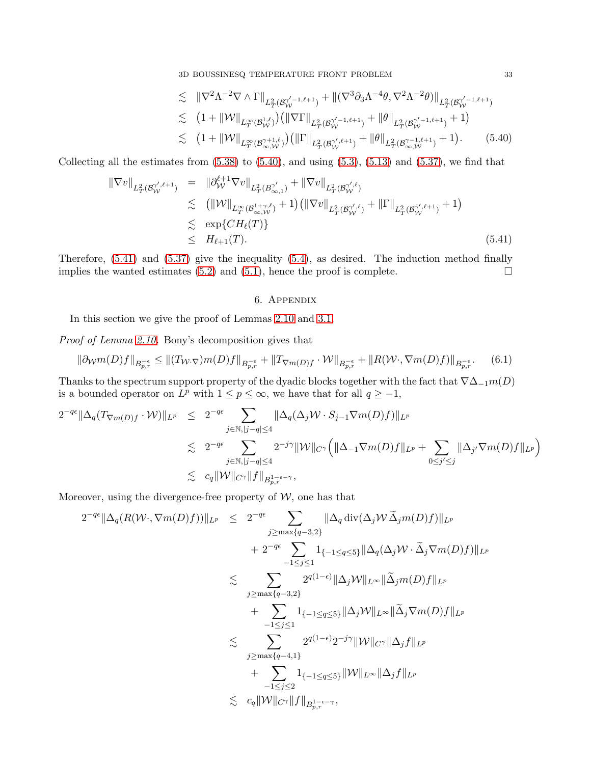$$
\begin{aligned}
&\lesssim \|\nabla^2\Lambda^{-2}\nabla\wedge\Gamma\|_{L^2_T(\mathcal{B}^{\gamma'-1,\ell+1}_{\mathcal{W}})} + \|(\nabla^3\partial_3\Lambda^{-4}\theta,\nabla^2\Lambda^{-2}\theta)\|_{L^2_T(\mathcal{B}^{\gamma'-1,\ell+1}_{\mathcal{W}})} \\
&\lesssim \big(1+\|\mathcal{W}\|_{L^\infty_T(\mathcal{B}^{1,\ell}_{\mathcal{W}})}\big)\big(\|\nabla\Gamma\|_{L^2_T(\mathcal{B}^{\gamma'-1,\ell+1}_{\mathcal{W}})} + \|\theta\|_{L^2_T(\mathcal{B}^{\gamma'-1,\ell+1}_{\mathcal{W}})}+1\big) \\
&\lesssim \big(1+\|\mathcal{W}\|_{L^\infty_T(\mathcal{B}^{\gamma+1,\ell}_{\infty,\mathcal{W}})}\big)\big(\|\Gamma\|_{L^2_T(\mathcal{B}^{\gamma',\ell+1}_{\mathcal{W}})} + \|\theta\|_{L^2_T(\mathcal{B}^{\gamma-1,\ell+1}_{\infty,\mathcal{W}})}+1\big). \qquad (5.40)
\end{aligned}
$$

Collecting all the estimates from (5.38) to (5.40), and using (5.3), (5.13) and (5.37), we find that

$$
\begin{aligned}
\|\nabla v\|_{L^2_T(\mathcal{B}^{\gamma',\ell+1}_{\mathcal{W}})} &= \|\partial^{\ell+1}_{\mathcal{W}}\nabla v\|_{L^2_T(B^{\gamma'}_{\infty,1})} + \|\nabla v\|_{L^2_T(\mathcal{B}^{\gamma',\ell}_{\mathcal{W}})} \\
&\lesssim \big(\|\mathcal{W}\|_{L^\infty_T(\mathcal{B}^{1+\gamma,\ell}_{\infty,\mathcal{W}})}+1\big)\big(\|\nabla v\|_{L^2_T(\mathcal{B}^{\gamma',\ell}_{\mathcal{W}})} + \|\Gamma\|_{L^2_T(\mathcal{B}^{\gamma',\ell+1}_{\mathcal{W}})}+1\big) \\
&\lesssim \exp\{CH_\ell(T)\} \\
&\le H_{\ell+1}(T). \qquad (5.41)
\end{aligned}
$$

Therefore, (5.41) and (5.37) give the inequality (5.4), as desired. The induction method finally implies the wanted estimates (5.2) and (5.1), hence the proof is complete. $\square$

## 6. Appendix

In this section we give the proof of Lemmas 2.10 and 3.1.

*Proof of Lemma 2.10.* Bony's decomposition gives that

$$
\|\partial_{\mathcal{W}} m(D)f\|_{B^{-\epsilon}_{p,r}} \le \|(T_{\mathcal{W}\cdot\nabla})m(D)f\|_{B^{-\epsilon}_{p,r}} + \|T_{\nabla m(D)f}\cdot\mathcal{W}\|_{B^{-\epsilon}_{p,r}} + \|R(\mathcal{W}\cdot,\nabla m(D)f)\|_{B^{-\epsilon}_{p,r}}. \qquad (6.1)
$$

Thanks to the spectrum support property of the dyadic blocks together with the fact that $\nabla\Delta_{-1}m(D)$ is a bounded operator on $L^p$ with $1\le p\le\infty$, we have that for all $q\ge -1$,

$$
\begin{aligned}
2^{-q\epsilon}\|\Delta_q(T_{\nabla m(D)f}\cdot\mathcal{W})\|_{L^p} &\le 2^{-q\epsilon}\sum_{j\in\mathbb{N},|j-q|\le 4}\|\Delta_q(\Delta_j\mathcal{W}\cdot S_{j-1}\nabla m(D)f)\|_{L^p} \\
&\lesssim 2^{-q\epsilon}\sum_{j\in\mathbb{N},|j-q|\le 4} 2^{-j\gamma}\|\mathcal{W}\|_{C^\gamma}\Big(\|\Delta_{-1}\nabla m(D)f\|_{L^p} + \sum_{0\le j'\le j}\|\Delta_{j'}\nabla m(D)f\|_{L^p}\Big) \\
&\lesssim c_q\|\mathcal{W}\|_{C^\gamma}\|f\|_{B^{1-\epsilon-\gamma}_{p,r}},
\end{aligned}
$$

Moreover, using the divergence-free property of $\mathcal{W}$, one has that

$$
\begin{aligned}
2^{-q\epsilon}\|\Delta_q(R(\mathcal{W}\cdot,\nabla m(D)f))\|_{L^p} &\le 2^{-q\epsilon}\sum_{j\ge\max\{q-3,2\}}\|\Delta_q\operatorname{div}(\Delta_j\mathcal{W}\,\widetilde{\Delta}_j m(D)f)\|_{L^p} \\
&\quad + 2^{-q\epsilon}\sum_{-1\le j\le 1}1_{\{-1\le q\le 5\}}\|\Delta_q(\Delta_j\mathcal{W}\cdot\widetilde{\Delta}_j\nabla m(D)f)\|_{L^p} \\
&\lesssim \sum_{j\ge\max\{q-3,2\}}2^{q(1-\epsilon)}\|\Delta_j\mathcal{W}\|_{L^\infty}\|\widetilde{\Delta}_j m(D)f\|_{L^p} \\
&\quad + \sum_{-1\le j\le 1}1_{\{-1\le q\le 5\}}\|\Delta_j\mathcal{W}\|_{L^\infty}\|\widetilde{\Delta}_j\nabla m(D)f\|_{L^p} \\
&\lesssim \sum_{j\ge\max\{q-4,1\}}2^{q(1-\epsilon)}2^{-j\gamma}\|\mathcal{W}\|_{C^\gamma}\|\Delta_j f\|_{L^p} \\
&\quad + \sum_{-1\le j\le 2}1_{\{-1\le q\le 5\}}\|\mathcal{W}\|_{L^\infty}\|\Delta_j f\|_{L^p} \\
&\lesssim c_q\|\mathcal{W}\|_{C^\gamma}\|f\|_{B^{1-\epsilon-\gamma}_{p,r}},
\end{aligned}
$$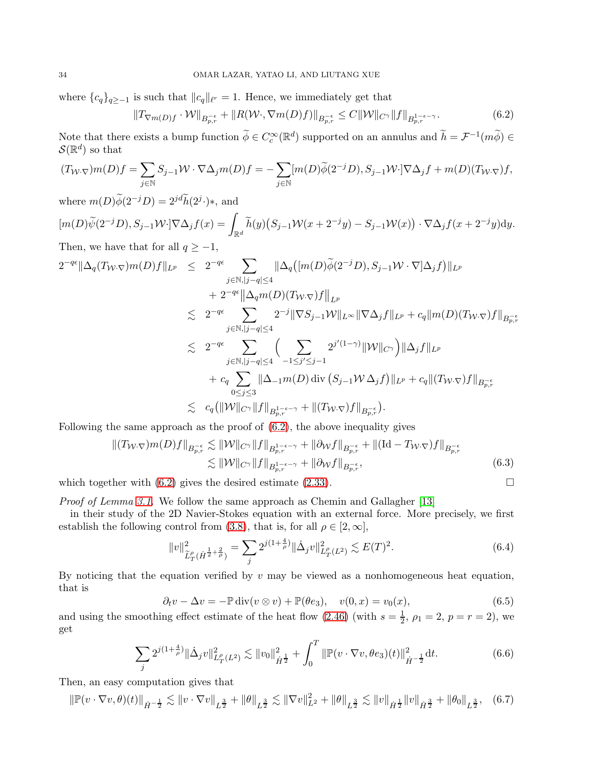where $\{c_q\}_{q\geq -1}$ is such that $\|c_q\|_{\ell^r} = 1$. Hence, we immediately get that

$$\|T_{\nabla m(D)f}\cdot \mathcal{W}\|_{B^{-\epsilon}_{p,r}} + \|R(\mathcal{W}\cdot, \nabla m(D)f)\|_{B^{-\epsilon}_{p,r}} \leq C\|\mathcal{W}\|_{C^\gamma}\|f\|_{B^{1-\epsilon-\gamma}_{p,r}}. \tag{6.2}$$

Note that there exists a bump function $\widetilde{\phi}\in C_c^\infty(\mathbb{R}^d)$ supported on an annulus and $\widetilde{h} = \mathcal{F}^{-1}(m\widetilde{\phi}) \in \mathcal{S}(\mathbb{R}^d)$ so that

$$(T_{\mathcal{W}\cdot\nabla})m(D)f = \sum_{j\in\mathbb{N}} S_{j-1}\mathcal{W}\cdot\nabla\Delta_j m(D)f = -\sum_{j\in\mathbb{N}}[m(D)\widetilde{\phi}(2^{-j}D), S_{j-1}\mathcal{W}\cdot]\nabla\Delta_j f + m(D)(T_{\mathcal{W}\cdot\nabla})f,$$

where $m(D)\widetilde{\phi}(2^{-j}D) = 2^{jd}\widetilde{h}(2^j\cdot)*$, and

$$[m(D)\widetilde{\psi}(2^{-j}D), S_{j-1}\mathcal{W}\cdot]\nabla\Delta_j f(x) = \int_{\mathbb{R}^d}\widetilde{h}(y)\big(S_{j-1}\mathcal{W}(x+2^{-j}y) - S_{j-1}\mathcal{W}(x)\big)\cdot\nabla\Delta_j f(x+2^{-j}y)\mathrm{d}y.$$

Then, we have that for all $q\geq -1$,

$$\begin{aligned}
2^{-q\epsilon}\|\Delta_q(T_{\mathcal{W}\cdot\nabla})m(D)f\|_{L^p} &\leq 2^{-q\epsilon}\sum_{j\in\mathbb{N},|j-q|\leq 4}\|\Delta_q\big([m(D)\widetilde{\phi}(2^{-j}D), S_{j-1}\mathcal{W}\cdot\nabla]\Delta_j f\big)\|_{L^p} \\
&\quad + 2^{-q\epsilon}\big\|\Delta_q m(D)(T_{\mathcal{W}\cdot\nabla})f\big\|_{L^p} \\
&\lesssim 2^{-q\epsilon}\sum_{j\in\mathbb{N},|j-q|\leq 4} 2^{-j}\|\nabla S_{j-1}\mathcal{W}\|_{L^\infty}\|\nabla\Delta_j f\|_{L^p} + c_q\|m(D)(T_{\mathcal{W}\cdot\nabla})f\|_{B^{-\epsilon}_{p,r}} \\
&\lesssim 2^{-q\epsilon}\sum_{j\in\mathbb{N},|j-q|\leq 4}\Big(\sum_{-1\leq j'\leq j-1} 2^{j'(1-\gamma)}\|\mathcal{W}\|_{C^\gamma}\Big)\|\Delta_j f\|_{L^p} \\
&\quad + c_q\sum_{0\leq j\leq 3}\|\Delta_{-1}m(D)\,\mathrm{div}\,\big(S_{j-1}\mathcal{W}\,\Delta_j f\big)\|_{L^p} + c_q\|(T_{\mathcal{W}\cdot\nabla})f\|_{B^{-\epsilon}_{p,r}} \\
&\lesssim c_q\big(\|\mathcal{W}\|_{C^\gamma}\|f\|_{B^{1-\epsilon-\gamma}_{p,r}} + \|(T_{\mathcal{W}\cdot\nabla})f\|_{B^{-\epsilon}_{p,r}}\big).
\end{aligned}$$

Following the same approach as the proof of (6.2), the above inequality gives

$$\begin{aligned}
\|(T_{\mathcal{W}\cdot\nabla})m(D)f\|_{B^{-\epsilon}_{p,r}} &\lesssim \|\mathcal{W}\|_{C^\gamma}\|f\|_{B^{1-\epsilon-\gamma}_{p,r}} + \|\partial_{\mathcal{W}}f\|_{B^{-\epsilon}_{p,r}} + \|(\mathrm{Id} - T_{\mathcal{W}\cdot\nabla})f\|_{B^{-\epsilon}_{p,r}} \\
&\lesssim \|\mathcal{W}\|_{C^\gamma}\|f\|_{B^{1-\epsilon-\gamma}_{p,r}} + \|\partial_{\mathcal{W}}f\|_{B^{-\epsilon}_{p,r}},
\end{aligned}\tag{6.3}$$

which together with (6.2) gives the desired estimate (2.33). $\square$

*Proof of Lemma 3.1.* We follow the same approach as Chemin and Gallagher [13] in their study of the 2D Navier-Stokes equation with an external force. More precisely, we first establish the following control from (3.8), that is, for all $\rho\in[2,\infty]$,

$$\|v\|^2_{\widetilde{L}^\rho_T(\dot{H}^{\frac12+\frac{2}{\rho}})} = \sum_j 2^{j(1+\frac{4}{\rho})}\|\dot{\Delta}_j v\|^2_{L^\rho_T(L^2)} \lesssim E(T)^2. \tag{6.4}$$

By noticing that the equation verified by $v$ may be viewed as a nonhomogeneous heat equation, that is

$$\partial_t v - \Delta v = -\mathbb{P}\,\mathrm{div}(v\otimes v) + \mathbb{P}(\theta e_3), \quad v(0,x) = v_0(x), \tag{6.5}$$

and using the smoothing effect estimate of the heat flow (2.46) (with $s=\frac12$, $\rho_1 = 2$, $p=r=2$), we get

$$\sum_j 2^{j(1+\frac{4}{\rho})}\|\dot{\Delta}_j v\|^2_{L^\rho_T(L^2)} \lesssim \|v_0\|^2_{\dot{H}^{\frac12}} + \int_0^T\|\mathbb{P}(v\cdot\nabla v, \theta e_3)(t)\|^2_{\dot{H}^{-\frac12}}\mathrm{d}t. \tag{6.6}$$

Then, an easy computation gives that

$$\|\mathbb{P}(v\cdot\nabla v,\theta)(t)\|_{\dot{H}^{-\frac12}} \lesssim \|v\cdot\nabla v\|_{L^{\frac32}} + \|\theta\|_{L^{\frac32}} \lesssim \|\nabla v\|^2_{L^2} + \|\theta\|_{L^{\frac32}} \lesssim \|v\|_{\dot{H}^{\frac12}}\|v\|_{\dot{H}^{\frac32}} + \|\theta_0\|_{L^{\frac32}}, \tag{6.7}$$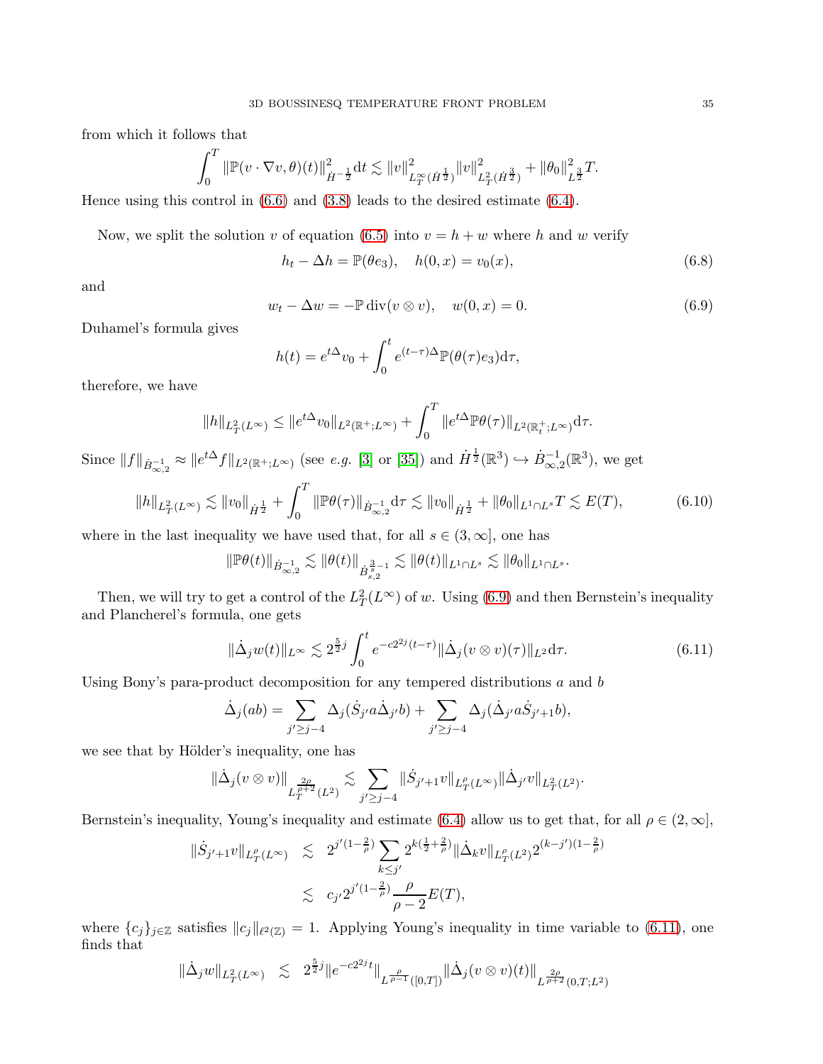from which it follows that

$$\int_0^T \|\mathbb{P}(v\cdot\nabla v,\theta)(t)\|^2_{\dot H^{-\frac12}}\mathrm{d}t \lesssim \|v\|^2_{L^\infty_T(\dot H^{\frac12})}\|v\|^2_{L^2_T(\dot H^{\frac32})}+\|\theta_0\|^2_{L^{\frac32}}T.$$

Hence using this control in (6.6) and (3.8) leads to the desired estimate (6.4).

Now, we split the solution $v$ of equation (6.5) into $v=h+w$ where $h$ and $w$ verify

$$h_t-\Delta h=\mathbb{P}(\theta e_3),\quad h(0,x)=v_0(x), \tag{6.8}$$

and

$$w_t-\Delta w=-\mathbb{P}\,\mathrm{div}(v\otimes v),\quad w(0,x)=0. \tag{6.9}$$

Duhamel's formula gives

$$h(t)=e^{t\Delta}v_0+\int_0^t e^{(t-\tau)\Delta}\mathbb{P}(\theta(\tau)e_3)\mathrm{d}\tau,$$

therefore, we have

$$\|h\|_{L^2_T(L^\infty)}\le \|e^{t\Delta}v_0\|_{L^2(\mathbb{R}^+;L^\infty)}+\int_0^T\|e^{t\Delta}\mathbb{P}\theta(\tau)\|_{L^2(\mathbb{R}^+_t;L^\infty)}\mathrm{d}\tau.$$

Since $\|f\|_{\dot B^{-1}_{\infty,2}}\approx\|e^{t\Delta}f\|_{L^2(\mathbb{R}^+;L^\infty)}$ (see *e.g.* [3] or [35]) and $\dot H^{\frac12}(\mathbb{R}^3)\hookrightarrow\dot B^{-1}_{\infty,2}(\mathbb{R}^3)$, we get

$$\|h\|_{L^2_T(L^\infty)}\lesssim\|v_0\|_{\dot H^{\frac12}}+\int_0^T\|\mathbb{P}\theta(\tau)\|_{\dot B^{-1}_{\infty,2}}\mathrm{d}\tau\lesssim\|v_0\|_{\dot H^{\frac12}}+\|\theta_0\|_{L^1\cap L^s}T\lesssim E(T), \tag{6.10}$$

where in the last inequality we have used that, for all $s\in(3,\infty]$, one has

$$\|\mathbb{P}\theta(t)\|_{\dot B^{-1}_{\infty,2}}\lesssim\|\theta(t)\|_{\dot B^{\frac3s-1}_{s,2}}\lesssim\|\theta(t)\|_{L^1\cap L^s}\lesssim\|\theta_0\|_{L^1\cap L^s}.$$

Then, we will try to get a control of the $L^2_T(L^\infty)$ of $w$. Using (6.9) and then Bernstein's inequality and Plancherel's formula, one gets

$$\|\dot\Delta_j w(t)\|_{L^\infty}\lesssim 2^{\frac52 j}\int_0^t e^{-c2^{2j}(t-\tau)}\|\dot\Delta_j(v\otimes v)(\tau)\|_{L^2}\mathrm{d}\tau. \tag{6.11}$$

Using Bony's para-product decomposition for any tempered distributions $a$ and $b$

$$\dot\Delta_j(ab)=\sum_{j'\ge j-4}\Delta_j(\dot S_{j'}a\dot\Delta_{j'}b)+\sum_{j'\ge j-4}\Delta_j(\dot\Delta_{j'}a\dot S_{j'+1}b),$$

we see that by Hölder's inequality, one has

$$\|\dot\Delta_j(v\otimes v)\|_{L_T^{\frac{2\rho}{\rho+2}}(L^2)}\lesssim\sum_{j'\ge j-4}\|\dot S_{j'+1}v\|_{L^\rho_T(L^\infty)}\|\dot\Delta_{j'}v\|_{L^2_T(L^2)}.$$

Bernstein's inequality, Young's inequality and estimate (6.4) allow us to get that, for all $\rho\in(2,\infty]$,

$$\begin{aligned}\|\dot S_{j'+1}v\|_{L^\rho_T(L^\infty)} &\lesssim 2^{j'(1-\frac2\rho)}\sum_{k\le j'}2^{k(\frac12+\frac2\rho)}\|\dot\Delta_k v\|_{L^\rho_T(L^2)}2^{(k-j')(1-\frac2\rho)}\\ &\lesssim c_{j'}2^{j'(1-\frac2\rho)}\frac{\rho}{\rho-2}E(T),\end{aligned}$$

where $\{c_j\}_{j\in\mathbb{Z}}$ satisfies $\|c_j\|_{\ell^2(\mathbb{Z})}=1$. Applying Young's inequality in time variable to (6.11), one finds that

$$\|\dot\Delta_j w\|_{L^2_T(L^\infty)}\lesssim 2^{\frac52 j}\|e^{-c2^{2j}t}\|_{L^{\frac{\rho}{\rho-1}}([0,T])}\|\dot\Delta_j(v\otimes v)(t)\|_{L^{\frac{2\rho}{\rho+2}}(0,T;L^2)}$$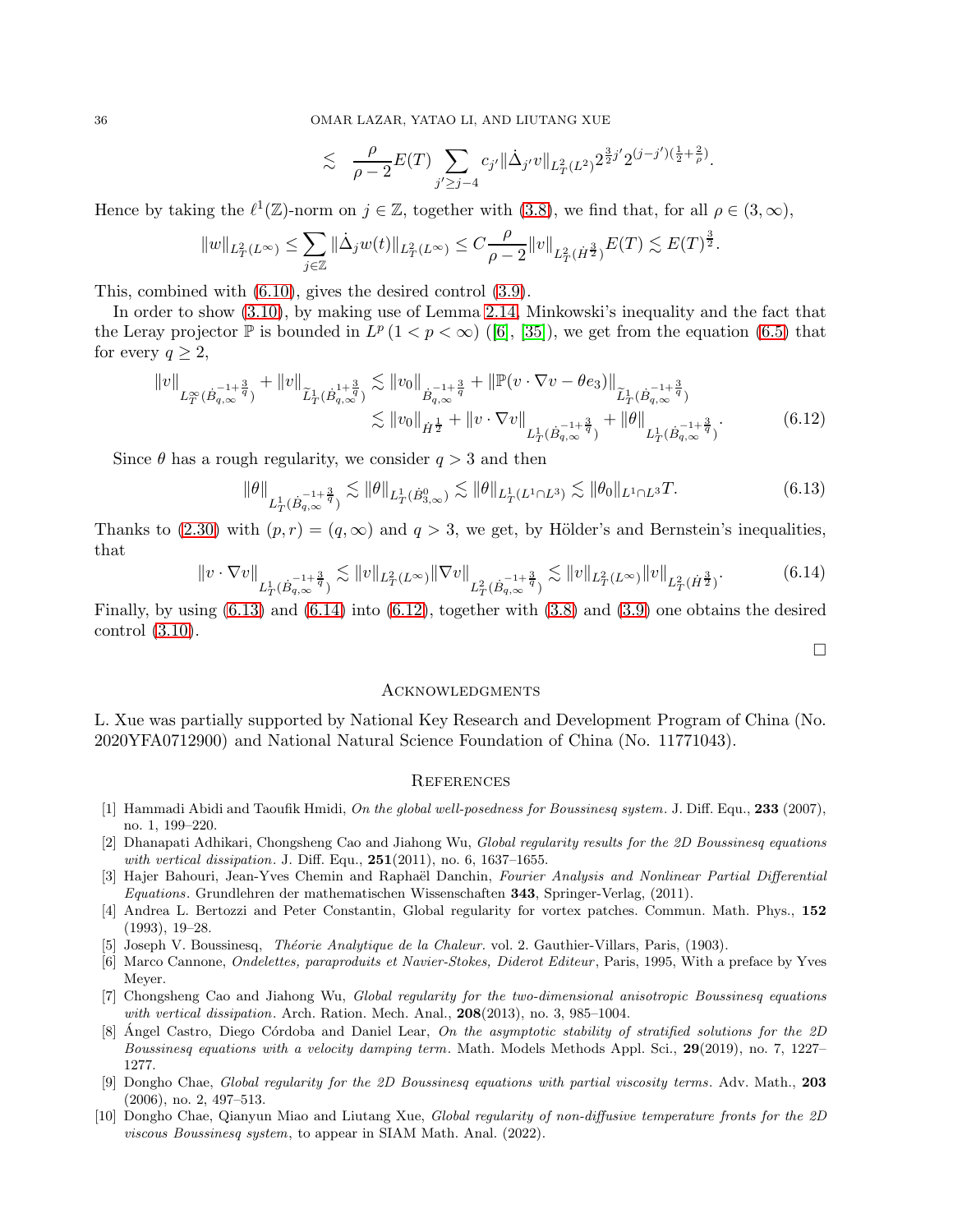$$\lesssim \frac{\rho}{\rho-2}E(T)\sum_{j'\geq j-4} c_{j'}\|\dot\Delta_{j'}v\|_{L^2_T(L^2)}2^{\frac{3}{2}j'}2^{(j-j')(\frac12+\frac{2}{\rho})}.$$

Hence by taking the $\ell^1(\mathbb{Z})$-norm on $j\in\mathbb{Z}$, together with (3.8), we find that, for all $\rho\in(3,\infty)$,

$$\|w\|_{L^2_T(L^\infty)}\leq \sum_{j\in\mathbb{Z}}\|\dot\Delta_j w(t)\|_{L^2_T(L^\infty)}\leq C\frac{\rho}{\rho-2}\|v\|_{L^2_T(\dot H^{\frac32})}E(T)\lesssim E(T)^{\frac32}.$$

This, combined with (6.10), gives the desired control (3.9).

In order to show (3.10), by making use of Lemma 2.14, Minkowski's inequality and the fact that the Leray projector $\mathbb{P}$ is bounded in $L^p\,(1<p<\infty)$ ([6], [35]), we get from the equation (6.5) that for every $q\geq 2$,

$$\begin{aligned}\|v\|_{L^\infty_T(\dot B^{-1+\frac3q}_{q,\infty})}+\|v\|_{\widetilde L^1_T(\dot B^{1+\frac3q}_{q,\infty})}&\lesssim \|v_0\|_{\dot B^{-1+\frac3q}_{q,\infty}}+\|\mathbb{P}(v\cdot\nabla v-\theta e_3)\|_{\widetilde L^1_T(\dot B^{-1+\frac3q}_{q,\infty})}\\&\lesssim \|v_0\|_{\dot H^{\frac12}}+\|v\cdot\nabla v\|_{L^1_T(\dot B^{-1+\frac3q}_{q,\infty})}+\|\theta\|_{L^1_T(\dot B^{-1+\frac3q}_{q,\infty})}.\end{aligned}\tag{6.12}$$

Since $\theta$ has a rough regularity, we consider $q>3$ and then

$$\|\theta\|_{L^1_T(\dot B^{-1+\frac3q}_{q,\infty})}\lesssim\|\theta\|_{L^1_T(\dot B^0_{3,\infty})}\lesssim\|\theta\|_{L^1_T(L^1\cap L^3)}\lesssim\|\theta_0\|_{L^1\cap L^3}T.\tag{6.13}$$

Thanks to (2.30) with $(p,r)=(q,\infty)$ and $q>3$, we get, by Hölder's and Bernstein's inequalities, that

$$\|v\cdot\nabla v\|_{L^1_T(\dot B^{-1+\frac3q}_{q,\infty})}\lesssim\|v\|_{L^2_T(L^\infty)}\|\nabla v\|_{L^2_T(\dot B^{-1+\frac3q}_{q,\infty})}\lesssim\|v\|_{L^2_T(L^\infty)}\|v\|_{L^2_T(\dot H^{\frac32})}.\tag{6.14}$$

Finally, by using (6.13) and (6.14) into (6.12), together with (3.8) and (3.9) one obtains the desired control (3.10).

□

## Acknowledgments

L. Xue was partially supported by National Key Research and Development Program of China (No. 2020YFA0712900) and National Natural Science Foundation of China (No. 11771043).

## References

[1] Hammadi Abidi and Taoufik Hmidi, *On the global well-posedness for Boussinesq system.* J. Diff. Equ., **233** (2007), no. 1, 199–220.

[2] Dhanapati Adhikari, Chongsheng Cao and Jiahong Wu, *Global regularity results for the 2D Boussinesq equations with vertical dissipation.* J. Diff. Equ., **251**(2011), no. 6, 1637–1655.

[3] Hajer Bahouri, Jean-Yves Chemin and Raphaël Danchin, *Fourier Analysis and Nonlinear Partial Differential Equations.* Grundlehren der mathematischen Wissenschaften **343**, Springer-Verlag, (2011).

[4] Andrea L. Bertozzi and Peter Constantin, Global regularity for vortex patches. Commun. Math. Phys., **152** (1993), 19–28.

[5] Joseph V. Boussinesq, *Théorie Analytique de la Chaleur.* vol. 2. Gauthier-Villars, Paris, (1903).

[6] Marco Cannone, *Ondelettes, paraproduits et Navier-Stokes, Diderot Editeur*, Paris, 1995, With a preface by Yves Meyer.

[7] Chongsheng Cao and Jiahong Wu, *Global regularity for the two-dimensional anisotropic Boussinesq equations with vertical dissipation.* Arch. Ration. Mech. Anal., **208**(2013), no. 3, 985–1004.

[8] Ángel Castro, Diego Córdoba and Daniel Lear, *On the asymptotic stability of stratified solutions for the 2D Boussinesq equations with a velocity damping term.* Math. Models Methods Appl. Sci., **29**(2019), no. 7, 1227–1277.

[9] Dongho Chae, *Global regularity for the 2D Boussinesq equations with partial viscosity terms.* Adv. Math., **203** (2006), no. 2, 497–513.

[10] Dongho Chae, Qianyun Miao and Liutang Xue, *Global regularity of non-diffusive temperature fronts for the 2D viscous Boussinesq system*, to appear in SIAM Math. Anal. (2022).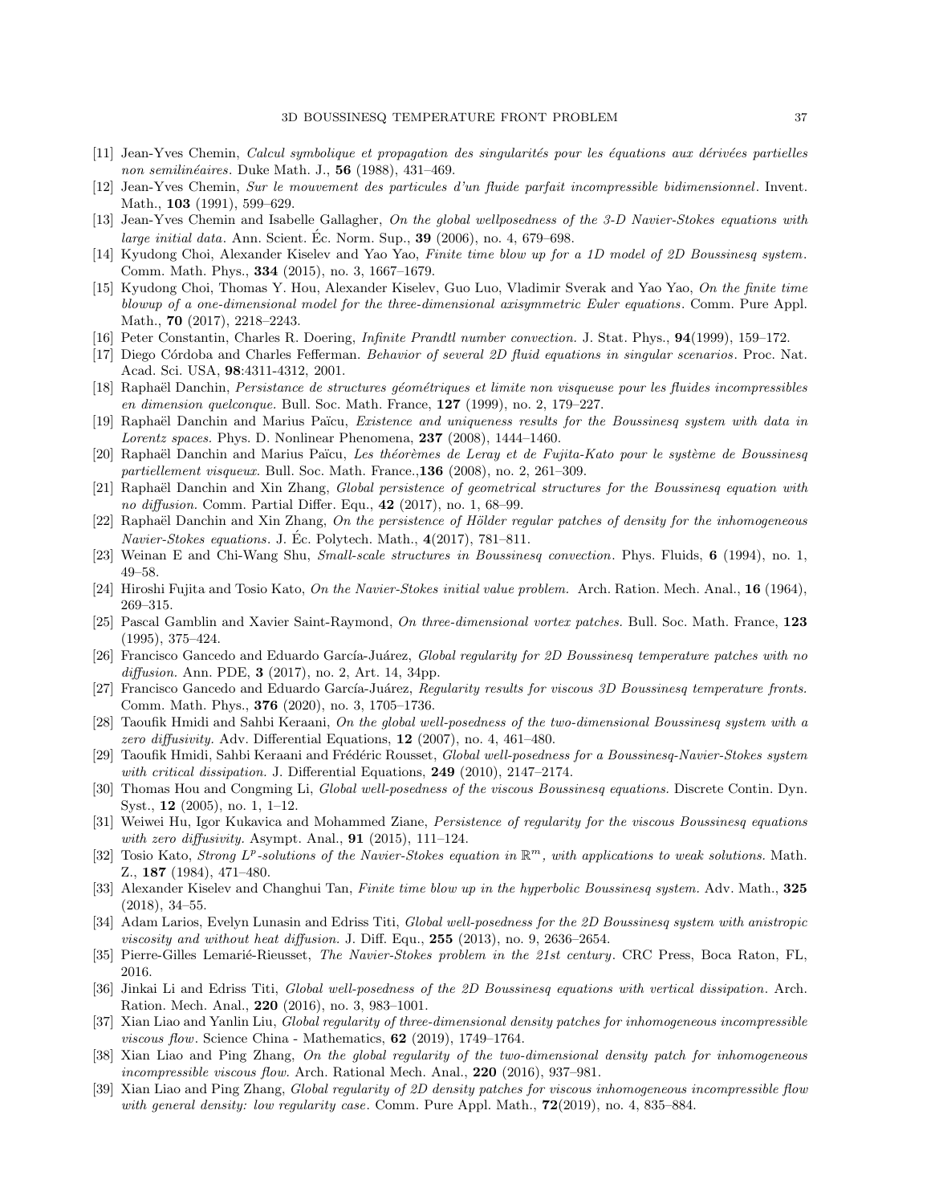[11] Jean-Yves Chemin, *Calcul symbolique et propagation des singularités pour les équations aux dérivées partielles non semilinéaires*. Duke Math. J., **56** (1988), 431–469.

[12] Jean-Yves Chemin, *Sur le mouvement des particules d'un fluide parfait incompressible bidimensionnel*. Invent. Math., **103** (1991), 599–629.

[13] Jean-Yves Chemin and Isabelle Gallagher, *On the global wellposedness of the 3-D Navier-Stokes equations with large initial data*. Ann. Scient. Éc. Norm. Sup., **39** (2006), no. 4, 679–698.

[14] Kyudong Choi, Alexander Kiselev and Yao Yao, *Finite time blow up for a 1D model of 2D Boussinesq system*. Comm. Math. Phys., **334** (2015), no. 3, 1667–1679.

[15] Kyudong Choi, Thomas Y. Hou, Alexander Kiselev, Guo Luo, Vladimir Sverak and Yao Yao, *On the finite time blowup of a one-dimensional model for the three-dimensional axisymmetric Euler equations*. Comm. Pure Appl. Math., **70** (2017), 2218–2243.

[16] Peter Constantin, Charles R. Doering, *Infinite Prandtl number convection.* J. Stat. Phys., **94**(1999), 159–172.

[17] Diego Córdoba and Charles Fefferman. *Behavior of several 2D fluid equations in singular scenarios*. Proc. Nat. Acad. Sci. USA, **98**:4311-4312, 2001.

[18] Raphaël Danchin, *Persistance de structures géométriques et limite non visqueuse pour les fluides incompressibles en dimension quelconque.* Bull. Soc. Math. France, **127** (1999), no. 2, 179–227.

[19] Raphaël Danchin and Marius Paĭcu, *Existence and uniqueness results for the Boussinesq system with data in Lorentz spaces*. Phys. D. Nonlinear Phenomena, **237** (2008), 1444–1460.

[20] Raphaël Danchin and Marius Paĭcu, *Les théorèmes de Leray et de Fujita-Kato pour le système de Boussinesq partiellement visqueux*. Bull. Soc. Math. France.,**136** (2008), no. 2, 261–309.

[21] Raphaël Danchin and Xin Zhang, *Global persistence of geometrical structures for the Boussinesq equation with no diffusion*. Comm. Partial Differ. Equ., **42** (2017), no. 1, 68–99.

[22] Raphaël Danchin and Xin Zhang, *On the persistence of Hölder regular patches of density for the inhomogeneous Navier-Stokes equations*. J. Éc. Polytech. Math., **4**(2017), 781–811.

[23] Weinan E and Chi-Wang Shu, *Small-scale structures in Boussinesq convection*. Phys. Fluids, **6** (1994), no. 1, 49–58.

[24] Hiroshi Fujita and Tosio Kato, *On the Navier-Stokes initial value problem.* Arch. Ration. Mech. Anal., **16** (1964), 269–315.

[25] Pascal Gamblin and Xavier Saint-Raymond, *On three-dimensional vortex patches.* Bull. Soc. Math. France, **123** (1995), 375–424.

[26] Francisco Gancedo and Eduardo García-Juárez, *Global regularity for 2D Boussinesq temperature patches with no diffusion.* Ann. PDE, **3** (2017), no. 2, Art. 14, 34pp.

[27] Francisco Gancedo and Eduardo García-Juárez, *Regularity results for viscous 3D Boussinesq temperature fronts.* Comm. Math. Phys., **376** (2020), no. 3, 1705–1736.

[28] Taoufik Hmidi and Sahbi Keraani, *On the global well-posedness of the two-dimensional Boussinesq system with a zero diffusivity.* Adv. Differential Equations, **12** (2007), no. 4, 461–480.

[29] Taoufik Hmidi, Sahbi Keraani and Frédéric Rousset, *Global well-posedness for a Boussinesq-Navier-Stokes system with critical dissipation.* J. Differential Equations, **249** (2010), 2147–2174.

[30] Thomas Hou and Congming Li, *Global well-posedness of the viscous Boussinesq equations.* Discrete Contin. Dyn. Syst., **12** (2005), no. 1, 1–12.

[31] Weiwei Hu, Igor Kukavica and Mohammed Ziane, *Persistence of regularity for the viscous Boussinesq equations with zero diffusivity.* Asympt. Anal., **91** (2015), 111–124.

[32] Tosio Kato, *Strong $L^p$-solutions of the Navier-Stokes equation in $\mathbb{R}^m$, with applications to weak solutions.* Math. Z., **187** (1984), 471–480.

[33] Alexander Kiselev and Changhui Tan, *Finite time blow up in the hyperbolic Boussinesq system.* Adv. Math., **325** (2018), 34–55.

[34] Adam Larios, Evelyn Lunasin and Edriss Titi, *Global well-posedness for the 2D Boussinesq system with anistropic viscosity and without heat diffusion.* J. Diff. Equ., **255** (2013), no. 9, 2636–2654.

[35] Pierre-Gilles Lemarié-Rieusset, *The Navier-Stokes problem in the 21st century*. CRC Press, Boca Raton, FL, 2016.

[36] Jinkai Li and Edriss Titi, *Global well-posedness of the 2D Boussinesq equations with vertical dissipation*. Arch. Ration. Mech. Anal., **220** (2016), no. 3, 983–1001.

[37] Xian Liao and Yanlin Liu, *Global regularity of three-dimensional density patches for inhomogeneous incompressible viscous flow*. Science China - Mathematics, **62** (2019), 1749–1764.

[38] Xian Liao and Ping Zhang, *On the global regularity of the two-dimensional density patch for inhomogeneous incompressible viscous flow.* Arch. Rational Mech. Anal., **220** (2016), 937–981.

[39] Xian Liao and Ping Zhang, *Global regularity of 2D density patches for viscous inhomogeneous incompressible flow with general density: low regularity case*. Comm. Pure Appl. Math., **72**(2019), no. 4, 835–884.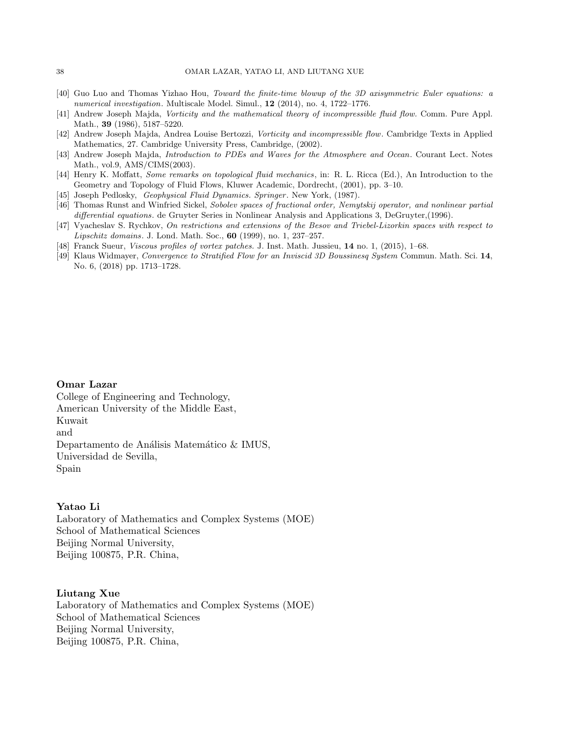[40] Guo Luo and Thomas Yizhao Hou, *Toward the finite-time blowup of the 3D axisymmetric Euler equations: a numerical investigation*. Multiscale Model. Simul., **12** (2014), no. 4, 1722–1776.

[41] Andrew Joseph Majda, *Vorticity and the mathematical theory of incompressible fluid flow.* Comm. Pure Appl. Math., **39** (1986), 5187–5220.

[42] Andrew Joseph Majda, Andrea Louise Bertozzi, *Vorticity and incompressible flow*. Cambridge Texts in Applied Mathematics, 27. Cambridge University Press, Cambridge, (2002).

[43] Andrew Joseph Majda, *Introduction to PDEs and Waves for the Atmosphere and Ocean*. Courant Lect. Notes Math., vol.9, AMS/CIMS(2003).

[44] Henry K. Moffatt, *Some remarks on topological fluid mechanics*, in: R. L. Ricca (Ed.), An Introduction to the Geometry and Topology of Fluid Flows, Kluwer Academic, Dordrecht, (2001), pp. 3–10.

[45] Joseph Pedlosky, *Geophysical Fluid Dynamics. Springer*. New York, (1987).

[46] Thomas Runst and Winfried Sickel, *Sobolev spaces of fractional order, Nemytskij operator, and nonlinear partial differential equations*. de Gruyter Series in Nonlinear Analysis and Applications 3, DeGruyter,(1996).

[47] Vyacheslav S. Rychkov, *On restrictions and extensions of the Besov and Triebel-Lizorkin spaces with respect to Lipschitz domains*. J. Lond. Math. Soc., **60** (1999), no. 1, 237–257.

[48] Franck Sueur, *Viscous profiles of vortex patches.* J. Inst. Math. Jussieu, **14** no. 1, (2015), 1–68.

[49] Klaus Widmayer, *Convergence to Stratified Flow for an Inviscid 3D Boussinesq System* Commun. Math. Sci. **14**, No. 6, (2018) pp. 1713–1728.

**Omar Lazar**
College of Engineering and Technology,
American University of the Middle East,
Kuwait
and
Departamento de Análisis Matemático & IMUS,
Universidad de Sevilla,
Spain

**Yatao Li**
Laboratory of Mathematics and Complex Systems (MOE)
School of Mathematical Sciences
Beijing Normal University,
Beijing 100875, P.R. China,

**Liutang Xue**
Laboratory of Mathematics and Complex Systems (MOE)
School of Mathematical Sciences
Beijing Normal University,
Beijing 100875, P.R. China,